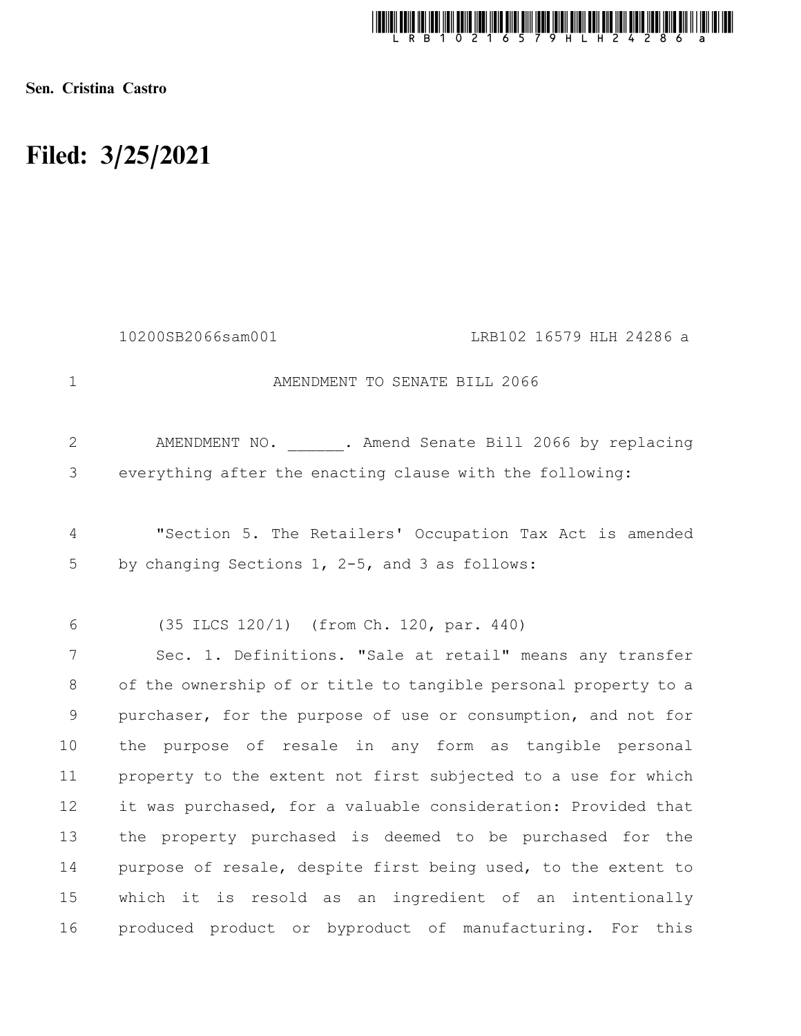Sen. Cristina Castro

# Filed: 3/25/2021

10200SB2066sam001 LRB102 16579 HLH 24286 a

AMENDMENT TO SENATE BILL 2066

AMENDMENT NO. ______. Amend Senate Bill 2066 by replacing everything after the enacting clause with the following:

"Section 5. The Retailers' Occupation Tax Act is amended by changing Sections 1, 2-5, and 3 as follows:

(35 ILCS 120/1) (from Ch. 120, par. 440)

Sec. 1. Definitions. "Sale at retail" means any transfer of the ownership of or title to tangible personal property to a purchaser, for the purpose of use or consumption, and not for the purpose of resale in any form as tangible personal property to the extent not first subjected to a use for which it was purchased, for a valuable consideration: Provided that the property purchased is deemed to be purchased for the purpose of resale, despite first being used, to the extent to which it is resold as an ingredient of an intentionally produced product or byproduct of manufacturing. For this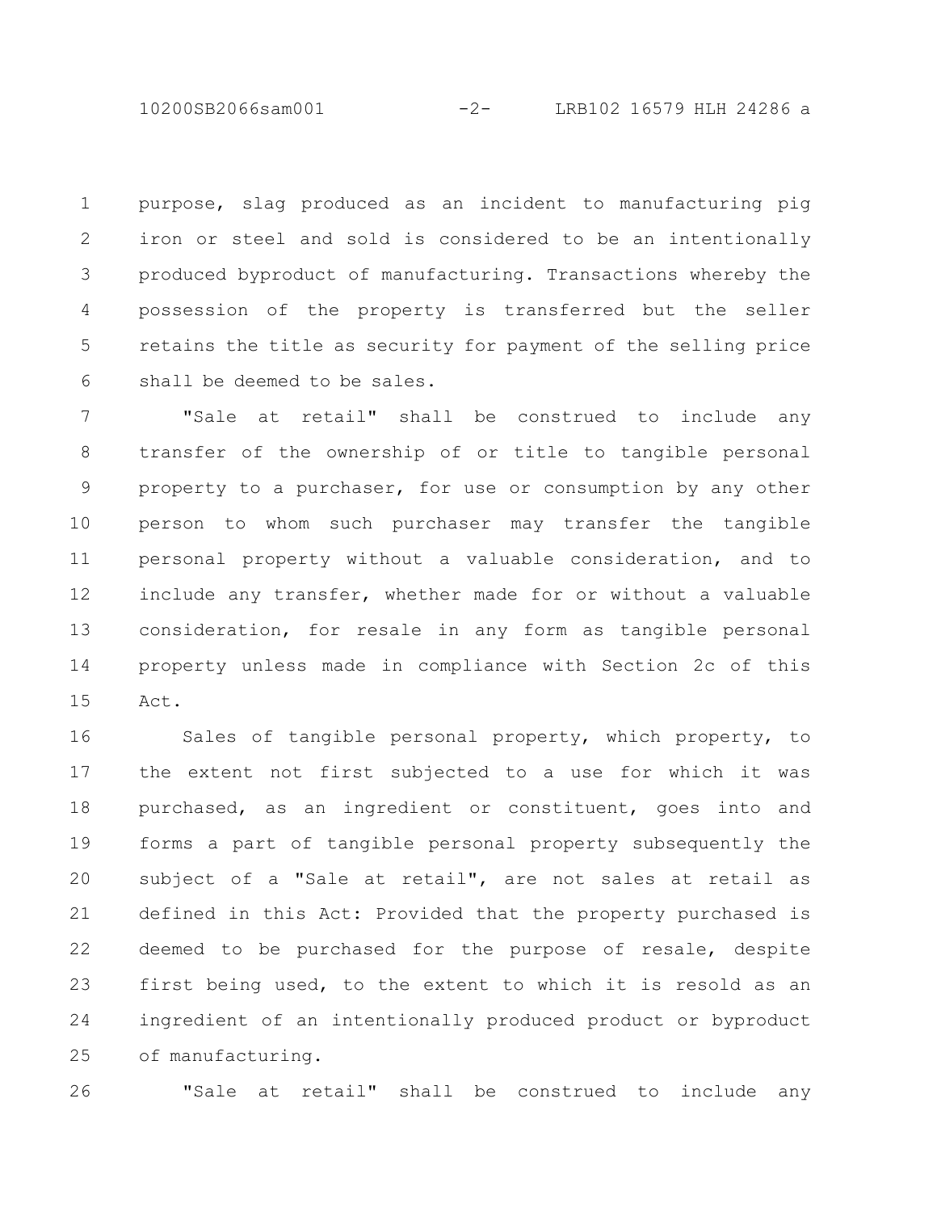purpose, slag produced as an incident to manufacturing pig iron or steel and sold is considered to be an intentionally produced byproduct of manufacturing. Transactions whereby the possession of the property is transferred but the seller retains the title as security for payment of the selling price shall be deemed to be sales.

"Sale at retail" shall be construed to include any transfer of the ownership of or title to tangible personal property to a purchaser, for use or consumption by any other person to whom such purchaser may transfer the tangible personal property without a valuable consideration, and to include any transfer, whether made for or without a valuable consideration, for resale in any form as tangible personal property unless made in compliance with Section 2c of this Act.

Sales of tangible personal property, which property, to the extent not first subjected to a use for which it was purchased, as an ingredient or constituent, goes into and forms a part of tangible personal property subsequently the subject of a "Sale at retail", are not sales at retail as defined in this Act: Provided that the property purchased is deemed to be purchased for the purpose of resale, despite first being used, to the extent to which it is resold as an ingredient of an intentionally produced product or byproduct of manufacturing.

"Sale at retail" shall be construed to include any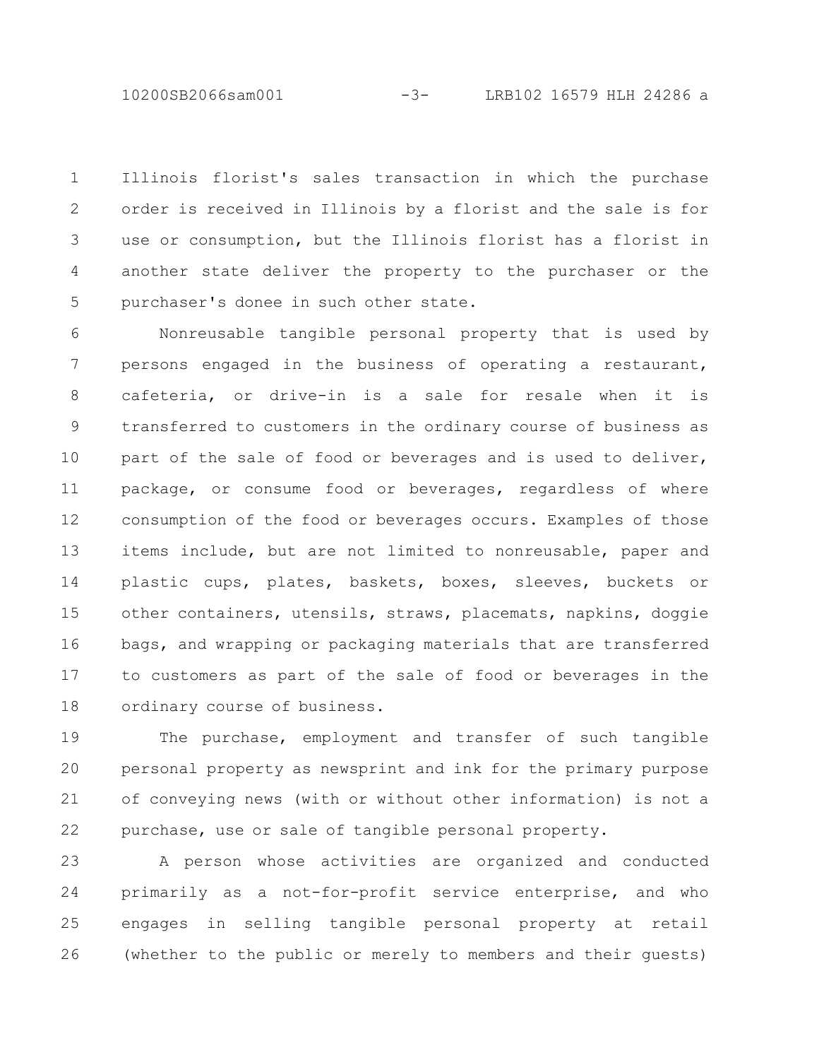Illinois florist's sales transaction in which the purchase order is received in Illinois by a florist and the sale is for use or consumption, but the Illinois florist has a florist in another state deliver the property to the purchaser or the purchaser's donee in such other state.

Nonreusable tangible personal property that is used by persons engaged in the business of operating a restaurant, cafeteria, or drive-in is a sale for resale when it is transferred to customers in the ordinary course of business as part of the sale of food or beverages and is used to deliver, package, or consume food or beverages, regardless of where consumption of the food or beverages occurs. Examples of those items include, but are not limited to nonreusable, paper and plastic cups, plates, baskets, boxes, sleeves, buckets or other containers, utensils, straws, placemats, napkins, doggie bags, and wrapping or packaging materials that are transferred to customers as part of the sale of food or beverages in the ordinary course of business.

The purchase, employment and transfer of such tangible personal property as newsprint and ink for the primary purpose of conveying news (with or without other information) is not a purchase, use or sale of tangible personal property.

A person whose activities are organized and conducted primarily as a not-for-profit service enterprise, and who engages in selling tangible personal property at retail (whether to the public or merely to members and their guests)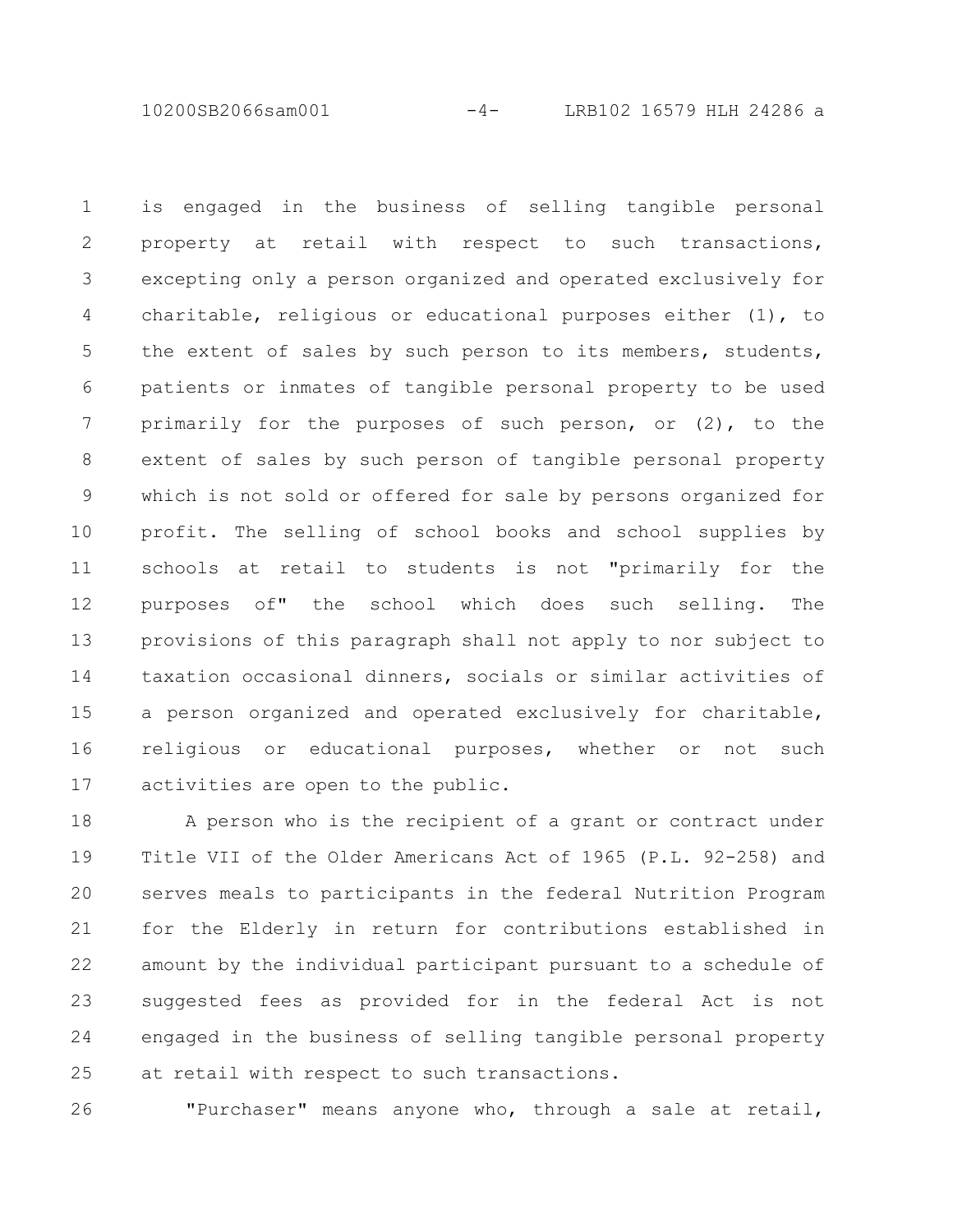is engaged in the business of selling tangible personal property at retail with respect to such transactions, excepting only a person organized and operated exclusively for charitable, religious or educational purposes either (1), to the extent of sales by such person to its members, students, patients or inmates of tangible personal property to be used primarily for the purposes of such person, or (2), to the extent of sales by such person of tangible personal property which is not sold or offered for sale by persons organized for profit. The selling of school books and school supplies by schools at retail to students is not "primarily for the purposes of" the school which does such selling. The provisions of this paragraph shall not apply to nor subject to taxation occasional dinners, socials or similar activities of a person organized and operated exclusively for charitable, religious or educational purposes, whether or not such activities are open to the public.

A person who is the recipient of a grant or contract under Title VII of the Older Americans Act of 1965 (P.L. 92-258) and serves meals to participants in the federal Nutrition Program for the Elderly in return for contributions established in amount by the individual participant pursuant to a schedule of suggested fees as provided for in the federal Act is not engaged in the business of selling tangible personal property at retail with respect to such transactions.

"Purchaser" means anyone who, through a sale at retail,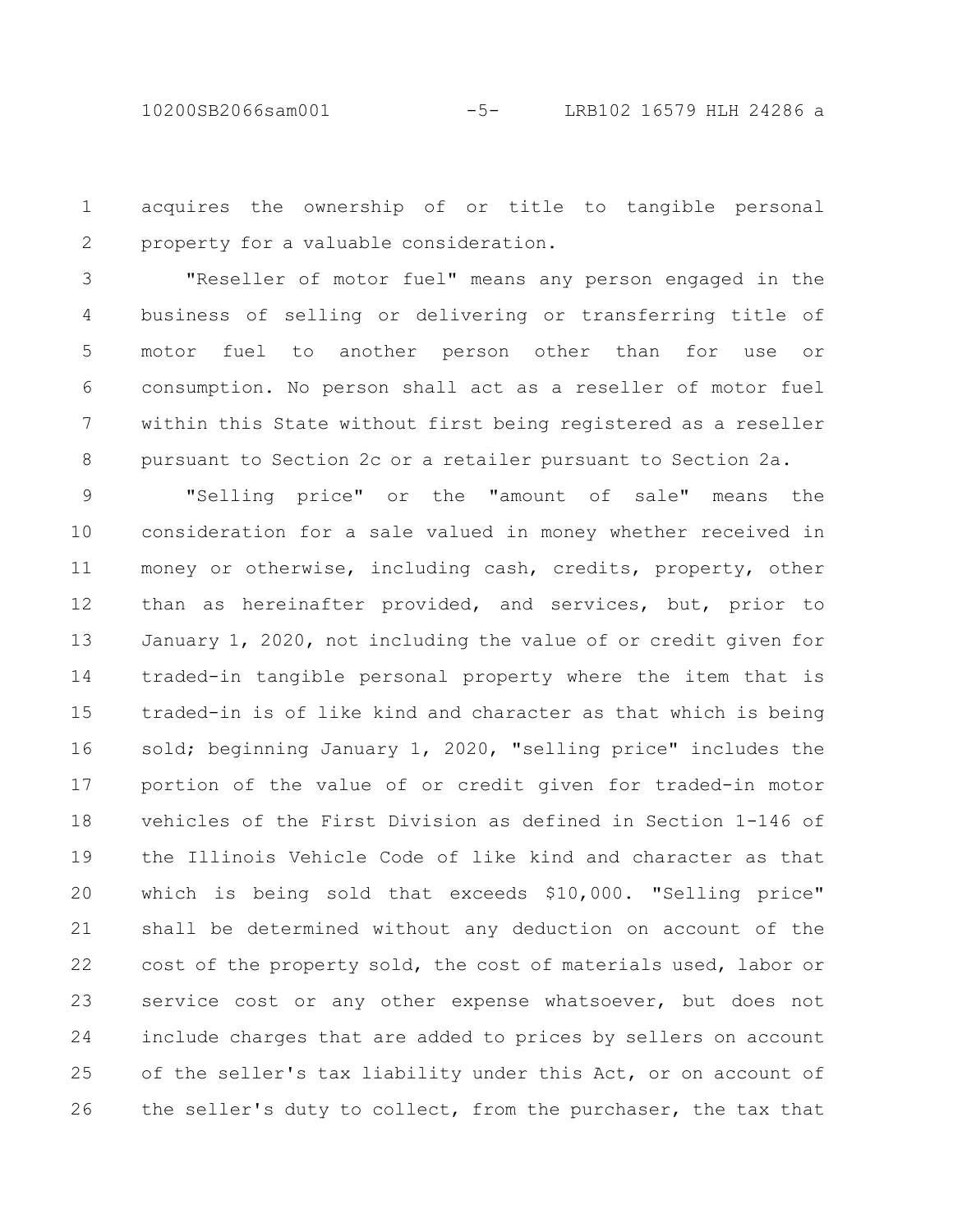acquires the ownership of or title to tangible personal property for a valuable consideration.

"Reseller of motor fuel" means any person engaged in the business of selling or delivering or transferring title of motor fuel to another person other than for use or consumption. No person shall act as a reseller of motor fuel within this State without first being registered as a reseller pursuant to Section 2c or a retailer pursuant to Section 2a.

"Selling price" or the "amount of sale" means the consideration for a sale valued in money whether received in money or otherwise, including cash, credits, property, other than as hereinafter provided, and services, but, prior to January 1, 2020, not including the value of or credit given for traded-in tangible personal property where the item that is traded-in is of like kind and character as that which is being sold; beginning January 1, 2020, "selling price" includes the portion of the value of or credit given for traded-in motor vehicles of the First Division as defined in Section 1-146 of the Illinois Vehicle Code of like kind and character as that which is being sold that exceeds $10,000. "Selling price" shall be determined without any deduction on account of the cost of the property sold, the cost of materials used, labor or service cost or any other expense whatsoever, but does not include charges that are added to prices by sellers on account of the seller's tax liability under this Act, or on account of the seller's duty to collect, from the purchaser, the tax that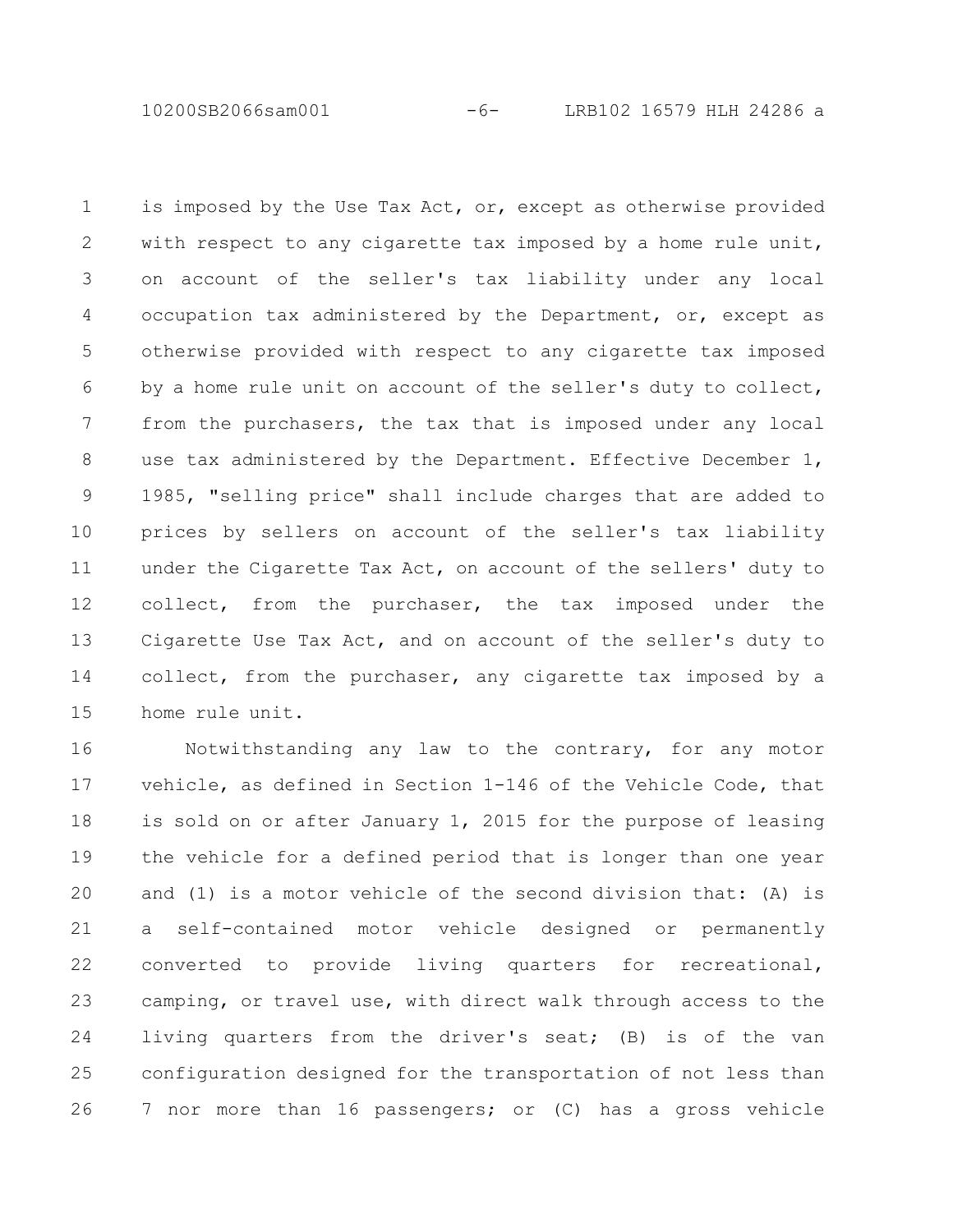is imposed by the Use Tax Act, or, except as otherwise provided with respect to any cigarette tax imposed by a home rule unit, on account of the seller's tax liability under any local occupation tax administered by the Department, or, except as otherwise provided with respect to any cigarette tax imposed by a home rule unit on account of the seller's duty to collect, from the purchasers, the tax that is imposed under any local use tax administered by the Department. Effective December 1, 1985, "selling price" shall include charges that are added to prices by sellers on account of the seller's tax liability under the Cigarette Tax Act, on account of the sellers' duty to collect, from the purchaser, the tax imposed under the Cigarette Use Tax Act, and on account of the seller's duty to collect, from the purchaser, any cigarette tax imposed by a home rule unit.

Notwithstanding any law to the contrary, for any motor vehicle, as defined in Section 1-146 of the Vehicle Code, that is sold on or after January 1, 2015 for the purpose of leasing the vehicle for a defined period that is longer than one year and (1) is a motor vehicle of the second division that: (A) is a self-contained motor vehicle designed or permanently converted to provide living quarters for recreational, camping, or travel use, with direct walk through access to the living quarters from the driver's seat; (B) is of the van configuration designed for the transportation of not less than 7 nor more than 16 passengers; or (C) has a gross vehicle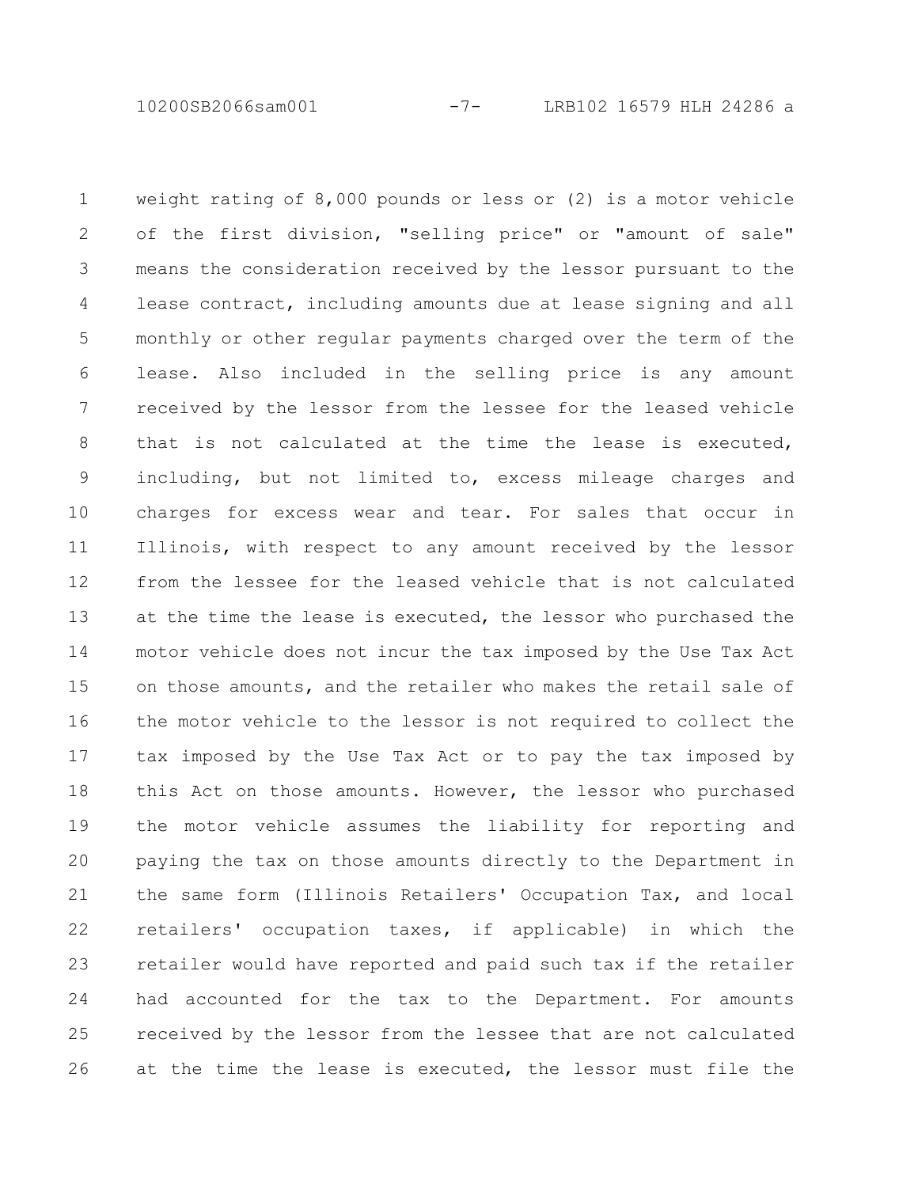weight rating of 8,000 pounds or less or (2) is a motor vehicle of the first division, "selling price" or "amount of sale" means the consideration received by the lessor pursuant to the lease contract, including amounts due at lease signing and all monthly or other regular payments charged over the term of the lease. Also included in the selling price is any amount received by the lessor from the lessee for the leased vehicle that is not calculated at the time the lease is executed, including, but not limited to, excess mileage charges and charges for excess wear and tear. For sales that occur in Illinois, with respect to any amount received by the lessor from the lessee for the leased vehicle that is not calculated at the time the lease is executed, the lessor who purchased the motor vehicle does not incur the tax imposed by the Use Tax Act on those amounts, and the retailer who makes the retail sale of the motor vehicle to the lessor is not required to collect the tax imposed by the Use Tax Act or to pay the tax imposed by this Act on those amounts. However, the lessor who purchased the motor vehicle assumes the liability for reporting and paying the tax on those amounts directly to the Department in the same form (Illinois Retailers' Occupation Tax, and local retailers' occupation taxes, if applicable) in which the retailer would have reported and paid such tax if the retailer had accounted for the tax to the Department. For amounts received by the lessor from the lessee that are not calculated at the time the lease is executed, the lessor must file the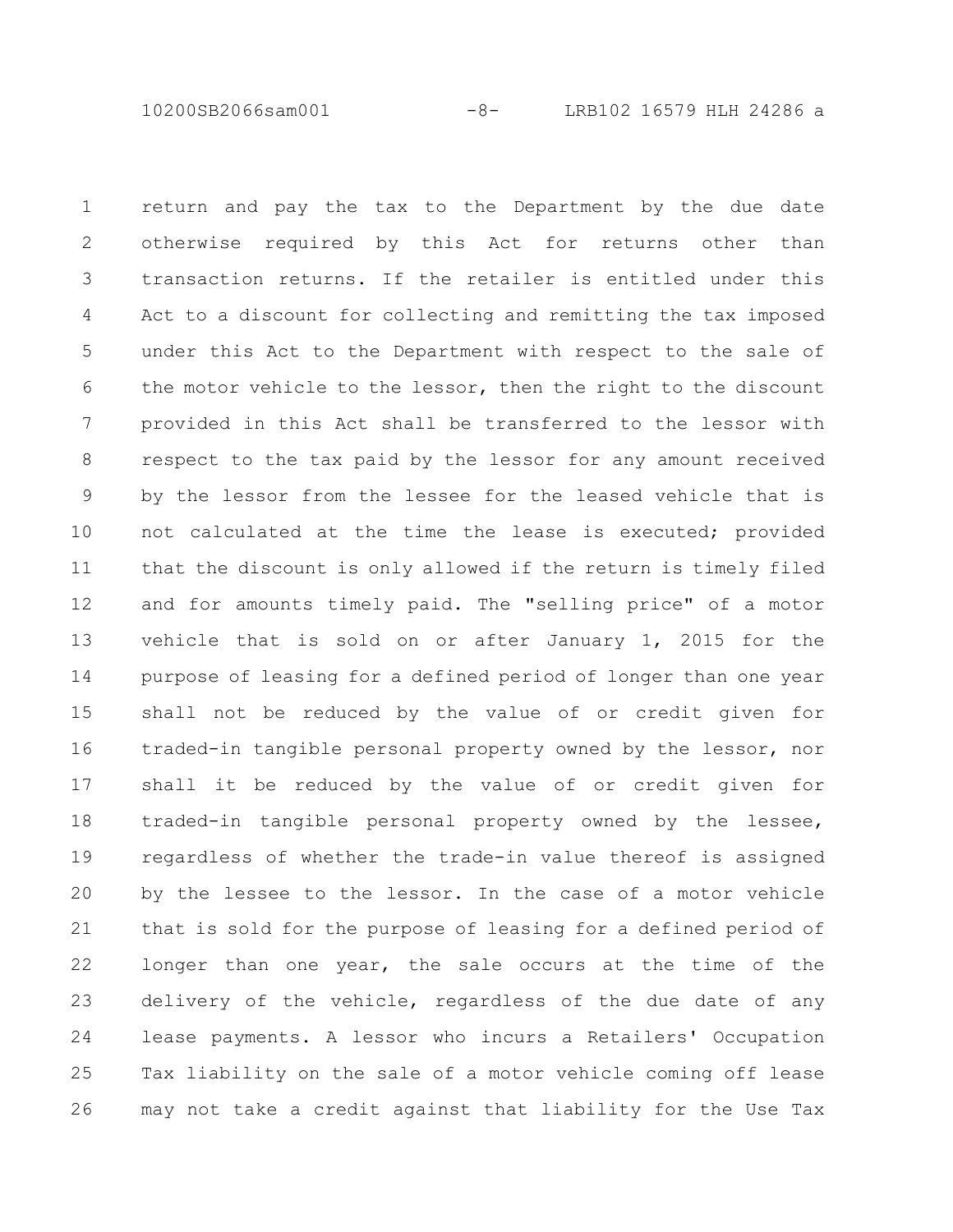return and pay the tax to the Department by the due date otherwise required by this Act for returns other than transaction returns. If the retailer is entitled under this Act to a discount for collecting and remitting the tax imposed under this Act to the Department with respect to the sale of the motor vehicle to the lessor, then the right to the discount provided in this Act shall be transferred to the lessor with respect to the tax paid by the lessor for any amount received by the lessor from the lessee for the leased vehicle that is not calculated at the time the lease is executed; provided that the discount is only allowed if the return is timely filed and for amounts timely paid. The "selling price" of a motor vehicle that is sold on or after January 1, 2015 for the purpose of leasing for a defined period of longer than one year shall not be reduced by the value of or credit given for traded-in tangible personal property owned by the lessor, nor shall it be reduced by the value of or credit given for traded-in tangible personal property owned by the lessee, regardless of whether the trade-in value thereof is assigned by the lessee to the lessor. In the case of a motor vehicle that is sold for the purpose of leasing for a defined period of longer than one year, the sale occurs at the time of the delivery of the vehicle, regardless of the due date of any lease payments. A lessor who incurs a Retailers' Occupation Tax liability on the sale of a motor vehicle coming off lease may not take a credit against that liability for the Use Tax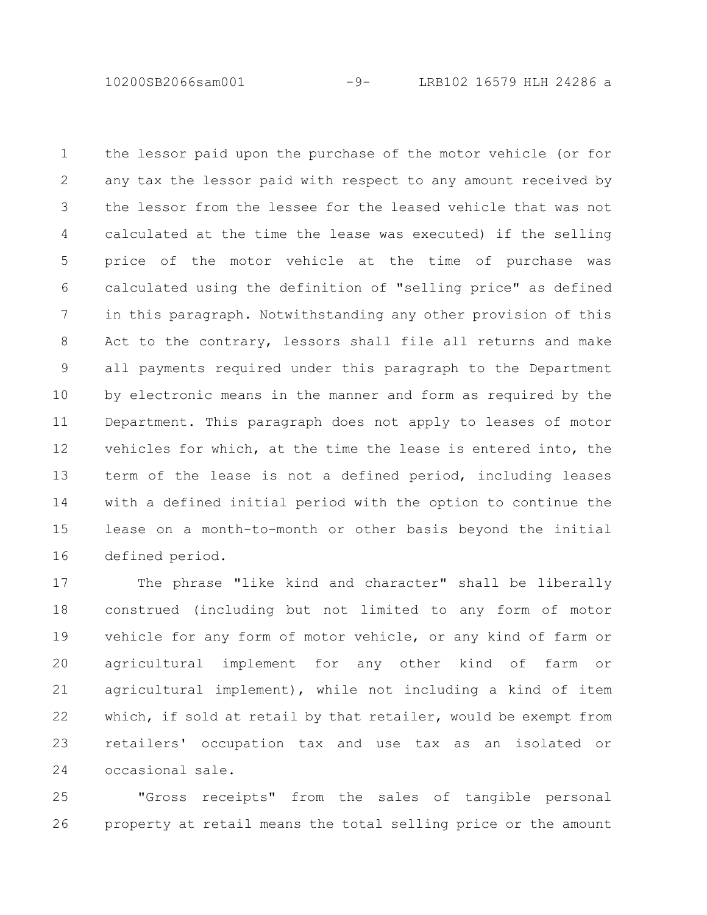the lessor paid upon the purchase of the motor vehicle (or for any tax the lessor paid with respect to any amount received by the lessor from the lessee for the leased vehicle that was not calculated at the time the lease was executed) if the selling price of the motor vehicle at the time of purchase was calculated using the definition of "selling price" as defined in this paragraph. Notwithstanding any other provision of this Act to the contrary, lessors shall file all returns and make all payments required under this paragraph to the Department by electronic means in the manner and form as required by the Department. This paragraph does not apply to leases of motor vehicles for which, at the time the lease is entered into, the term of the lease is not a defined period, including leases with a defined initial period with the option to continue the lease on a month-to-month or other basis beyond the initial defined period.

The phrase "like kind and character" shall be liberally construed (including but not limited to any form of motor vehicle for any form of motor vehicle, or any kind of farm or agricultural implement for any other kind of farm or agricultural implement), while not including a kind of item which, if sold at retail by that retailer, would be exempt from retailers' occupation tax and use tax as an isolated or occasional sale.

"Gross receipts" from the sales of tangible personal property at retail means the total selling price or the amount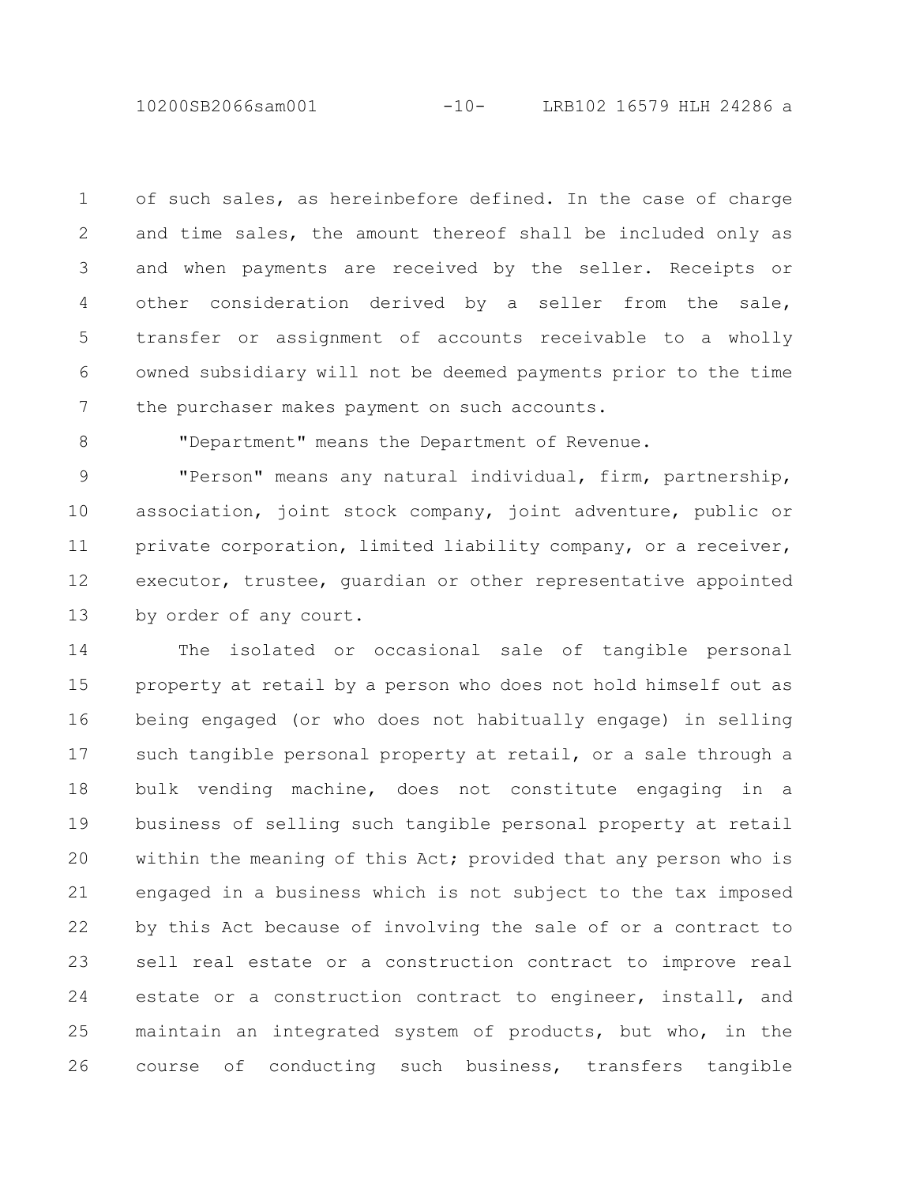of such sales, as hereinbefore defined. In the case of charge and time sales, the amount thereof shall be included only as and when payments are received by the seller. Receipts or other consideration derived by a seller from the sale, transfer or assignment of accounts receivable to a wholly owned subsidiary will not be deemed payments prior to the time the purchaser makes payment on such accounts.

"Department" means the Department of Revenue.

"Person" means any natural individual, firm, partnership, association, joint stock company, joint adventure, public or private corporation, limited liability company, or a receiver, executor, trustee, guardian or other representative appointed by order of any court.

The isolated or occasional sale of tangible personal property at retail by a person who does not hold himself out as being engaged (or who does not habitually engage) in selling such tangible personal property at retail, or a sale through a bulk vending machine, does not constitute engaging in a business of selling such tangible personal property at retail within the meaning of this Act; provided that any person who is engaged in a business which is not subject to the tax imposed by this Act because of involving the sale of or a contract to sell real estate or a construction contract to improve real estate or a construction contract to engineer, install, and maintain an integrated system of products, but who, in the course of conducting such business, transfers tangible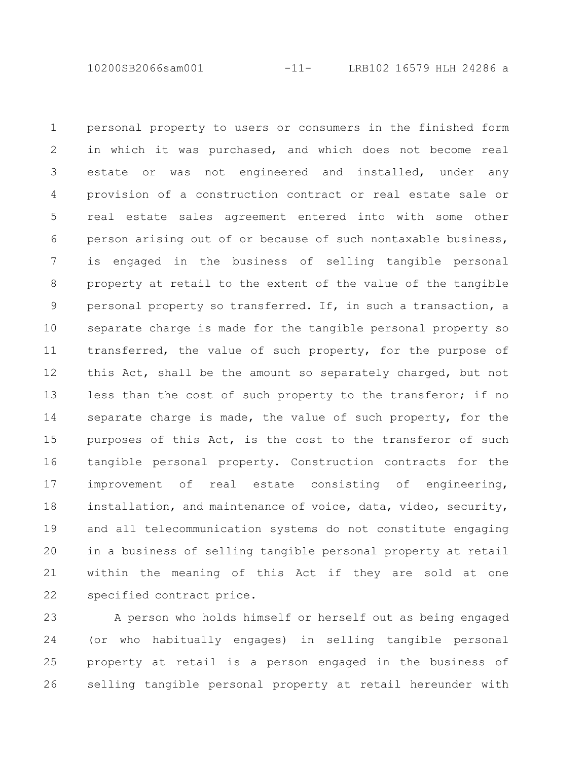personal property to users or consumers in the finished form in which it was purchased, and which does not become real estate or was not engineered and installed, under any provision of a construction contract or real estate sale or real estate sales agreement entered into with some other person arising out of or because of such nontaxable business, is engaged in the business of selling tangible personal property at retail to the extent of the value of the tangible personal property so transferred. If, in such a transaction, a separate charge is made for the tangible personal property so transferred, the value of such property, for the purpose of this Act, shall be the amount so separately charged, but not less than the cost of such property to the transferor; if no separate charge is made, the value of such property, for the purposes of this Act, is the cost to the transferor of such tangible personal property. Construction contracts for the improvement of real estate consisting of engineering, installation, and maintenance of voice, data, video, security, and all telecommunication systems do not constitute engaging in a business of selling tangible personal property at retail within the meaning of this Act if they are sold at one specified contract price.

A person who holds himself or herself out as being engaged (or who habitually engages) in selling tangible personal property at retail is a person engaged in the business of selling tangible personal property at retail hereunder with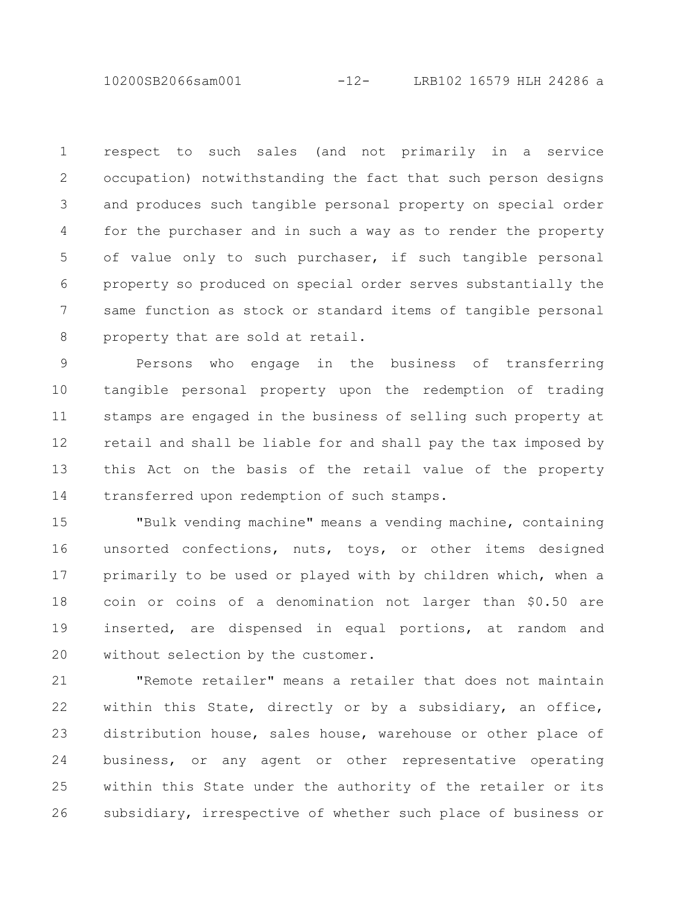respect to such sales (and not primarily in a service occupation) notwithstanding the fact that such person designs and produces such tangible personal property on special order for the purchaser and in such a way as to render the property of value only to such purchaser, if such tangible personal property so produced on special order serves substantially the same function as stock or standard items of tangible personal property that are sold at retail.

Persons who engage in the business of transferring tangible personal property upon the redemption of trading stamps are engaged in the business of selling such property at retail and shall be liable for and shall pay the tax imposed by this Act on the basis of the retail value of the property transferred upon redemption of such stamps.

"Bulk vending machine" means a vending machine, containing unsorted confections, nuts, toys, or other items designed primarily to be used or played with by children which, when a coin or coins of a denomination not larger than $0.50 are inserted, are dispensed in equal portions, at random and without selection by the customer.

"Remote retailer" means a retailer that does not maintain within this State, directly or by a subsidiary, an office, distribution house, sales house, warehouse or other place of business, or any agent or other representative operating within this State under the authority of the retailer or its subsidiary, irrespective of whether such place of business or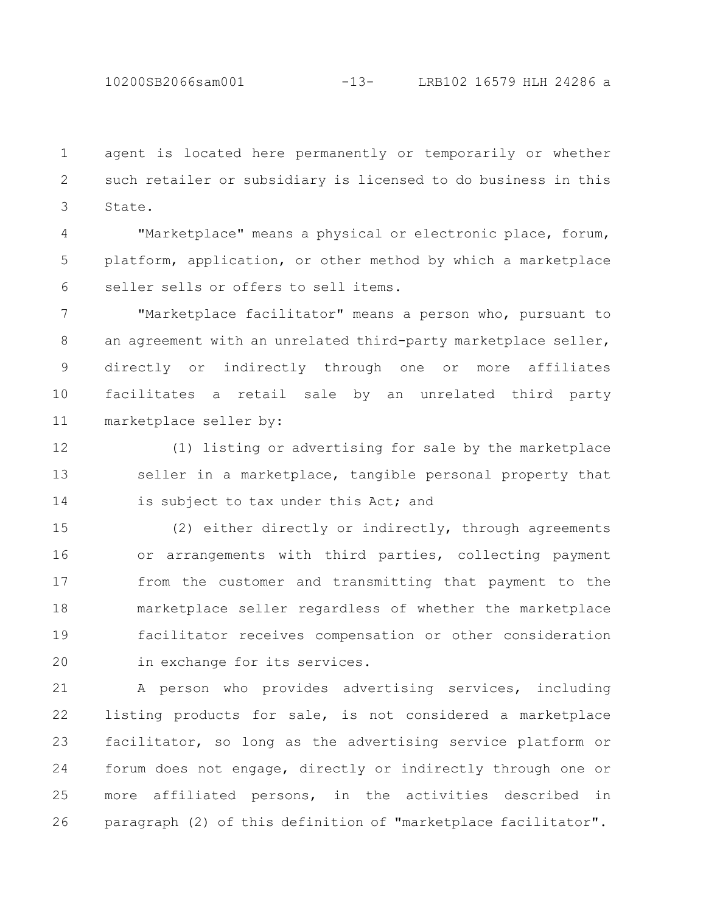agent is located here permanently or temporarily or whether such retailer or subsidiary is licensed to do business in this State.

"Marketplace" means a physical or electronic place, forum, platform, application, or other method by which a marketplace seller sells or offers to sell items.

"Marketplace facilitator" means a person who, pursuant to an agreement with an unrelated third-party marketplace seller, directly or indirectly through one or more affiliates facilitates a retail sale by an unrelated third party marketplace seller by:

(1) listing or advertising for sale by the marketplace seller in a marketplace, tangible personal property that is subject to tax under this Act; and

(2) either directly or indirectly, through agreements or arrangements with third parties, collecting payment from the customer and transmitting that payment to the marketplace seller regardless of whether the marketplace facilitator receives compensation or other consideration in exchange for its services.

A person who provides advertising services, including listing products for sale, is not considered a marketplace facilitator, so long as the advertising service platform or forum does not engage, directly or indirectly through one or more affiliated persons, in the activities described in paragraph (2) of this definition of "marketplace facilitator".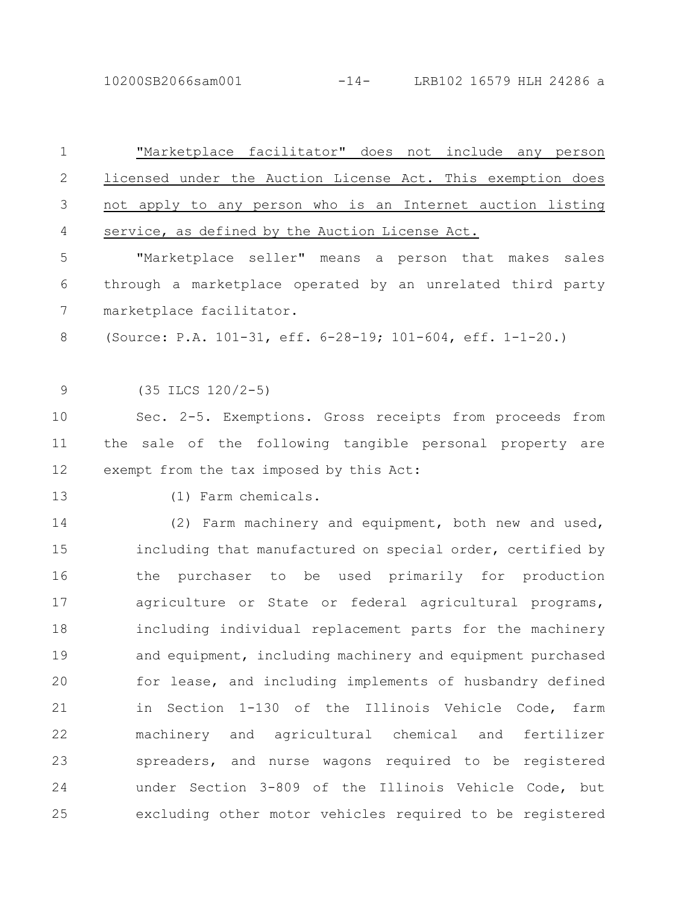"Marketplace facilitator" does not include any person licensed under the Auction License Act. This exemption does not apply to any person who is an Internet auction listing service, as defined by the Auction License Act.

"Marketplace seller" means a person that makes sales through a marketplace operated by an unrelated third party marketplace facilitator.

(Source: P.A. 101-31, eff. 6-28-19; 101-604, eff. 1-1-20.)

(35 ILCS 120/2-5)

Sec. 2-5. Exemptions. Gross receipts from proceeds from the sale of the following tangible personal property are exempt from the tax imposed by this Act:

(1) Farm chemicals.

(2) Farm machinery and equipment, both new and used, including that manufactured on special order, certified by the purchaser to be used primarily for production agriculture or State or federal agricultural programs, including individual replacement parts for the machinery and equipment, including machinery and equipment purchased for lease, and including implements of husbandry defined in Section 1-130 of the Illinois Vehicle Code, farm machinery and agricultural chemical and fertilizer spreaders, and nurse wagons required to be registered under Section 3-809 of the Illinois Vehicle Code, but excluding other motor vehicles required to be registered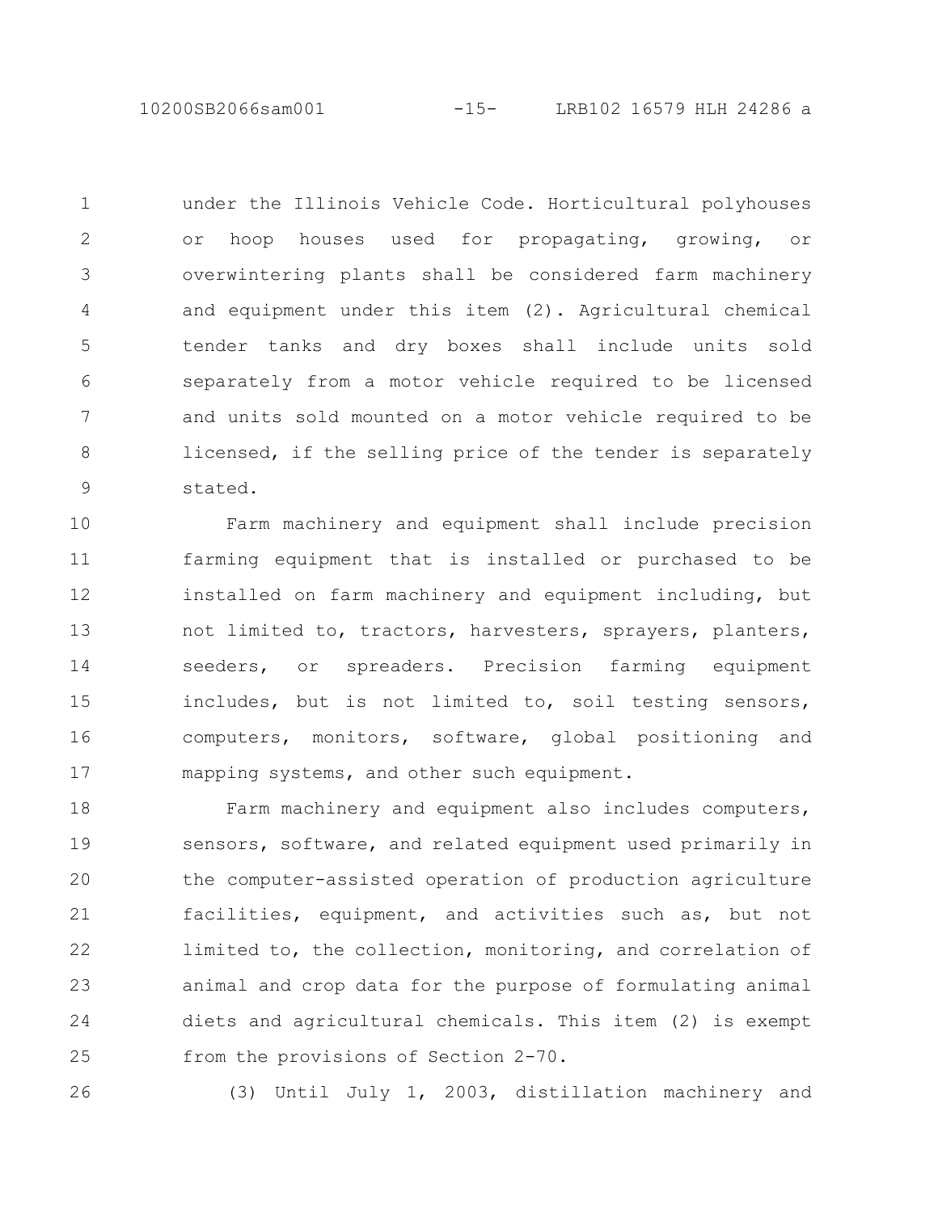under the Illinois Vehicle Code. Horticultural polyhouses or hoop houses used for propagating, growing, or overwintering plants shall be considered farm machinery and equipment under this item (2). Agricultural chemical tender tanks and dry boxes shall include units sold separately from a motor vehicle required to be licensed and units sold mounted on a motor vehicle required to be licensed, if the selling price of the tender is separately stated.

Farm machinery and equipment shall include precision farming equipment that is installed or purchased to be installed on farm machinery and equipment including, but not limited to, tractors, harvesters, sprayers, planters, seeders, or spreaders. Precision farming equipment includes, but is not limited to, soil testing sensors, computers, monitors, software, global positioning and mapping systems, and other such equipment.

Farm machinery and equipment also includes computers, sensors, software, and related equipment used primarily in the computer-assisted operation of production agriculture facilities, equipment, and activities such as, but not limited to, the collection, monitoring, and correlation of animal and crop data for the purpose of formulating animal diets and agricultural chemicals. This item (2) is exempt from the provisions of Section 2-70.

(3) Until July 1, 2003, distillation machinery and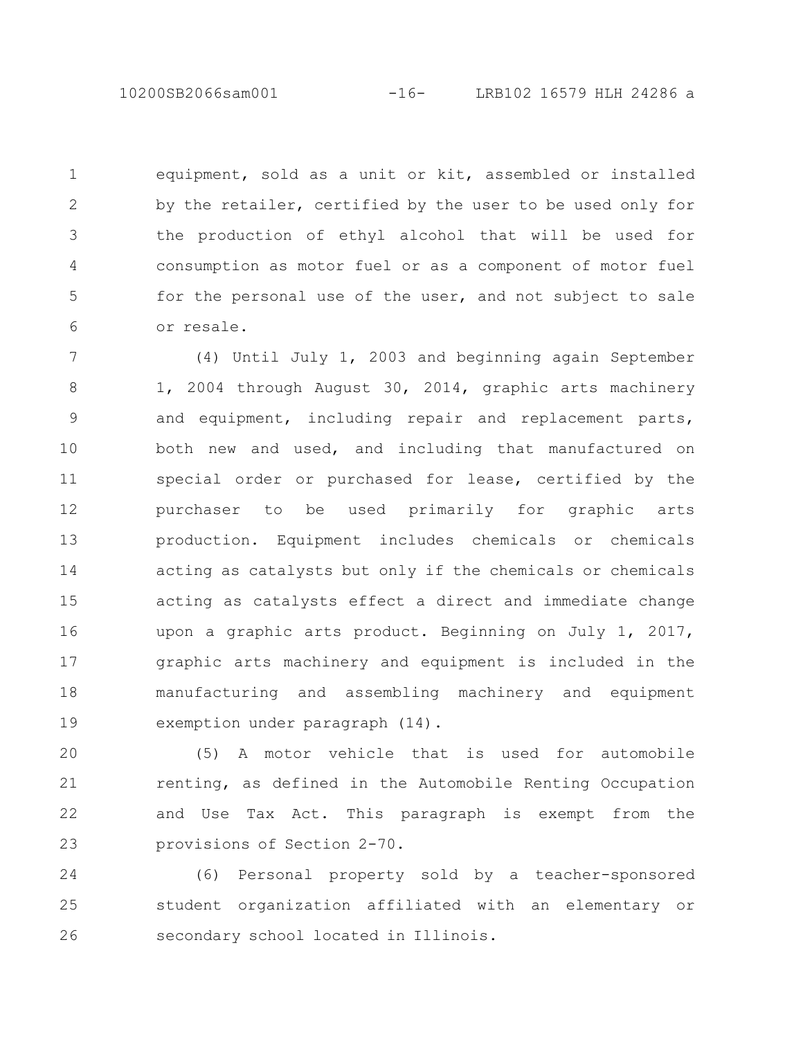equipment, sold as a unit or kit, assembled or installed by the retailer, certified by the user to be used only for the production of ethyl alcohol that will be used for consumption as motor fuel or as a component of motor fuel for the personal use of the user, and not subject to sale or resale.

(4) Until July 1, 2003 and beginning again September 1, 2004 through August 30, 2014, graphic arts machinery and equipment, including repair and replacement parts, both new and used, and including that manufactured on special order or purchased for lease, certified by the purchaser to be used primarily for graphic arts production. Equipment includes chemicals or chemicals acting as catalysts but only if the chemicals or chemicals acting as catalysts effect a direct and immediate change upon a graphic arts product. Beginning on July 1, 2017, graphic arts machinery and equipment is included in the manufacturing and assembling machinery and equipment exemption under paragraph (14).

(5) A motor vehicle that is used for automobile renting, as defined in the Automobile Renting Occupation and Use Tax Act. This paragraph is exempt from the provisions of Section 2-70.

(6) Personal property sold by a teacher-sponsored student organization affiliated with an elementary or secondary school located in Illinois.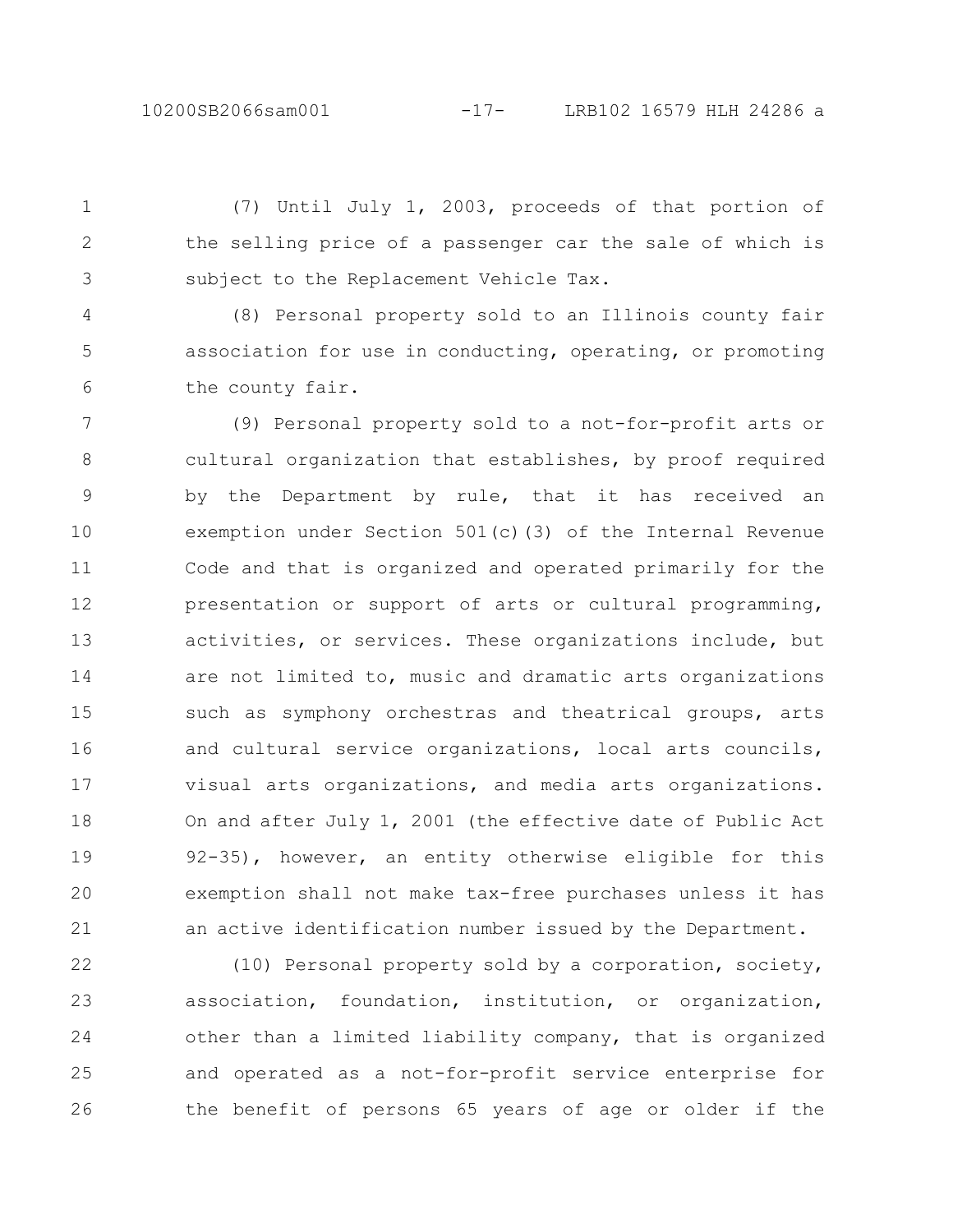(7) Until July 1, 2003, proceeds of that portion of the selling price of a passenger car the sale of which is subject to the Replacement Vehicle Tax.

(8) Personal property sold to an Illinois county fair association for use in conducting, operating, or promoting the county fair.

(9) Personal property sold to a not-for-profit arts or cultural organization that establishes, by proof required by the Department by rule, that it has received an exemption under Section 501(c)(3) of the Internal Revenue Code and that is organized and operated primarily for the presentation or support of arts or cultural programming, activities, or services. These organizations include, but are not limited to, music and dramatic arts organizations such as symphony orchestras and theatrical groups, arts and cultural service organizations, local arts councils, visual arts organizations, and media arts organizations. On and after July 1, 2001 (the effective date of Public Act 92-35), however, an entity otherwise eligible for this exemption shall not make tax-free purchases unless it has an active identification number issued by the Department.

(10) Personal property sold by a corporation, society, association, foundation, institution, or organization, other than a limited liability company, that is organized and operated as a not-for-profit service enterprise for the benefit of persons 65 years of age or older if the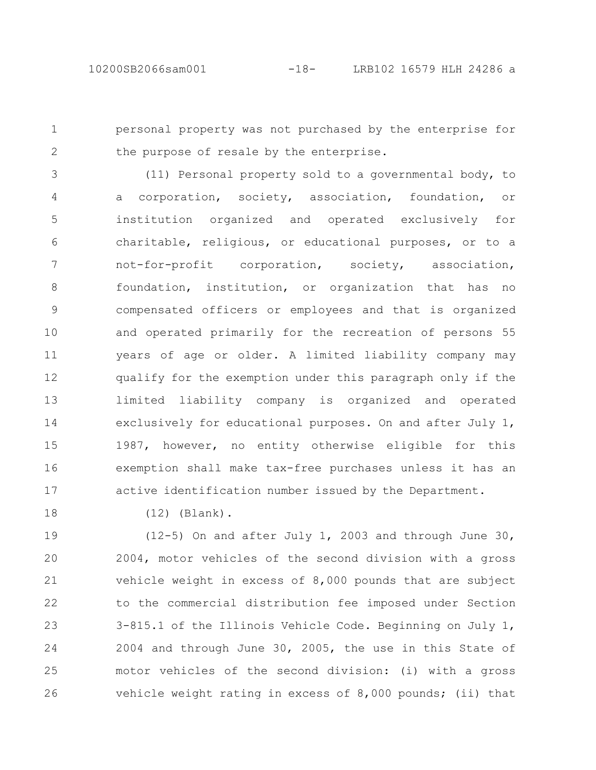personal property was not purchased by the enterprise for the purpose of resale by the enterprise.

(11) Personal property sold to a governmental body, to a corporation, society, association, foundation, or institution organized and operated exclusively for charitable, religious, or educational purposes, or to a not-for-profit corporation, society, association, foundation, institution, or organization that has no compensated officers or employees and that is organized and operated primarily for the recreation of persons 55 years of age or older. A limited liability company may qualify for the exemption under this paragraph only if the limited liability company is organized and operated exclusively for educational purposes. On and after July 1, 1987, however, no entity otherwise eligible for this exemption shall make tax-free purchases unless it has an active identification number issued by the Department.

(12) (Blank).

(12-5) On and after July 1, 2003 and through June 30, 2004, motor vehicles of the second division with a gross vehicle weight in excess of 8,000 pounds that are subject to the commercial distribution fee imposed under Section 3-815.1 of the Illinois Vehicle Code. Beginning on July 1, 2004 and through June 30, 2005, the use in this State of motor vehicles of the second division: (i) with a gross vehicle weight rating in excess of 8,000 pounds; (ii) that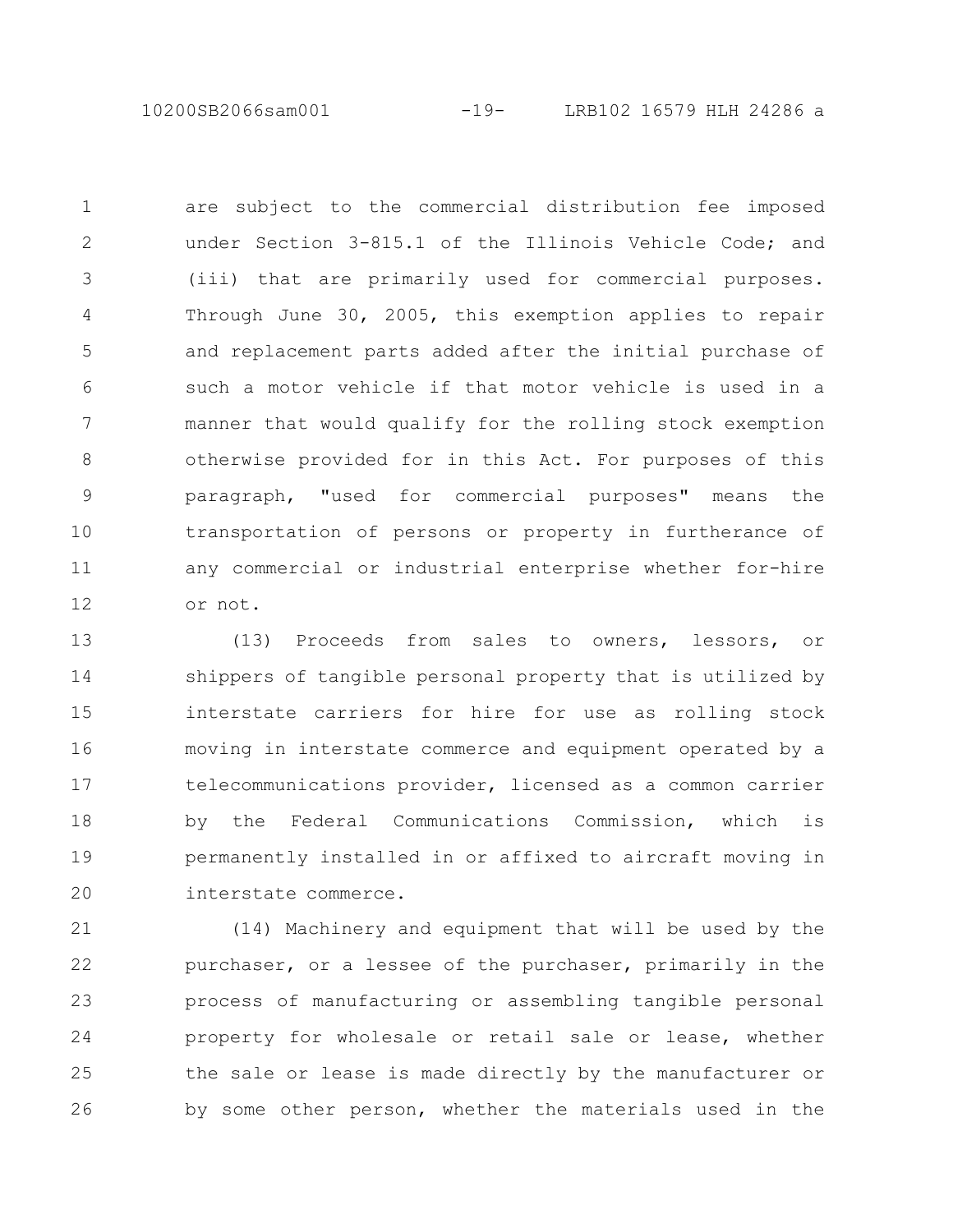are subject to the commercial distribution fee imposed under Section 3-815.1 of the Illinois Vehicle Code; and (iii) that are primarily used for commercial purposes. Through June 30, 2005, this exemption applies to repair and replacement parts added after the initial purchase of such a motor vehicle if that motor vehicle is used in a manner that would qualify for the rolling stock exemption otherwise provided for in this Act. For purposes of this paragraph, "used for commercial purposes" means the transportation of persons or property in furtherance of any commercial or industrial enterprise whether for-hire or not.

(13) Proceeds from sales to owners, lessors, or shippers of tangible personal property that is utilized by interstate carriers for hire for use as rolling stock moving in interstate commerce and equipment operated by a telecommunications provider, licensed as a common carrier by the Federal Communications Commission, which is permanently installed in or affixed to aircraft moving in interstate commerce.

(14) Machinery and equipment that will be used by the purchaser, or a lessee of the purchaser, primarily in the process of manufacturing or assembling tangible personal property for wholesale or retail sale or lease, whether the sale or lease is made directly by the manufacturer or by some other person, whether the materials used in the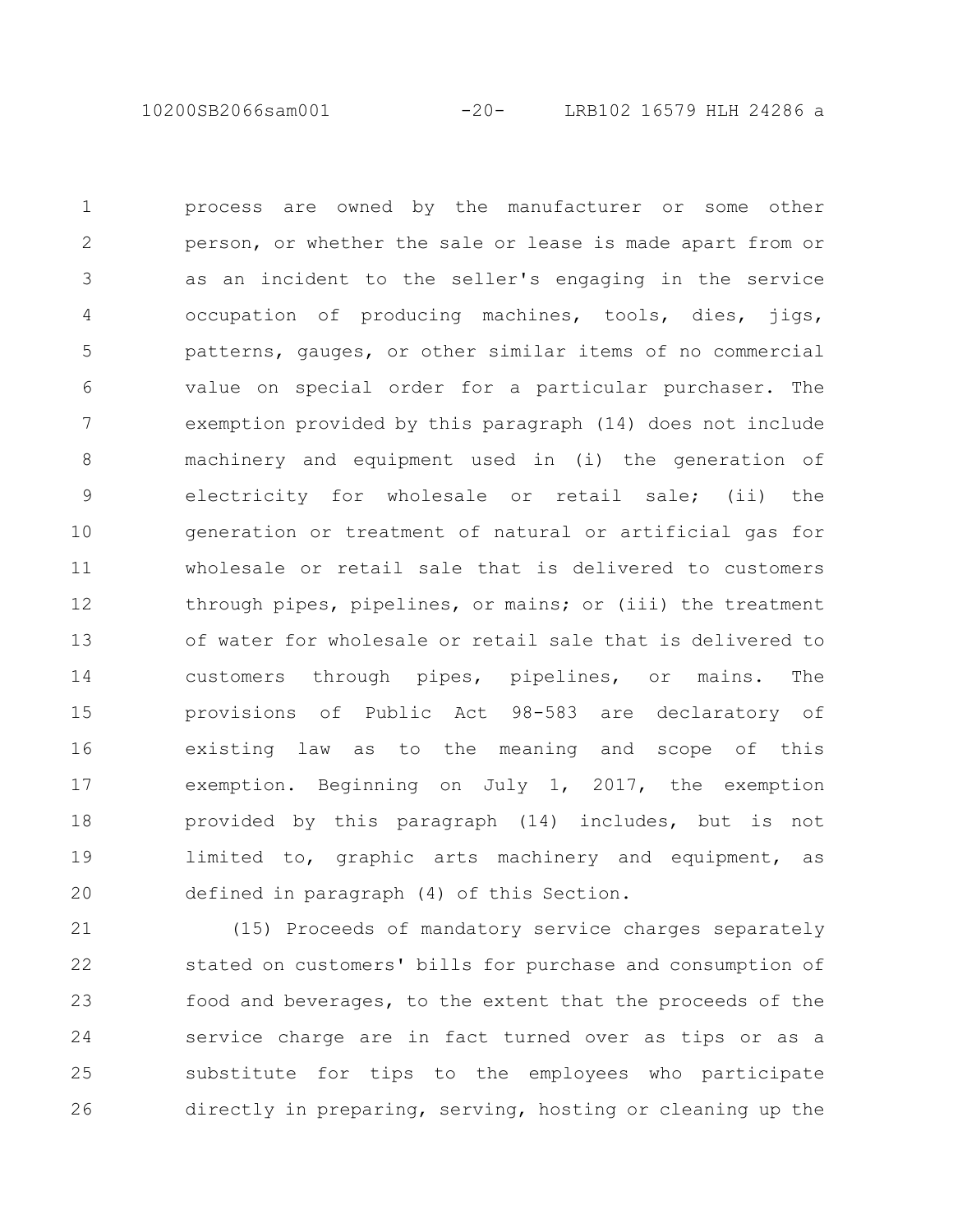process are owned by the manufacturer or some other person, or whether the sale or lease is made apart from or as an incident to the seller's engaging in the service occupation of producing machines, tools, dies, jigs, patterns, gauges, or other similar items of no commercial value on special order for a particular purchaser. The exemption provided by this paragraph (14) does not include machinery and equipment used in (i) the generation of electricity for wholesale or retail sale; (ii) the generation or treatment of natural or artificial gas for wholesale or retail sale that is delivered to customers through pipes, pipelines, or mains; or (iii) the treatment of water for wholesale or retail sale that is delivered to customers through pipes, pipelines, or mains. The provisions of Public Act 98-583 are declaratory of existing law as to the meaning and scope of this exemption. Beginning on July 1, 2017, the exemption provided by this paragraph (14) includes, but is not limited to, graphic arts machinery and equipment, as defined in paragraph (4) of this Section.

(15) Proceeds of mandatory service charges separately stated on customers' bills for purchase and consumption of food and beverages, to the extent that the proceeds of the service charge are in fact turned over as tips or as a substitute for tips to the employees who participate directly in preparing, serving, hosting or cleaning up the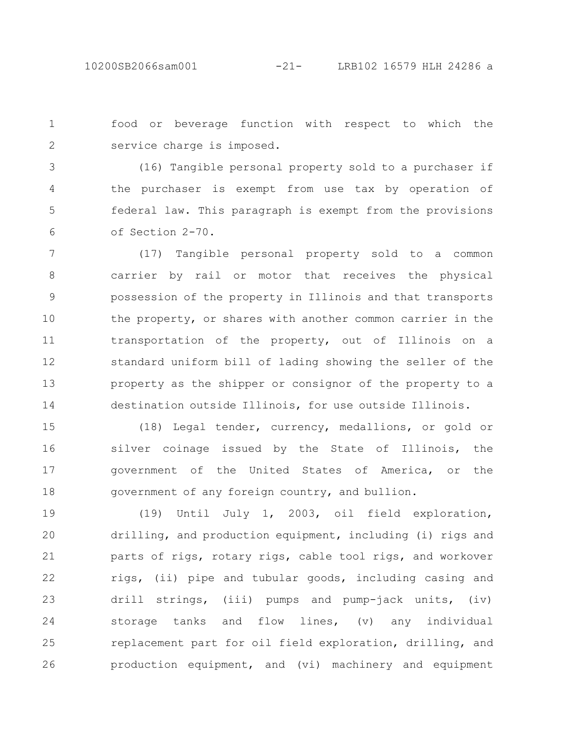food or beverage function with respect to which the service charge is imposed.

(16) Tangible personal property sold to a purchaser if the purchaser is exempt from use tax by operation of federal law. This paragraph is exempt from the provisions of Section 2-70.

(17) Tangible personal property sold to a common carrier by rail or motor that receives the physical possession of the property in Illinois and that transports the property, or shares with another common carrier in the transportation of the property, out of Illinois on a standard uniform bill of lading showing the seller of the property as the shipper or consignor of the property to a destination outside Illinois, for use outside Illinois.

(18) Legal tender, currency, medallions, or gold or silver coinage issued by the State of Illinois, the government of the United States of America, or the government of any foreign country, and bullion.

(19) Until July 1, 2003, oil field exploration, drilling, and production equipment, including (i) rigs and parts of rigs, rotary rigs, cable tool rigs, and workover rigs, (ii) pipe and tubular goods, including casing and drill strings, (iii) pumps and pump-jack units, (iv) storage tanks and flow lines, (v) any individual replacement part for oil field exploration, drilling, and production equipment, and (vi) machinery and equipment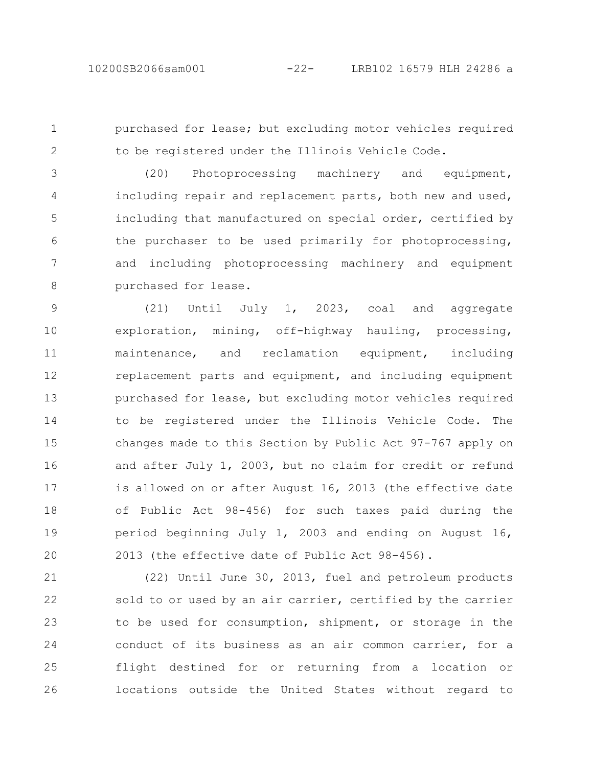purchased for lease; but excluding motor vehicles required to be registered under the Illinois Vehicle Code.

(20) Photoprocessing machinery and equipment, including repair and replacement parts, both new and used, including that manufactured on special order, certified by the purchaser to be used primarily for photoprocessing, and including photoprocessing machinery and equipment purchased for lease.

(21) Until July 1, 2023, coal and aggregate exploration, mining, off-highway hauling, processing, maintenance, and reclamation equipment, including replacement parts and equipment, and including equipment purchased for lease, but excluding motor vehicles required to be registered under the Illinois Vehicle Code. The changes made to this Section by Public Act 97-767 apply on and after July 1, 2003, but no claim for credit or refund is allowed on or after August 16, 2013 (the effective date of Public Act 98-456) for such taxes paid during the period beginning July 1, 2003 and ending on August 16, 2013 (the effective date of Public Act 98-456).

(22) Until June 30, 2013, fuel and petroleum products sold to or used by an air carrier, certified by the carrier to be used for consumption, shipment, or storage in the conduct of its business as an air common carrier, for a flight destined for or returning from a location or locations outside the United States without regard to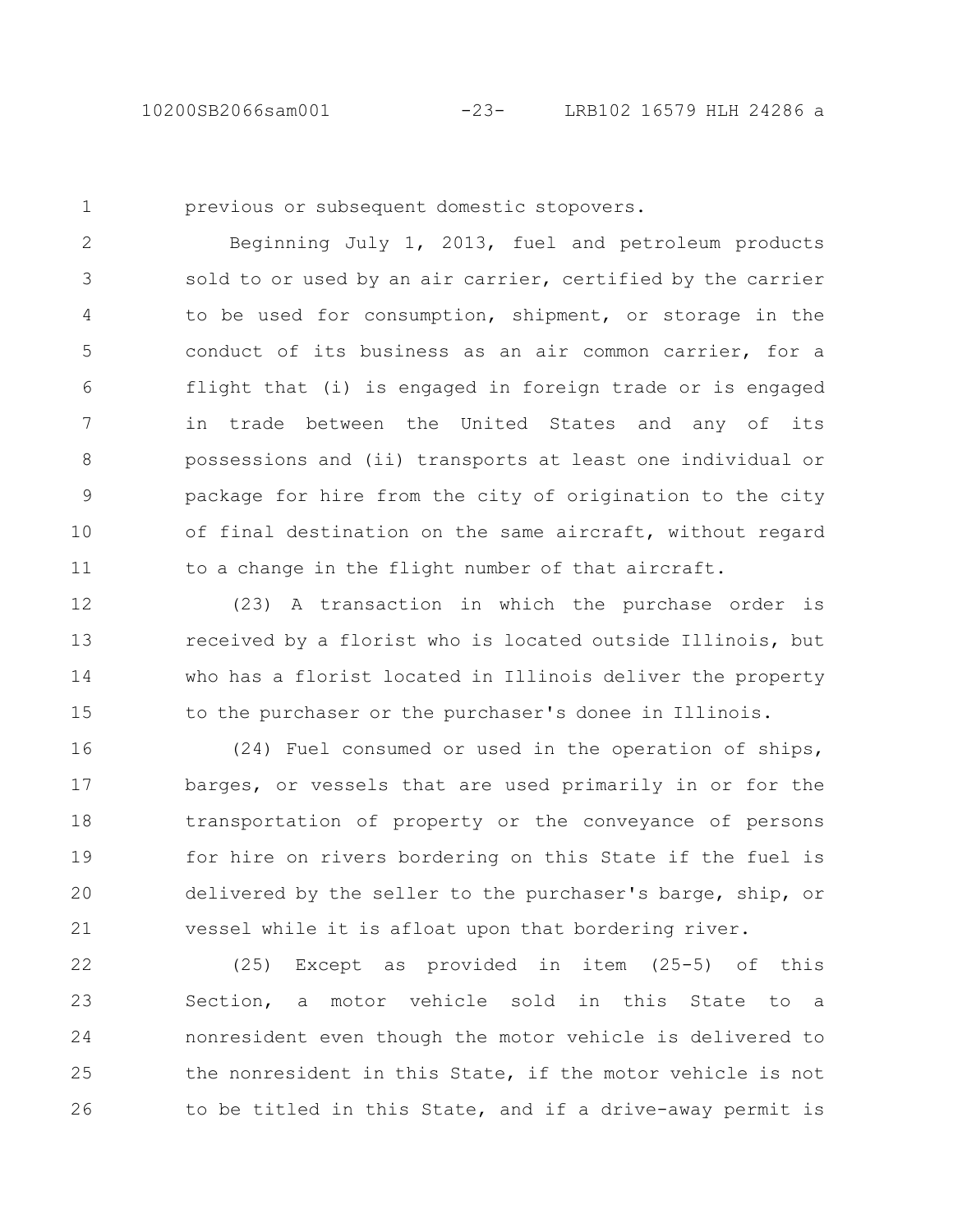previous or subsequent domestic stopovers.

Beginning July 1, 2013, fuel and petroleum products sold to or used by an air carrier, certified by the carrier to be used for consumption, shipment, or storage in the conduct of its business as an air common carrier, for a flight that (i) is engaged in foreign trade or is engaged in trade between the United States and any of its possessions and (ii) transports at least one individual or package for hire from the city of origination to the city of final destination on the same aircraft, without regard to a change in the flight number of that aircraft.

(23) A transaction in which the purchase order is received by a florist who is located outside Illinois, but who has a florist located in Illinois deliver the property to the purchaser or the purchaser's donee in Illinois.

(24) Fuel consumed or used in the operation of ships, barges, or vessels that are used primarily in or for the transportation of property or the conveyance of persons for hire on rivers bordering on this State if the fuel is delivered by the seller to the purchaser's barge, ship, or vessel while it is afloat upon that bordering river.

(25) Except as provided in item (25-5) of this Section, a motor vehicle sold in this State to a nonresident even though the motor vehicle is delivered to the nonresident in this State, if the motor vehicle is not to be titled in this State, and if a drive-away permit is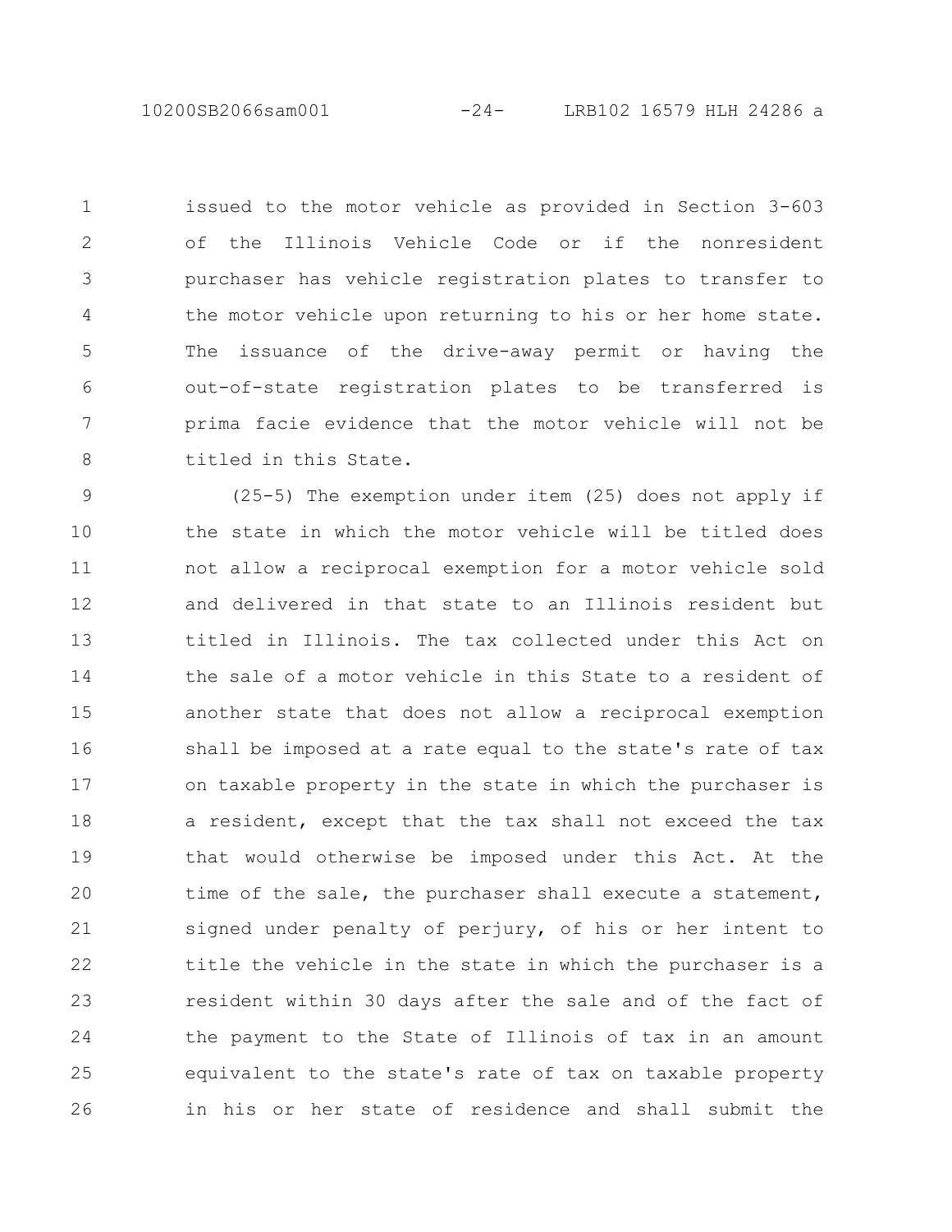issued to the motor vehicle as provided in Section 3-603 of the Illinois Vehicle Code or if the nonresident purchaser has vehicle registration plates to transfer to the motor vehicle upon returning to his or her home state. The issuance of the drive-away permit or having the out-of-state registration plates to be transferred is prima facie evidence that the motor vehicle will not be titled in this State.

(25-5) The exemption under item (25) does not apply if the state in which the motor vehicle will be titled does not allow a reciprocal exemption for a motor vehicle sold and delivered in that state to an Illinois resident but titled in Illinois. The tax collected under this Act on the sale of a motor vehicle in this State to a resident of another state that does not allow a reciprocal exemption shall be imposed at a rate equal to the state's rate of tax on taxable property in the state in which the purchaser is a resident, except that the tax shall not exceed the tax that would otherwise be imposed under this Act. At the time of the sale, the purchaser shall execute a statement, signed under penalty of perjury, of his or her intent to title the vehicle in the state in which the purchaser is a resident within 30 days after the sale and of the fact of the payment to the State of Illinois of tax in an amount equivalent to the state's rate of tax on taxable property in his or her state of residence and shall submit the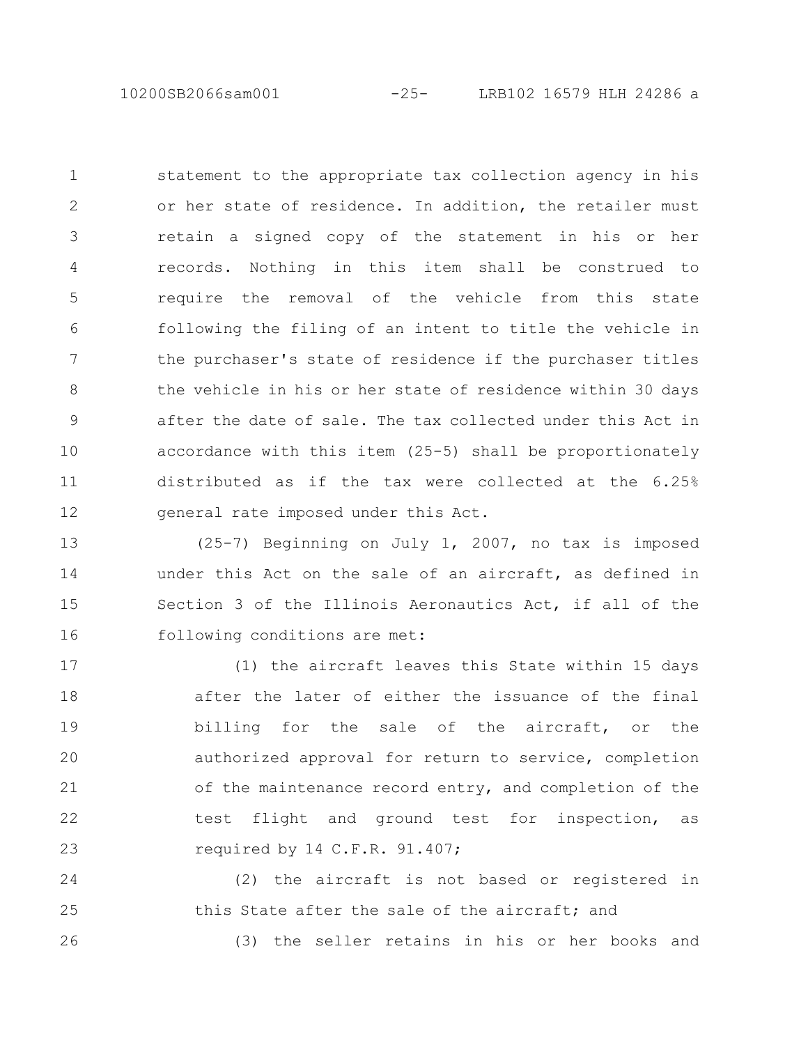statement to the appropriate tax collection agency in his or her state of residence. In addition, the retailer must retain a signed copy of the statement in his or her records. Nothing in this item shall be construed to require the removal of the vehicle from this state following the filing of an intent to title the vehicle in the purchaser's state of residence if the purchaser titles the vehicle in his or her state of residence within 30 days after the date of sale. The tax collected under this Act in accordance with this item (25-5) shall be proportionately distributed as if the tax were collected at the 6.25% general rate imposed under this Act.

(25-7) Beginning on July 1, 2007, no tax is imposed under this Act on the sale of an aircraft, as defined in Section 3 of the Illinois Aeronautics Act, if all of the following conditions are met:

(1) the aircraft leaves this State within 15 days after the later of either the issuance of the final billing for the sale of the aircraft, or the authorized approval for return to service, completion of the maintenance record entry, and completion of the test flight and ground test for inspection, as required by 14 C.F.R. 91.407;

(2) the aircraft is not based or registered in this State after the sale of the aircraft; and

(3) the seller retains in his or her books and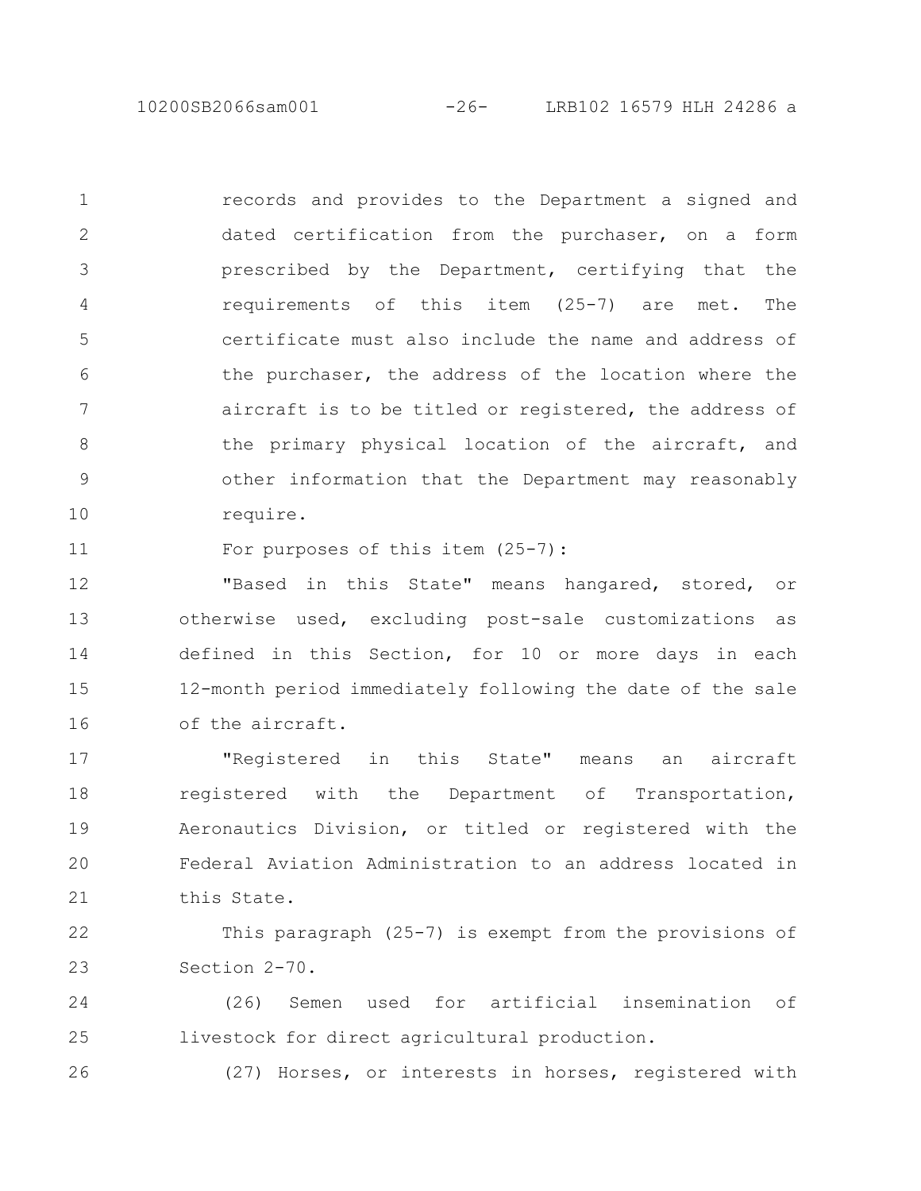records and provides to the Department a signed and dated certification from the purchaser, on a form prescribed by the Department, certifying that the requirements of this item (25-7) are met. The certificate must also include the name and address of the purchaser, the address of the location where the aircraft is to be titled or registered, the address of the primary physical location of the aircraft, and other information that the Department may reasonably require.

For purposes of this item (25-7):

"Based in this State" means hangared, stored, or otherwise used, excluding post-sale customizations as defined in this Section, for 10 or more days in each 12-month period immediately following the date of the sale of the aircraft.

"Registered in this State" means an aircraft registered with the Department of Transportation, Aeronautics Division, or titled or registered with the Federal Aviation Administration to an address located in this State.

This paragraph (25-7) is exempt from the provisions of Section 2-70.

(26) Semen used for artificial insemination of livestock for direct agricultural production.

(27) Horses, or interests in horses, registered with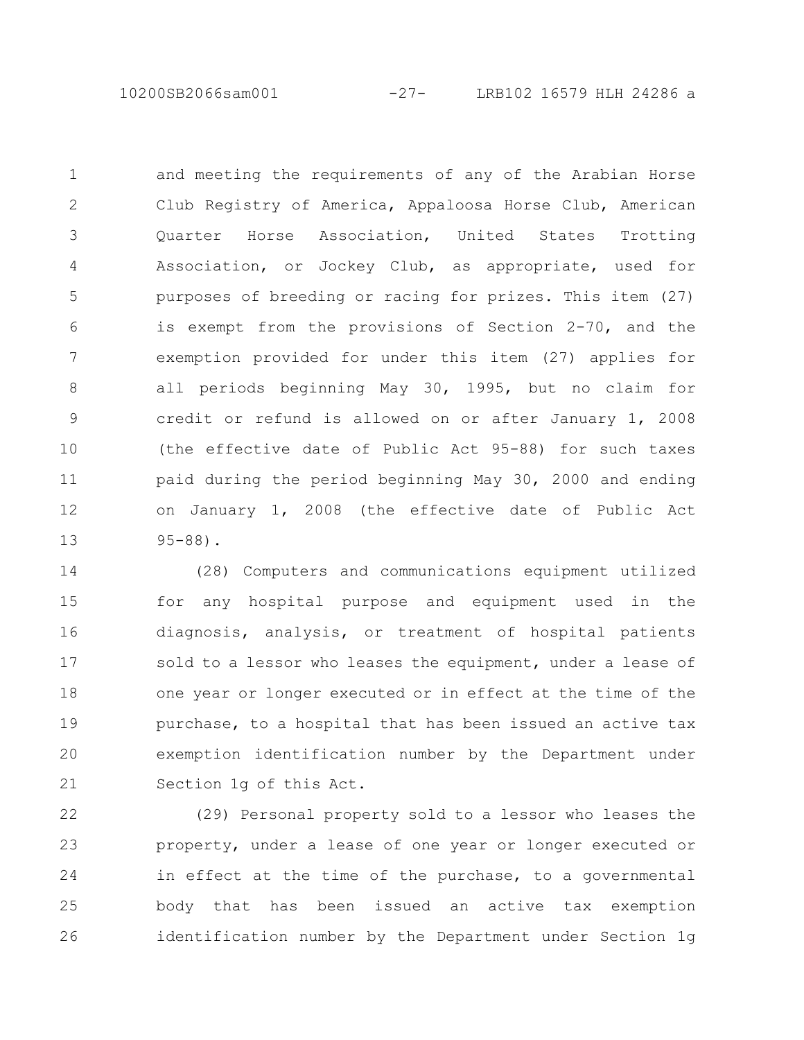and meeting the requirements of any of the Arabian Horse Club Registry of America, Appaloosa Horse Club, American Quarter Horse Association, United States Trotting Association, or Jockey Club, as appropriate, used for purposes of breeding or racing for prizes. This item (27) is exempt from the provisions of Section 2-70, and the exemption provided for under this item (27) applies for all periods beginning May 30, 1995, but no claim for credit or refund is allowed on or after January 1, 2008 (the effective date of Public Act 95-88) for such taxes paid during the period beginning May 30, 2000 and ending on January 1, 2008 (the effective date of Public Act 95-88).

(28) Computers and communications equipment utilized for any hospital purpose and equipment used in the diagnosis, analysis, or treatment of hospital patients sold to a lessor who leases the equipment, under a lease of one year or longer executed or in effect at the time of the purchase, to a hospital that has been issued an active tax exemption identification number by the Department under Section 1g of this Act.

(29) Personal property sold to a lessor who leases the property, under a lease of one year or longer executed or in effect at the time of the purchase, to a governmental body that has been issued an active tax exemption identification number by the Department under Section 1g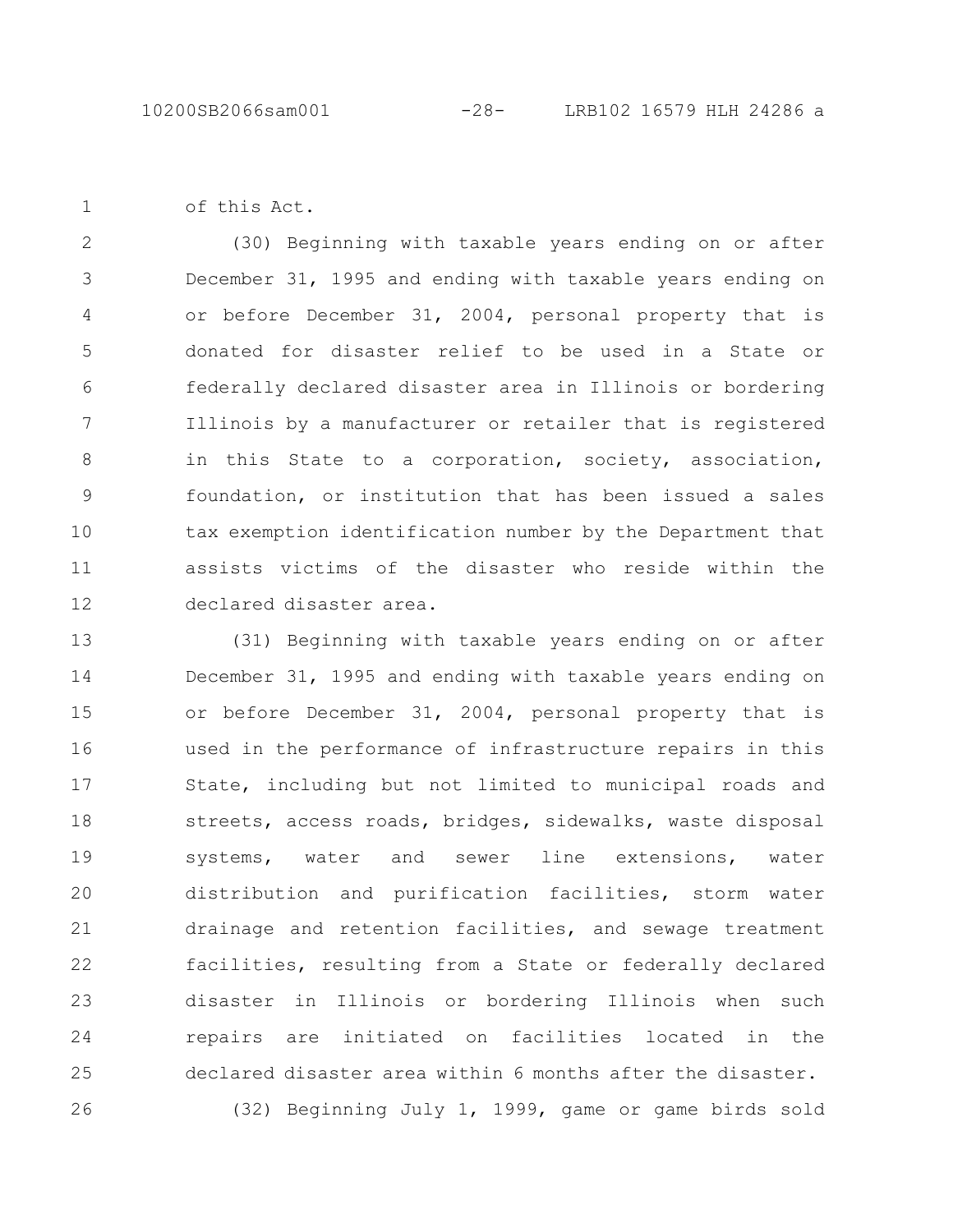of this Act.

(30) Beginning with taxable years ending on or after December 31, 1995 and ending with taxable years ending on or before December 31, 2004, personal property that is donated for disaster relief to be used in a State or federally declared disaster area in Illinois or bordering Illinois by a manufacturer or retailer that is registered in this State to a corporation, society, association, foundation, or institution that has been issued a sales tax exemption identification number by the Department that assists victims of the disaster who reside within the declared disaster area.

(31) Beginning with taxable years ending on or after December 31, 1995 and ending with taxable years ending on or before December 31, 2004, personal property that is used in the performance of infrastructure repairs in this State, including but not limited to municipal roads and streets, access roads, bridges, sidewalks, waste disposal systems, water and sewer line extensions, water distribution and purification facilities, storm water drainage and retention facilities, and sewage treatment facilities, resulting from a State or federally declared disaster in Illinois or bordering Illinois when such repairs are initiated on facilities located in the declared disaster area within 6 months after the disaster.

(32) Beginning July 1, 1999, game or game birds sold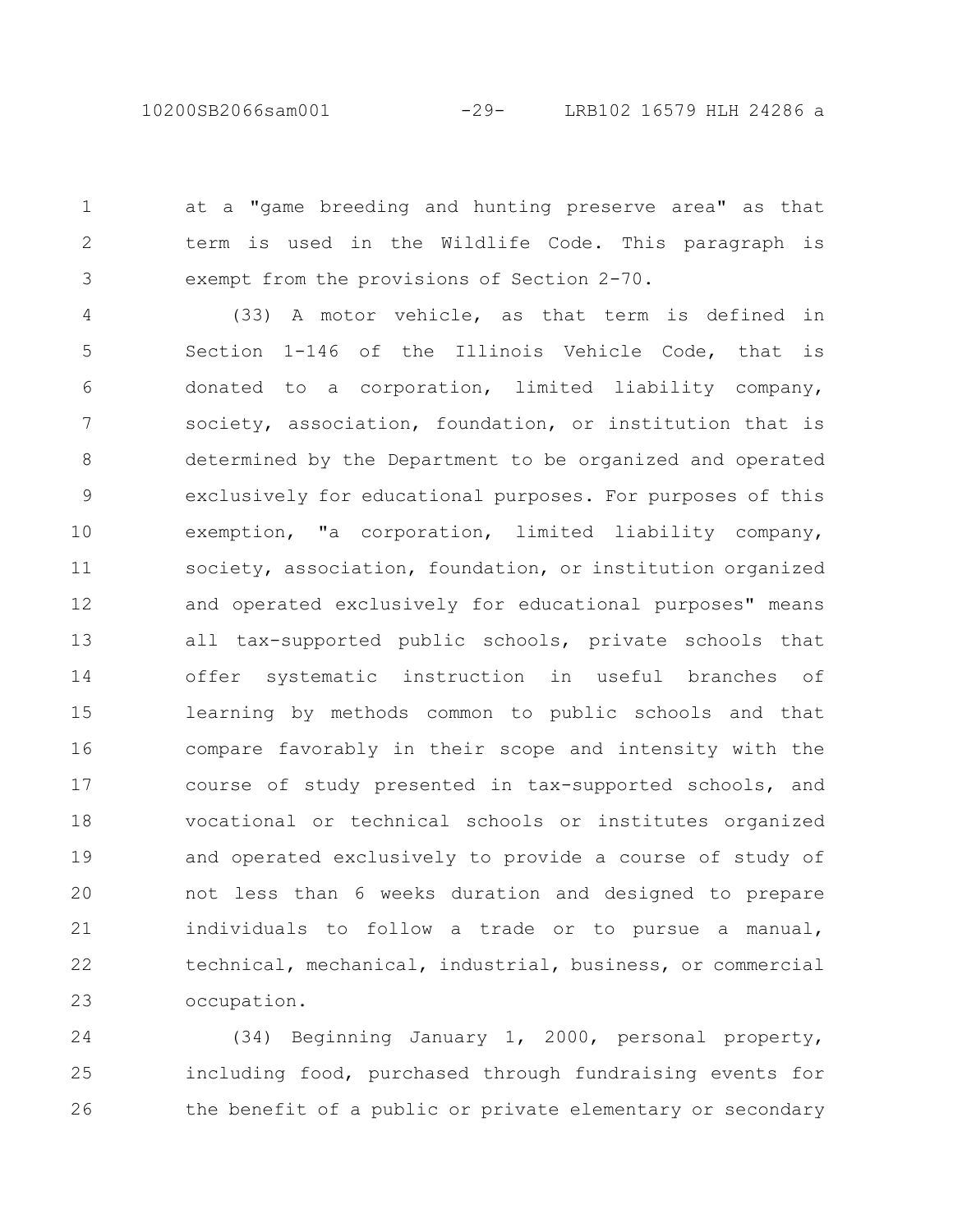at a "game breeding and hunting preserve area" as that term is used in the Wildlife Code. This paragraph is exempt from the provisions of Section 2-70.

(33) A motor vehicle, as that term is defined in Section 1-146 of the Illinois Vehicle Code, that is donated to a corporation, limited liability company, society, association, foundation, or institution that is determined by the Department to be organized and operated exclusively for educational purposes. For purposes of this exemption, "a corporation, limited liability company, society, association, foundation, or institution organized and operated exclusively for educational purposes" means all tax-supported public schools, private schools that offer systematic instruction in useful branches of learning by methods common to public schools and that compare favorably in their scope and intensity with the course of study presented in tax-supported schools, and vocational or technical schools or institutes organized and operated exclusively to provide a course of study of not less than 6 weeks duration and designed to prepare individuals to follow a trade or to pursue a manual, technical, mechanical, industrial, business, or commercial occupation.

(34) Beginning January 1, 2000, personal property, including food, purchased through fundraising events for the benefit of a public or private elementary or secondary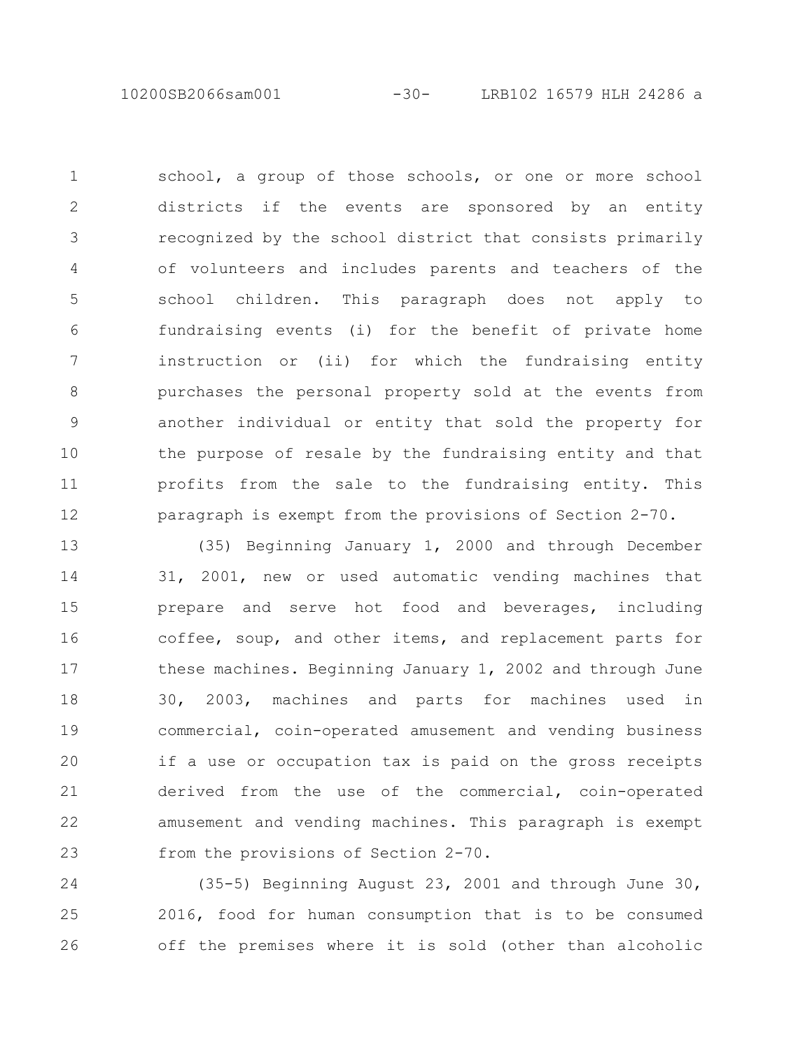school, a group of those schools, or one or more school districts if the events are sponsored by an entity recognized by the school district that consists primarily of volunteers and includes parents and teachers of the school children. This paragraph does not apply to fundraising events (i) for the benefit of private home instruction or (ii) for which the fundraising entity purchases the personal property sold at the events from another individual or entity that sold the property for the purpose of resale by the fundraising entity and that profits from the sale to the fundraising entity. This paragraph is exempt from the provisions of Section 2-70.

(35) Beginning January 1, 2000 and through December 31, 2001, new or used automatic vending machines that prepare and serve hot food and beverages, including coffee, soup, and other items, and replacement parts for these machines. Beginning January 1, 2002 and through June 30, 2003, machines and parts for machines used in commercial, coin-operated amusement and vending business if a use or occupation tax is paid on the gross receipts derived from the use of the commercial, coin-operated amusement and vending machines. This paragraph is exempt from the provisions of Section 2-70.

(35-5) Beginning August 23, 2001 and through June 30, 2016, food for human consumption that is to be consumed off the premises where it is sold (other than alcoholic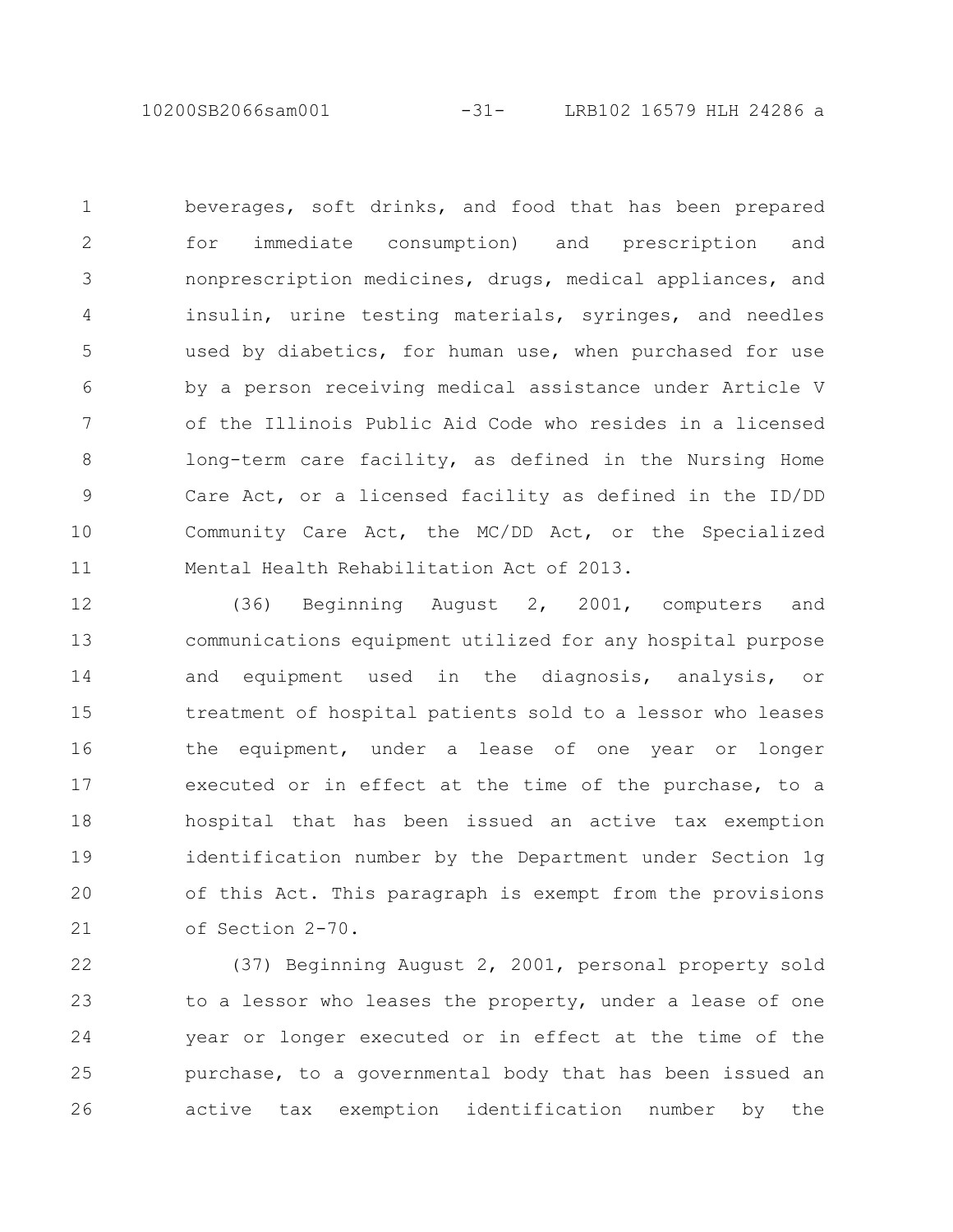beverages, soft drinks, and food that has been prepared for immediate consumption) and prescription and nonprescription medicines, drugs, medical appliances, and insulin, urine testing materials, syringes, and needles used by diabetics, for human use, when purchased for use by a person receiving medical assistance under Article V of the Illinois Public Aid Code who resides in a licensed long-term care facility, as defined in the Nursing Home Care Act, or a licensed facility as defined in the ID/DD Community Care Act, the MC/DD Act, or the Specialized Mental Health Rehabilitation Act of 2013.

(36) Beginning August 2, 2001, computers and communications equipment utilized for any hospital purpose and equipment used in the diagnosis, analysis, or treatment of hospital patients sold to a lessor who leases the equipment, under a lease of one year or longer executed or in effect at the time of the purchase, to a hospital that has been issued an active tax exemption identification number by the Department under Section 1g of this Act. This paragraph is exempt from the provisions of Section 2-70.

(37) Beginning August 2, 2001, personal property sold to a lessor who leases the property, under a lease of one year or longer executed or in effect at the time of the purchase, to a governmental body that has been issued an active tax exemption identification number by the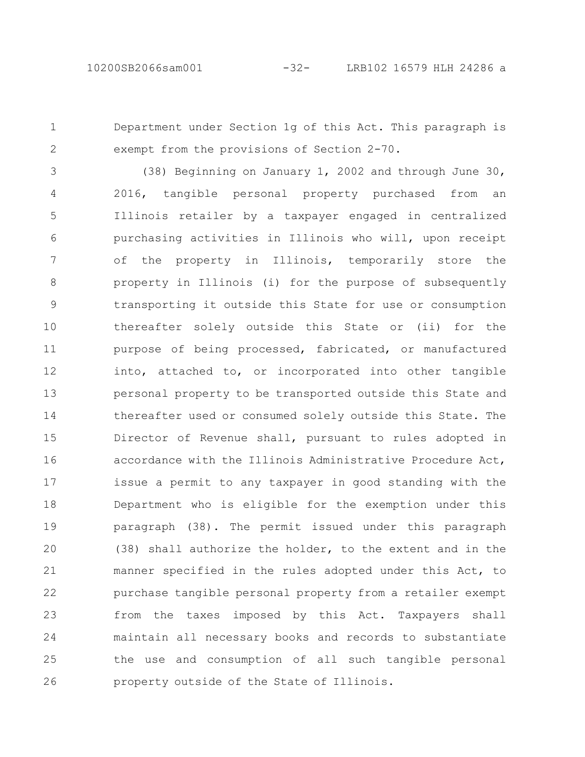Department under Section 1g of this Act. This paragraph is exempt from the provisions of Section 2-70.

(38) Beginning on January 1, 2002 and through June 30, 2016, tangible personal property purchased from an Illinois retailer by a taxpayer engaged in centralized purchasing activities in Illinois who will, upon receipt of the property in Illinois, temporarily store the property in Illinois (i) for the purpose of subsequently transporting it outside this State for use or consumption thereafter solely outside this State or (ii) for the purpose of being processed, fabricated, or manufactured into, attached to, or incorporated into other tangible personal property to be transported outside this State and thereafter used or consumed solely outside this State. The Director of Revenue shall, pursuant to rules adopted in accordance with the Illinois Administrative Procedure Act, issue a permit to any taxpayer in good standing with the Department who is eligible for the exemption under this paragraph (38). The permit issued under this paragraph (38) shall authorize the holder, to the extent and in the manner specified in the rules adopted under this Act, to purchase tangible personal property from a retailer exempt from the taxes imposed by this Act. Taxpayers shall maintain all necessary books and records to substantiate the use and consumption of all such tangible personal property outside of the State of Illinois.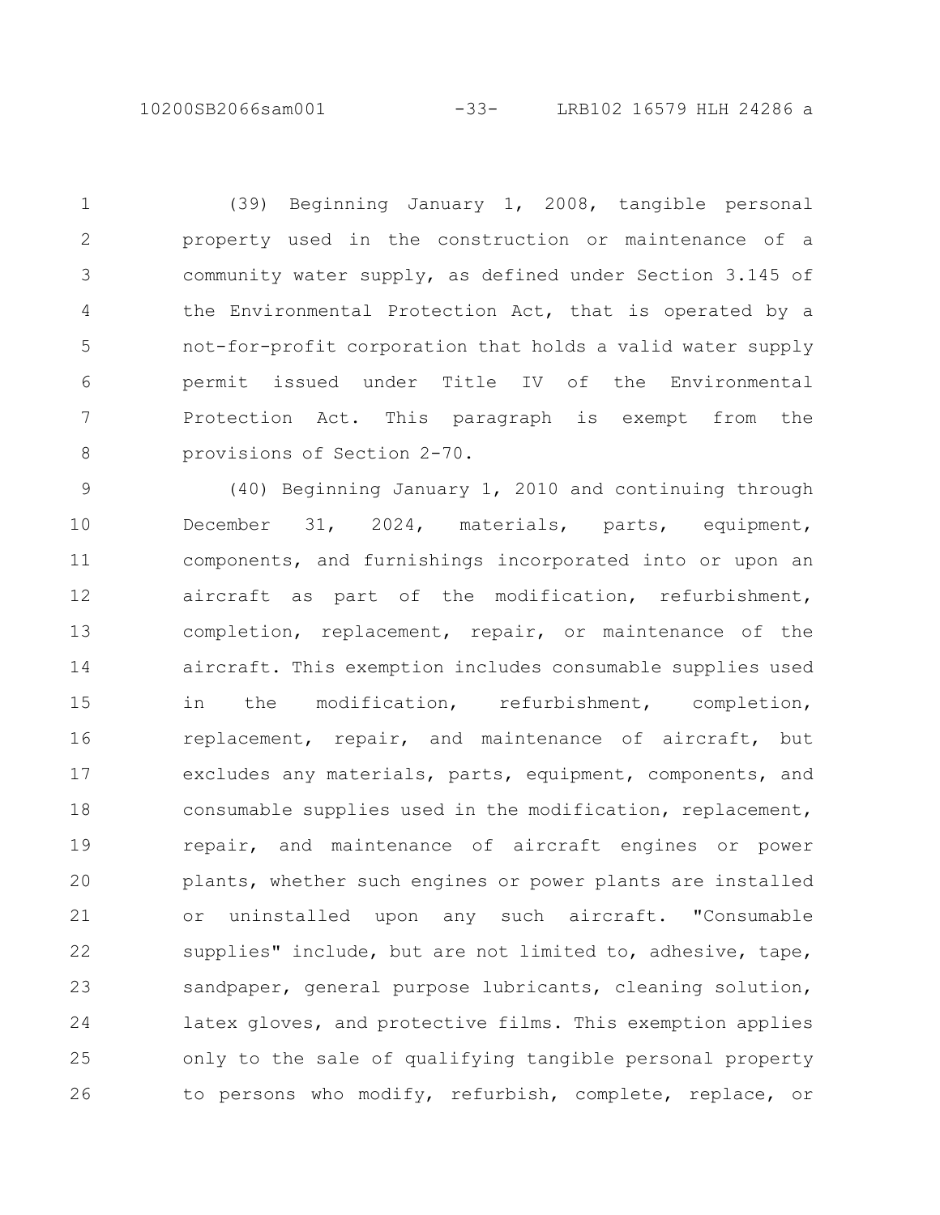(39) Beginning January 1, 2008, tangible personal property used in the construction or maintenance of a community water supply, as defined under Section 3.145 of the Environmental Protection Act, that is operated by a not-for-profit corporation that holds a valid water supply permit issued under Title IV of the Environmental Protection Act. This paragraph is exempt from the provisions of Section 2-70.

(40) Beginning January 1, 2010 and continuing through December 31, 2024, materials, parts, equipment, components, and furnishings incorporated into or upon an aircraft as part of the modification, refurbishment, completion, replacement, repair, or maintenance of the aircraft. This exemption includes consumable supplies used in the modification, refurbishment, completion, replacement, repair, and maintenance of aircraft, but excludes any materials, parts, equipment, components, and consumable supplies used in the modification, replacement, repair, and maintenance of aircraft engines or power plants, whether such engines or power plants are installed or uninstalled upon any such aircraft. "Consumable supplies" include, but are not limited to, adhesive, tape, sandpaper, general purpose lubricants, cleaning solution, latex gloves, and protective films. This exemption applies only to the sale of qualifying tangible personal property to persons who modify, refurbish, complete, replace, or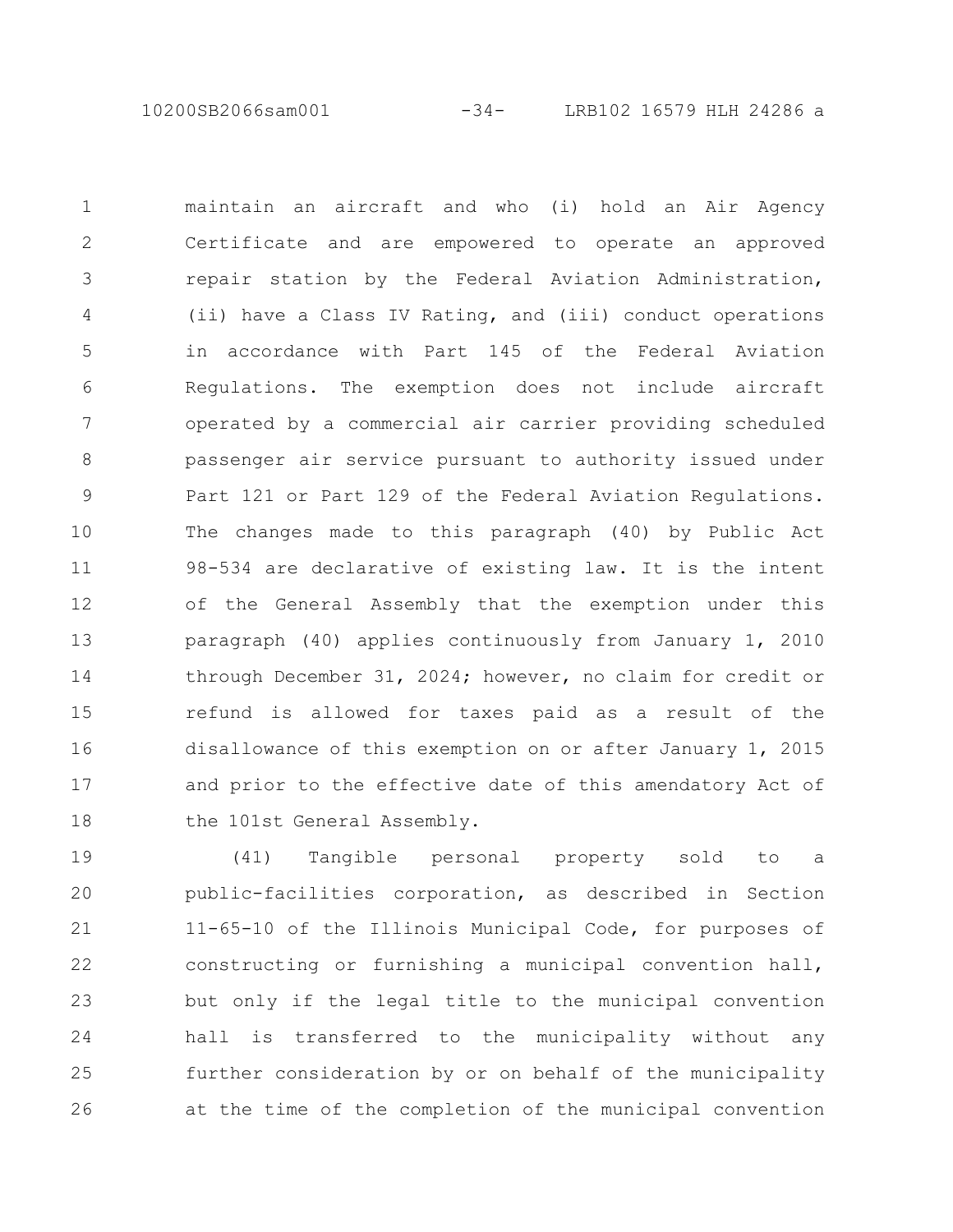maintain an aircraft and who (i) hold an Air Agency Certificate and are empowered to operate an approved repair station by the Federal Aviation Administration, (ii) have a Class IV Rating, and (iii) conduct operations in accordance with Part 145 of the Federal Aviation Regulations. The exemption does not include aircraft operated by a commercial air carrier providing scheduled passenger air service pursuant to authority issued under Part 121 or Part 129 of the Federal Aviation Regulations. The changes made to this paragraph (40) by Public Act 98-534 are declarative of existing law. It is the intent of the General Assembly that the exemption under this paragraph (40) applies continuously from January 1, 2010 through December 31, 2024; however, no claim for credit or refund is allowed for taxes paid as a result of the disallowance of this exemption on or after January 1, 2015 and prior to the effective date of this amendatory Act of the 101st General Assembly.

(41) Tangible personal property sold to a public-facilities corporation, as described in Section 11-65-10 of the Illinois Municipal Code, for purposes of constructing or furnishing a municipal convention hall, but only if the legal title to the municipal convention hall is transferred to the municipality without any further consideration by or on behalf of the municipality at the time of the completion of the municipal convention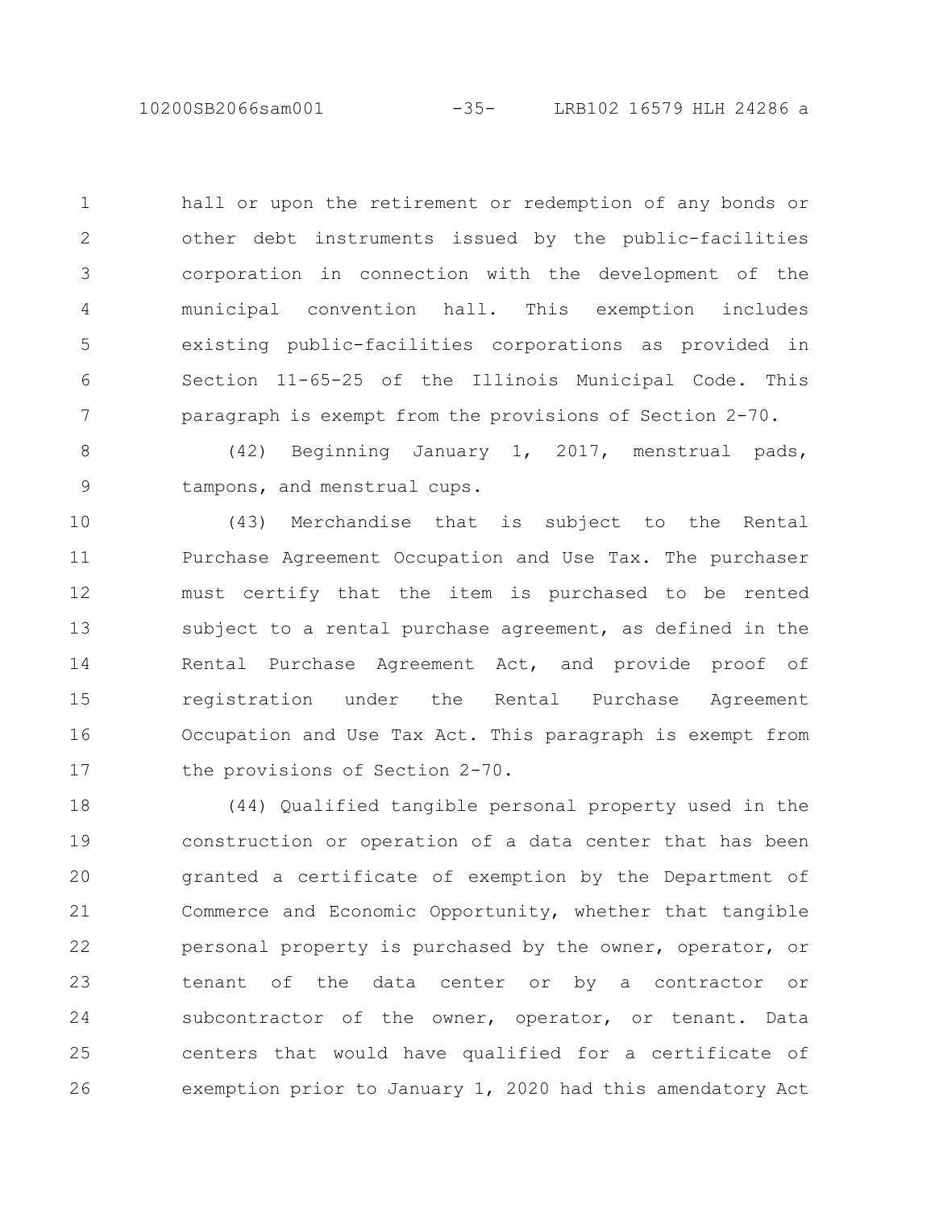hall or upon the retirement or redemption of any bonds or other debt instruments issued by the public-facilities corporation in connection with the development of the municipal convention hall. This exemption includes existing public-facilities corporations as provided in Section 11-65-25 of the Illinois Municipal Code. This paragraph is exempt from the provisions of Section 2-70.

(42) Beginning January 1, 2017, menstrual pads, tampons, and menstrual cups.

(43) Merchandise that is subject to the Rental Purchase Agreement Occupation and Use Tax. The purchaser must certify that the item is purchased to be rented subject to a rental purchase agreement, as defined in the Rental Purchase Agreement Act, and provide proof of registration under the Rental Purchase Agreement Occupation and Use Tax Act. This paragraph is exempt from the provisions of Section 2-70.

(44) Qualified tangible personal property used in the construction or operation of a data center that has been granted a certificate of exemption by the Department of Commerce and Economic Opportunity, whether that tangible personal property is purchased by the owner, operator, or tenant of the data center or by a contractor or subcontractor of the owner, operator, or tenant. Data centers that would have qualified for a certificate of exemption prior to January 1, 2020 had this amendatory Act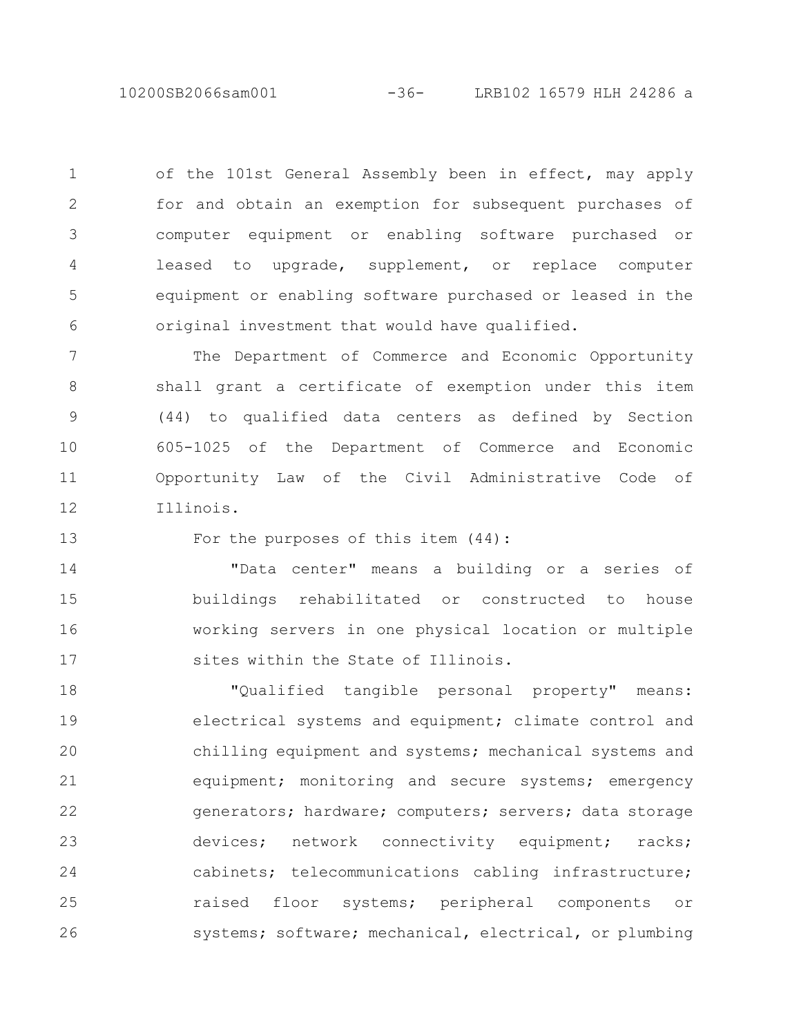of the 101st General Assembly been in effect, may apply for and obtain an exemption for subsequent purchases of computer equipment or enabling software purchased or leased to upgrade, supplement, or replace computer equipment or enabling software purchased or leased in the original investment that would have qualified.

The Department of Commerce and Economic Opportunity shall grant a certificate of exemption under this item (44) to qualified data centers as defined by Section 605-1025 of the Department of Commerce and Economic Opportunity Law of the Civil Administrative Code of Illinois.

For the purposes of this item (44):

"Data center" means a building or a series of buildings rehabilitated or constructed to house working servers in one physical location or multiple sites within the State of Illinois.

"Qualified tangible personal property" means: electrical systems and equipment; climate control and chilling equipment and systems; mechanical systems and equipment; monitoring and secure systems; emergency generators; hardware; computers; servers; data storage devices; network connectivity equipment; racks; cabinets; telecommunications cabling infrastructure; raised floor systems; peripheral components or systems; software; mechanical, electrical, or plumbing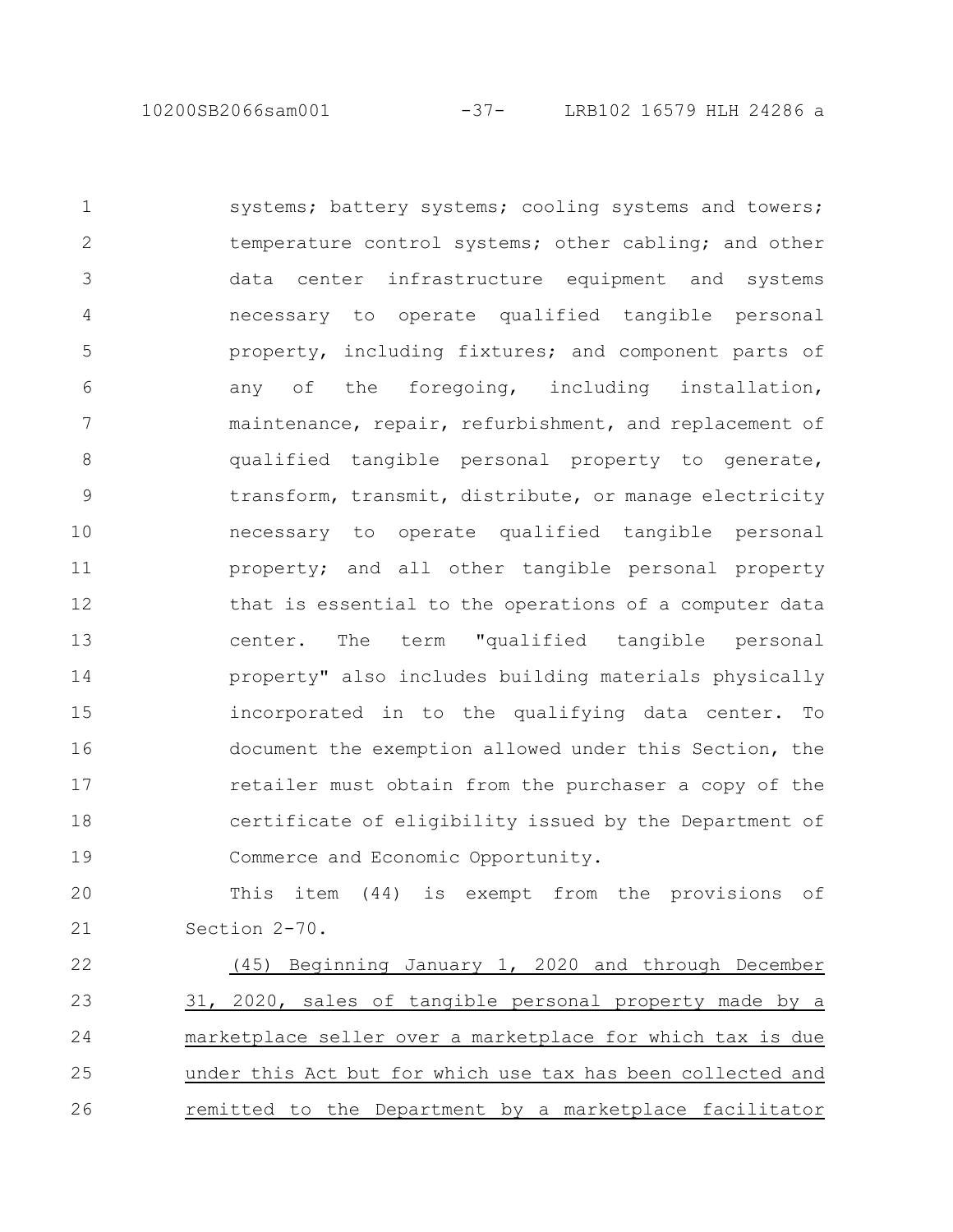systems; battery systems; cooling systems and towers; temperature control systems; other cabling; and other data center infrastructure equipment and systems necessary to operate qualified tangible personal property, including fixtures; and component parts of any of the foregoing, including installation, maintenance, repair, refurbishment, and replacement of qualified tangible personal property to generate, transform, transmit, distribute, or manage electricity necessary to operate qualified tangible personal property; and all other tangible personal property that is essential to the operations of a computer data center. The term "qualified tangible personal property" also includes building materials physically incorporated in to the qualifying data center. To document the exemption allowed under this Section, the retailer must obtain from the purchaser a copy of the certificate of eligibility issued by the Department of Commerce and Economic Opportunity.

This item (44) is exempt from the provisions of Section 2-70.

<u>(45) Beginning January 1, 2020 and through December 31, 2020, sales of tangible personal property made by a marketplace seller over a marketplace for which tax is due under this Act but for which use tax has been collected and remitted to the Department by a marketplace facilitator</u>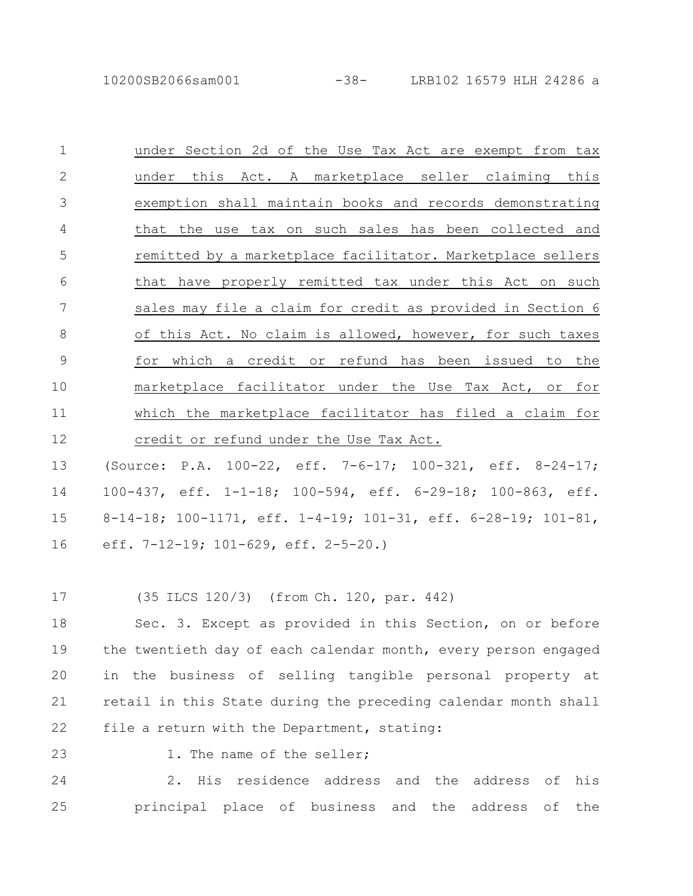under Section 2d of the Use Tax Act are exempt from tax under this Act. A marketplace seller claiming this exemption shall maintain books and records demonstrating that the use tax on such sales has been collected and remitted by a marketplace facilitator. Marketplace sellers that have properly remitted tax under this Act on such sales may file a claim for credit as provided in Section 6 of this Act. No claim is allowed, however, for such taxes for which a credit or refund has been issued to the marketplace facilitator under the Use Tax Act, or for which the marketplace facilitator has filed a claim for credit or refund under the Use Tax Act.

(Source: P.A. 100-22, eff. 7-6-17; 100-321, eff. 8-24-17; 100-437, eff. 1-1-18; 100-594, eff. 6-29-18; 100-863, eff. 8-14-18; 100-1171, eff. 1-4-19; 101-31, eff. 6-28-19; 101-81, eff. 7-12-19; 101-629, eff. 2-5-20.)

(35 ILCS 120/3) (from Ch. 120, par. 442)

Sec. 3. Except as provided in this Section, on or before the twentieth day of each calendar month, every person engaged in the business of selling tangible personal property at retail in this State during the preceding calendar month shall file a return with the Department, stating:

1. The name of the seller;

2. His residence address and the address of his principal place of business and the address of the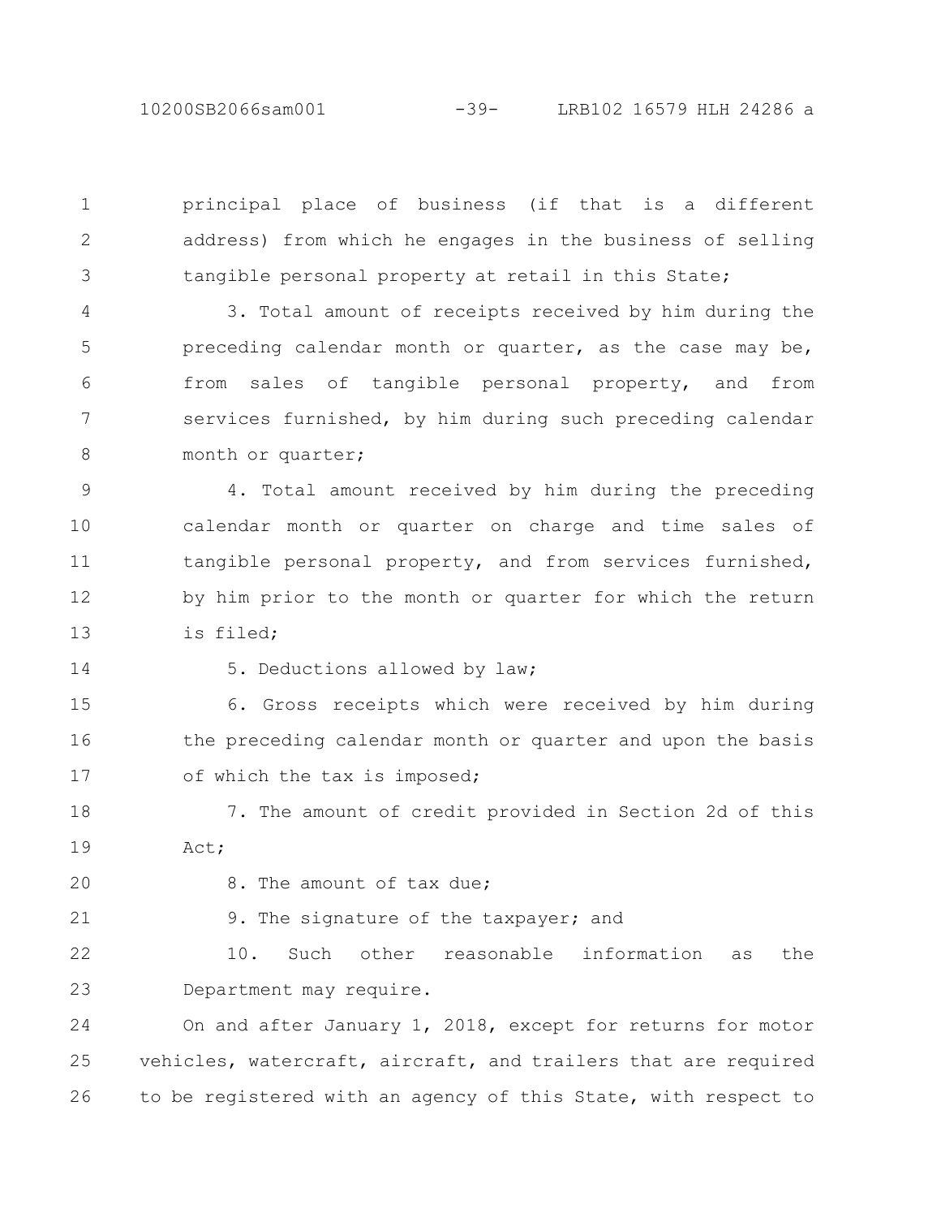principal place of business (if that is a different address) from which he engages in the business of selling tangible personal property at retail in this State;

3. Total amount of receipts received by him during the preceding calendar month or quarter, as the case may be, from sales of tangible personal property, and from services furnished, by him during such preceding calendar month or quarter;

4. Total amount received by him during the preceding calendar month or quarter on charge and time sales of tangible personal property, and from services furnished, by him prior to the month or quarter for which the return is filed;

5. Deductions allowed by law;

6. Gross receipts which were received by him during the preceding calendar month or quarter and upon the basis of which the tax is imposed;

7. The amount of credit provided in Section 2d of this Act;

8. The amount of tax due;

9. The signature of the taxpayer; and

10. Such other reasonable information as the Department may require.

On and after January 1, 2018, except for returns for motor vehicles, watercraft, aircraft, and trailers that are required to be registered with an agency of this State, with respect to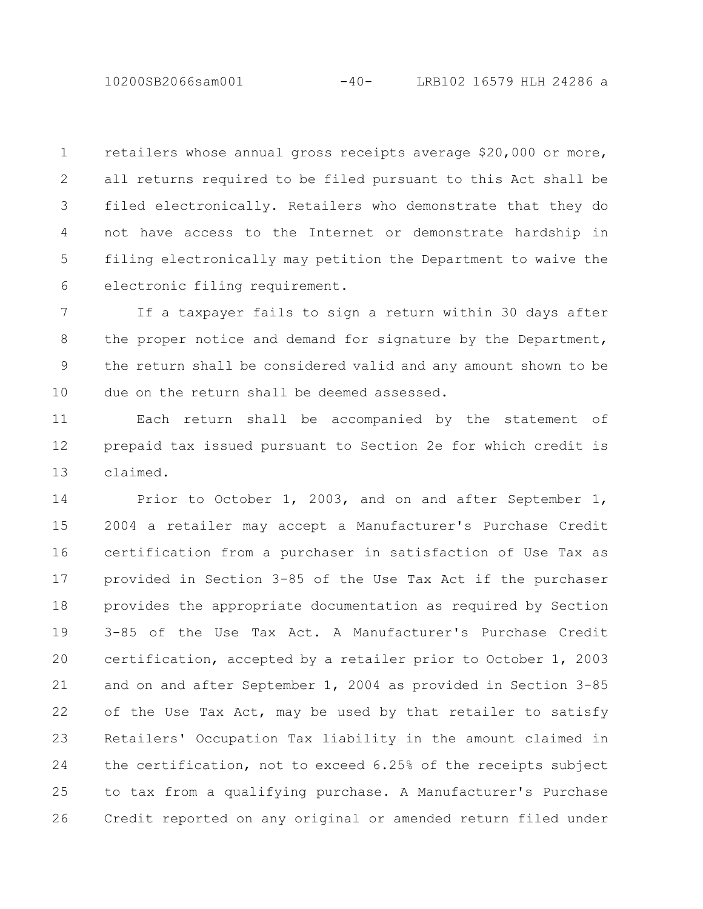retailers whose annual gross receipts average $20,000 or more, all returns required to be filed pursuant to this Act shall be filed electronically. Retailers who demonstrate that they do not have access to the Internet or demonstrate hardship in filing electronically may petition the Department to waive the electronic filing requirement.

If a taxpayer fails to sign a return within 30 days after the proper notice and demand for signature by the Department, the return shall be considered valid and any amount shown to be due on the return shall be deemed assessed.

Each return shall be accompanied by the statement of prepaid tax issued pursuant to Section 2e for which credit is claimed.

Prior to October 1, 2003, and on and after September 1, 2004 a retailer may accept a Manufacturer's Purchase Credit certification from a purchaser in satisfaction of Use Tax as provided in Section 3-85 of the Use Tax Act if the purchaser provides the appropriate documentation as required by Section 3-85 of the Use Tax Act. A Manufacturer's Purchase Credit certification, accepted by a retailer prior to October 1, 2003 and on and after September 1, 2004 as provided in Section 3-85 of the Use Tax Act, may be used by that retailer to satisfy Retailers' Occupation Tax liability in the amount claimed in the certification, not to exceed 6.25% of the receipts subject to tax from a qualifying purchase. A Manufacturer's Purchase Credit reported on any original or amended return filed under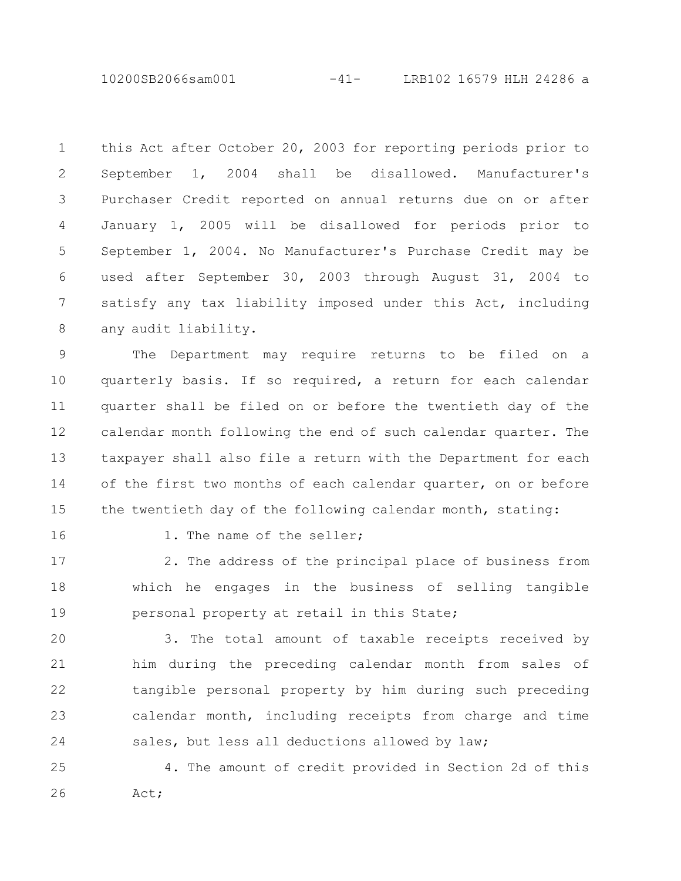this Act after October 20, 2003 for reporting periods prior to September 1, 2004 shall be disallowed. Manufacturer's Purchaser Credit reported on annual returns due on or after January 1, 2005 will be disallowed for periods prior to September 1, 2004. No Manufacturer's Purchase Credit may be used after September 30, 2003 through August 31, 2004 to satisfy any tax liability imposed under this Act, including any audit liability.

The Department may require returns to be filed on a quarterly basis. If so required, a return for each calendar quarter shall be filed on or before the twentieth day of the calendar month following the end of such calendar quarter. The taxpayer shall also file a return with the Department for each of the first two months of each calendar quarter, on or before the twentieth day of the following calendar month, stating:

1. The name of the seller;

2. The address of the principal place of business from which he engages in the business of selling tangible personal property at retail in this State;

3. The total amount of taxable receipts received by him during the preceding calendar month from sales of tangible personal property by him during such preceding calendar month, including receipts from charge and time sales, but less all deductions allowed by law;

4. The amount of credit provided in Section 2d of this Act;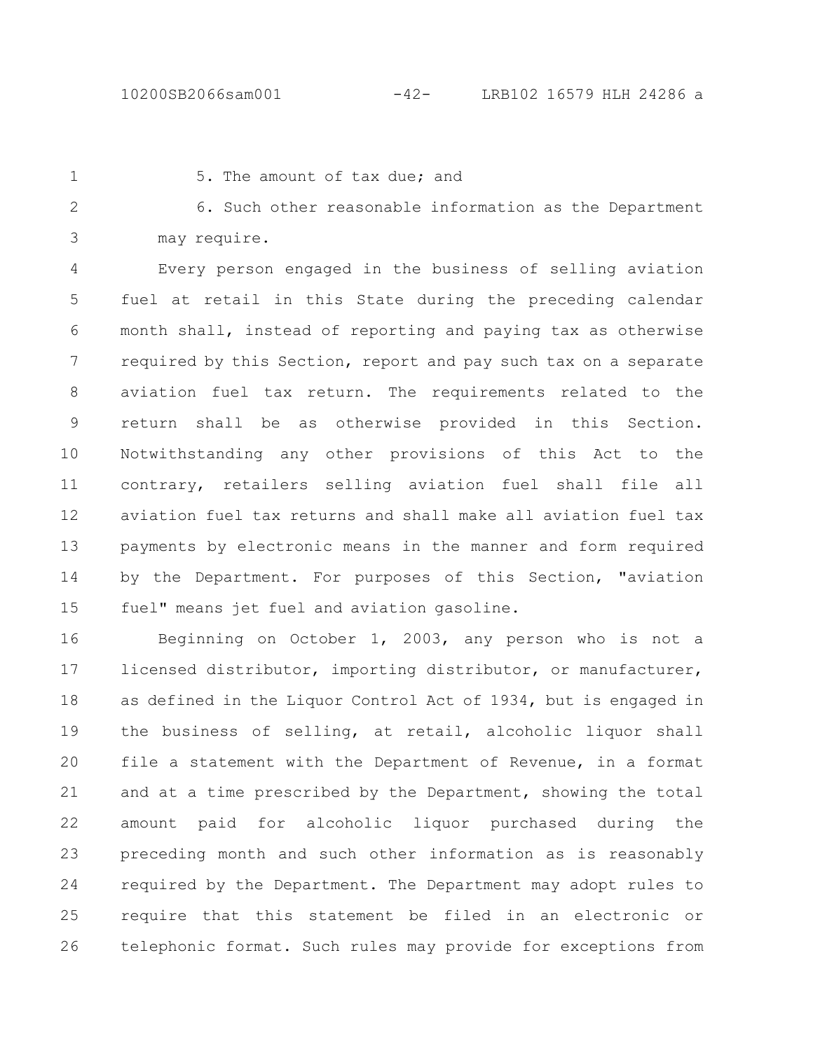5. The amount of tax due; and

6. Such other reasonable information as the Department may require.

Every person engaged in the business of selling aviation fuel at retail in this State during the preceding calendar month shall, instead of reporting and paying tax as otherwise required by this Section, report and pay such tax on a separate aviation fuel tax return. The requirements related to the return shall be as otherwise provided in this Section. Notwithstanding any other provisions of this Act to the contrary, retailers selling aviation fuel shall file all aviation fuel tax returns and shall make all aviation fuel tax payments by electronic means in the manner and form required by the Department. For purposes of this Section, "aviation fuel" means jet fuel and aviation gasoline.

Beginning on October 1, 2003, any person who is not a licensed distributor, importing distributor, or manufacturer, as defined in the Liquor Control Act of 1934, but is engaged in the business of selling, at retail, alcoholic liquor shall file a statement with the Department of Revenue, in a format and at a time prescribed by the Department, showing the total amount paid for alcoholic liquor purchased during the preceding month and such other information as is reasonably required by the Department. The Department may adopt rules to require that this statement be filed in an electronic or telephonic format. Such rules may provide for exceptions from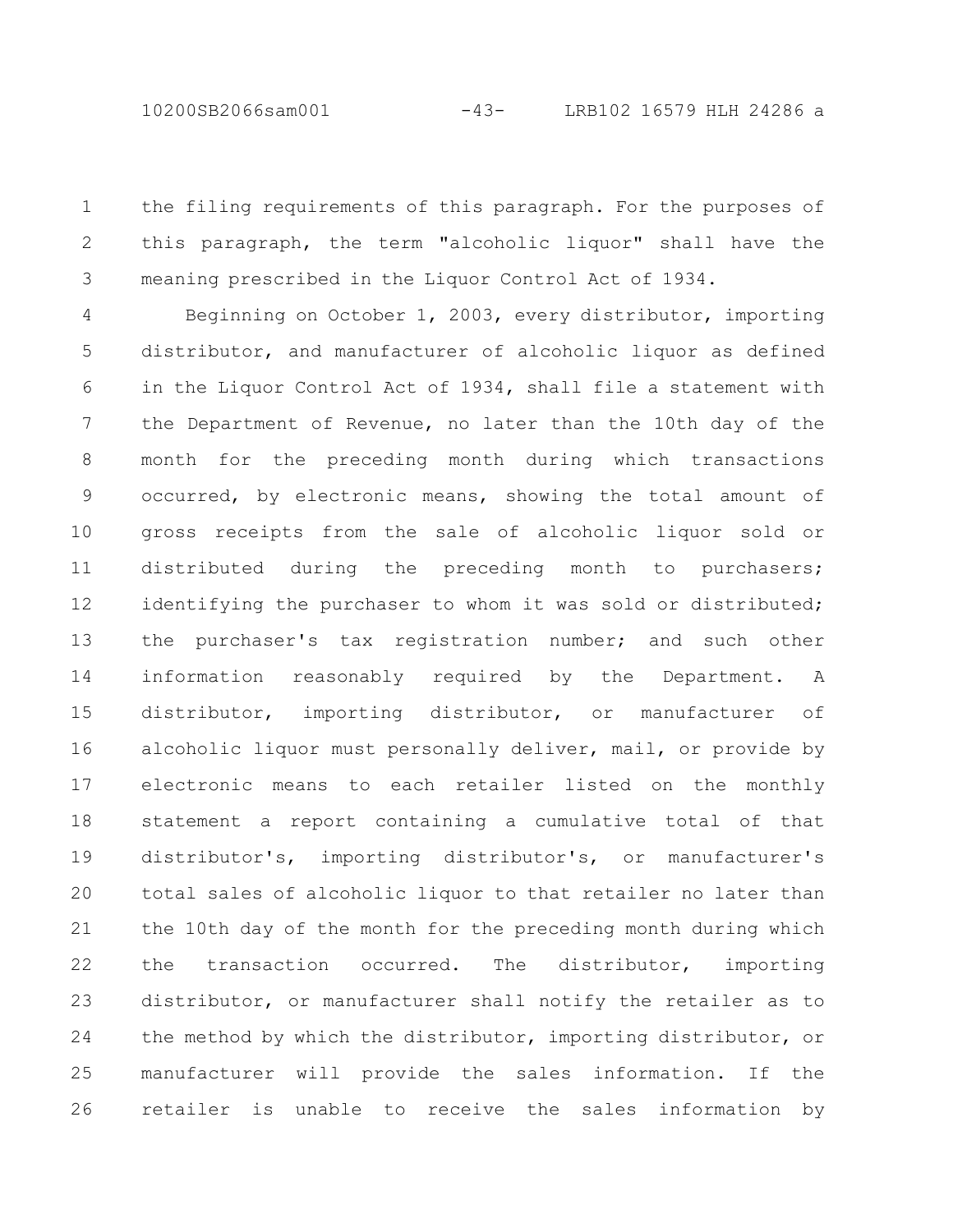the filing requirements of this paragraph. For the purposes of this paragraph, the term "alcoholic liquor" shall have the meaning prescribed in the Liquor Control Act of 1934.

Beginning on October 1, 2003, every distributor, importing distributor, and manufacturer of alcoholic liquor as defined in the Liquor Control Act of 1934, shall file a statement with the Department of Revenue, no later than the 10th day of the month for the preceding month during which transactions occurred, by electronic means, showing the total amount of gross receipts from the sale of alcoholic liquor sold or distributed during the preceding month to purchasers; identifying the purchaser to whom it was sold or distributed; the purchaser's tax registration number; and such other information reasonably required by the Department. A distributor, importing distributor, or manufacturer of alcoholic liquor must personally deliver, mail, or provide by electronic means to each retailer listed on the monthly statement a report containing a cumulative total of that distributor's, importing distributor's, or manufacturer's total sales of alcoholic liquor to that retailer no later than the 10th day of the month for the preceding month during which the transaction occurred. The distributor, importing distributor, or manufacturer shall notify the retailer as to the method by which the distributor, importing distributor, or manufacturer will provide the sales information. If the retailer is unable to receive the sales information by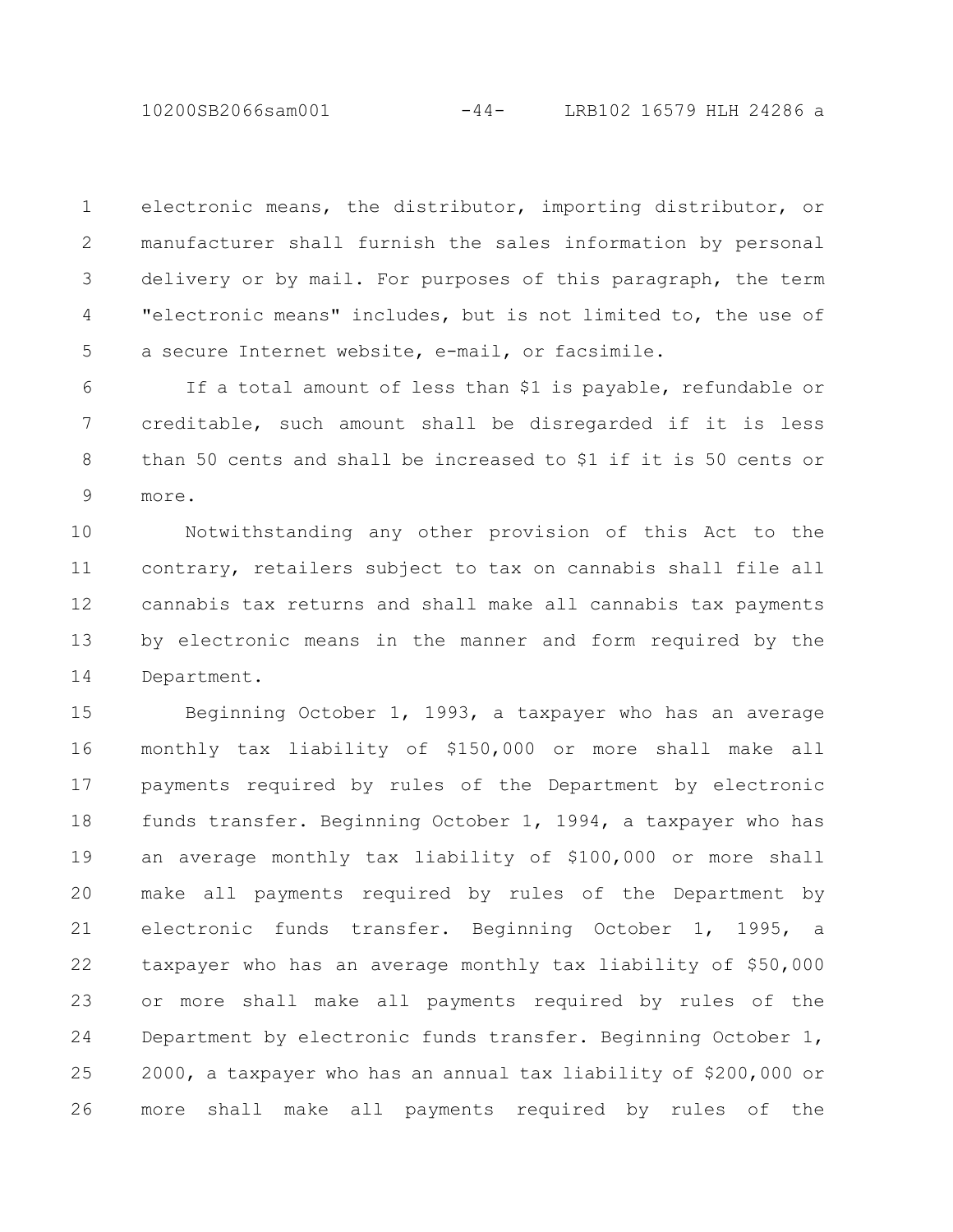electronic means, the distributor, importing distributor, or manufacturer shall furnish the sales information by personal delivery or by mail. For purposes of this paragraph, the term "electronic means" includes, but is not limited to, the use of a secure Internet website, e-mail, or facsimile.

If a total amount of less than $1 is payable, refundable or creditable, such amount shall be disregarded if it is less than 50 cents and shall be increased to $1 if it is 50 cents or more.

Notwithstanding any other provision of this Act to the contrary, retailers subject to tax on cannabis shall file all cannabis tax returns and shall make all cannabis tax payments by electronic means in the manner and form required by the Department.

Beginning October 1, 1993, a taxpayer who has an average monthly tax liability of $150,000 or more shall make all payments required by rules of the Department by electronic funds transfer. Beginning October 1, 1994, a taxpayer who has an average monthly tax liability of $100,000 or more shall make all payments required by rules of the Department by electronic funds transfer. Beginning October 1, 1995, a taxpayer who has an average monthly tax liability of $50,000 or more shall make all payments required by rules of the Department by electronic funds transfer. Beginning October 1, 2000, a taxpayer who has an annual tax liability of $200,000 or more shall make all payments required by rules of the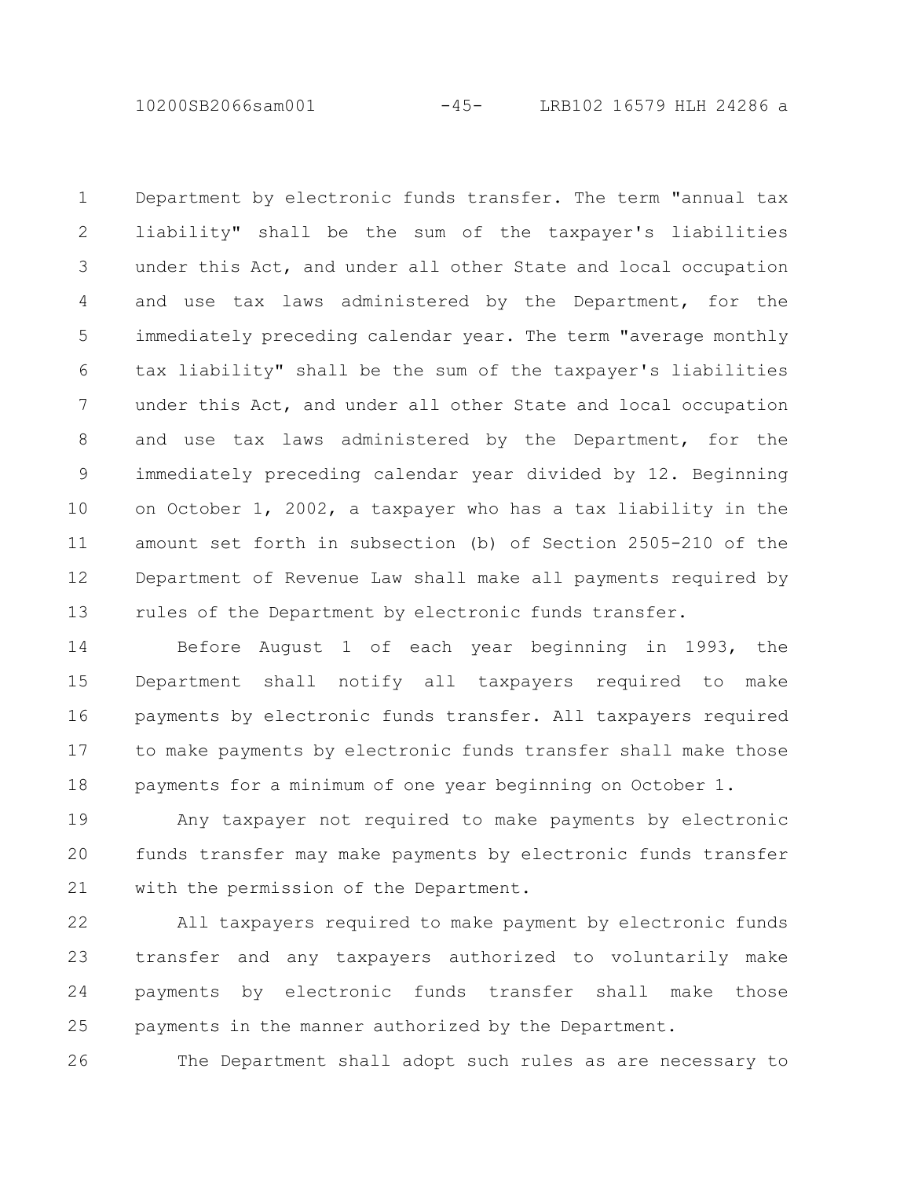Department by electronic funds transfer. The term "annual tax liability" shall be the sum of the taxpayer's liabilities under this Act, and under all other State and local occupation and use tax laws administered by the Department, for the immediately preceding calendar year. The term "average monthly tax liability" shall be the sum of the taxpayer's liabilities under this Act, and under all other State and local occupation and use tax laws administered by the Department, for the immediately preceding calendar year divided by 12. Beginning on October 1, 2002, a taxpayer who has a tax liability in the amount set forth in subsection (b) of Section 2505-210 of the Department of Revenue Law shall make all payments required by rules of the Department by electronic funds transfer.

Before August 1 of each year beginning in 1993, the Department shall notify all taxpayers required to make payments by electronic funds transfer. All taxpayers required to make payments by electronic funds transfer shall make those payments for a minimum of one year beginning on October 1.

Any taxpayer not required to make payments by electronic funds transfer may make payments by electronic funds transfer with the permission of the Department.

All taxpayers required to make payment by electronic funds transfer and any taxpayers authorized to voluntarily make payments by electronic funds transfer shall make those payments in the manner authorized by the Department.

The Department shall adopt such rules as are necessary to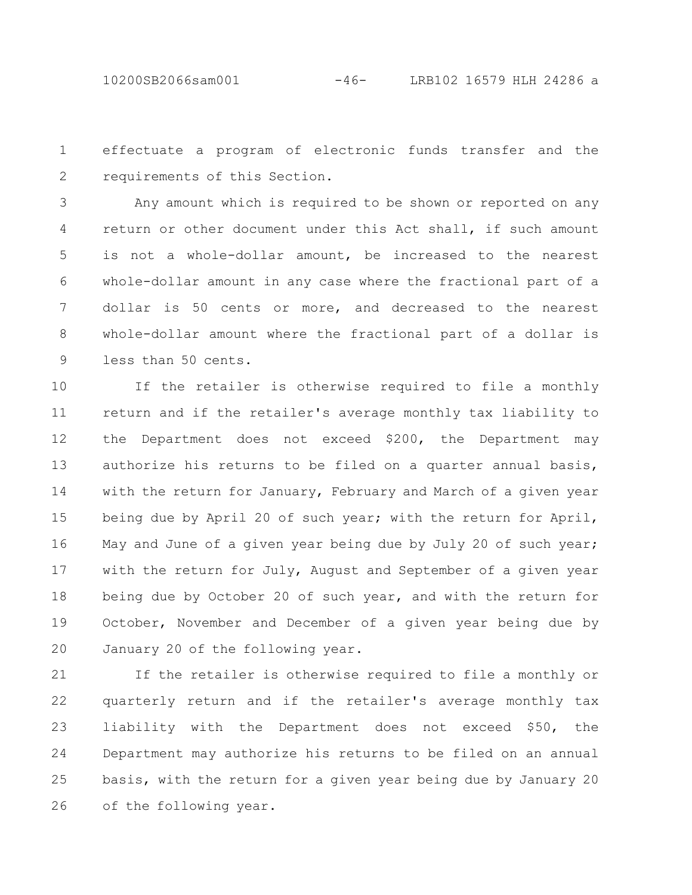effectuate a program of electronic funds transfer and the requirements of this Section.

Any amount which is required to be shown or reported on any return or other document under this Act shall, if such amount is not a whole-dollar amount, be increased to the nearest whole-dollar amount in any case where the fractional part of a dollar is 50 cents or more, and decreased to the nearest whole-dollar amount where the fractional part of a dollar is less than 50 cents.

If the retailer is otherwise required to file a monthly return and if the retailer's average monthly tax liability to the Department does not exceed $200, the Department may authorize his returns to be filed on a quarter annual basis, with the return for January, February and March of a given year being due by April 20 of such year; with the return for April, May and June of a given year being due by July 20 of such year; with the return for July, August and September of a given year being due by October 20 of such year, and with the return for October, November and December of a given year being due by January 20 of the following year.

If the retailer is otherwise required to file a monthly or quarterly return and if the retailer's average monthly tax liability with the Department does not exceed $50, the Department may authorize his returns to be filed on an annual basis, with the return for a given year being due by January 20 of the following year.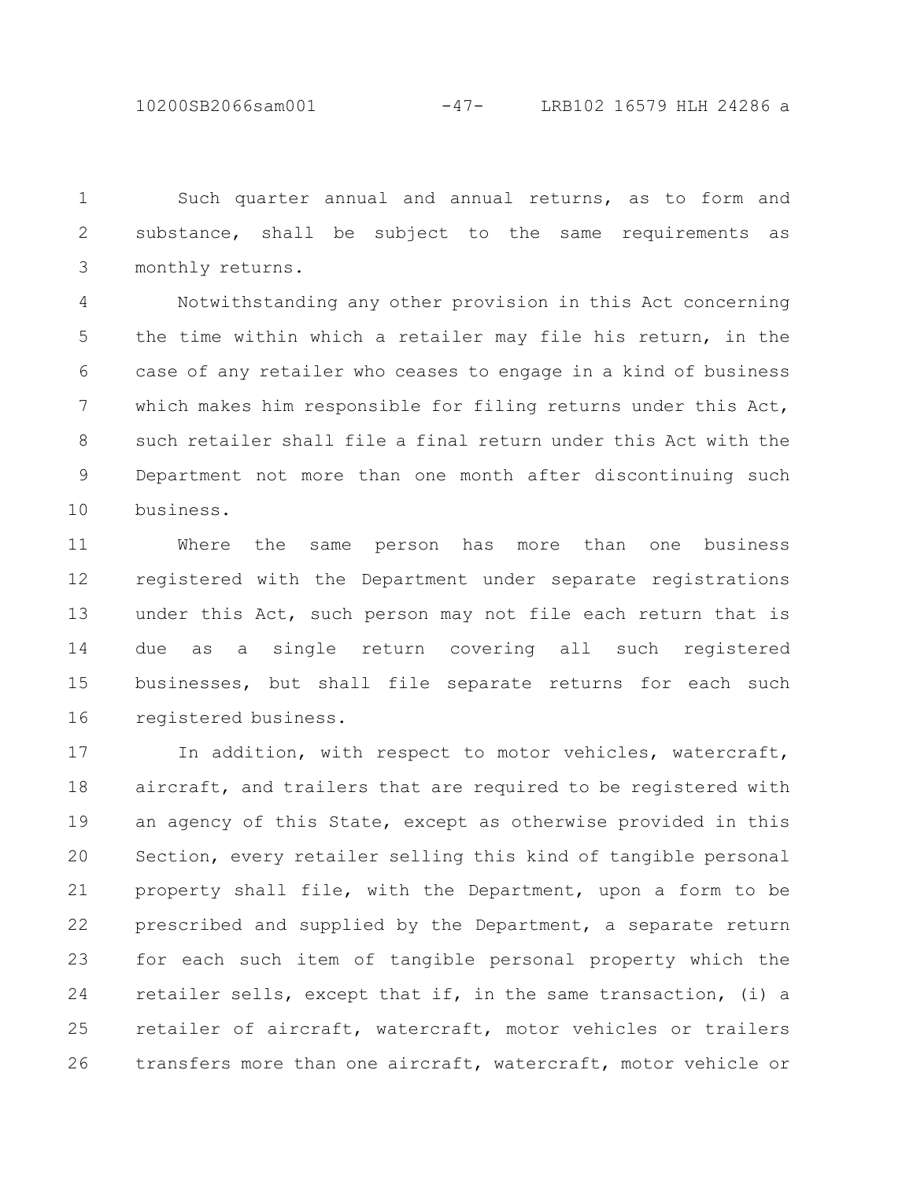Such quarter annual and annual returns, as to form and substance, shall be subject to the same requirements as monthly returns.

Notwithstanding any other provision in this Act concerning the time within which a retailer may file his return, in the case of any retailer who ceases to engage in a kind of business which makes him responsible for filing returns under this Act, such retailer shall file a final return under this Act with the Department not more than one month after discontinuing such business.

Where the same person has more than one business registered with the Department under separate registrations under this Act, such person may not file each return that is due as a single return covering all such registered businesses, but shall file separate returns for each such registered business.

In addition, with respect to motor vehicles, watercraft, aircraft, and trailers that are required to be registered with an agency of this State, except as otherwise provided in this Section, every retailer selling this kind of tangible personal property shall file, with the Department, upon a form to be prescribed and supplied by the Department, a separate return for each such item of tangible personal property which the retailer sells, except that if, in the same transaction, (i) a retailer of aircraft, watercraft, motor vehicles or trailers transfers more than one aircraft, watercraft, motor vehicle or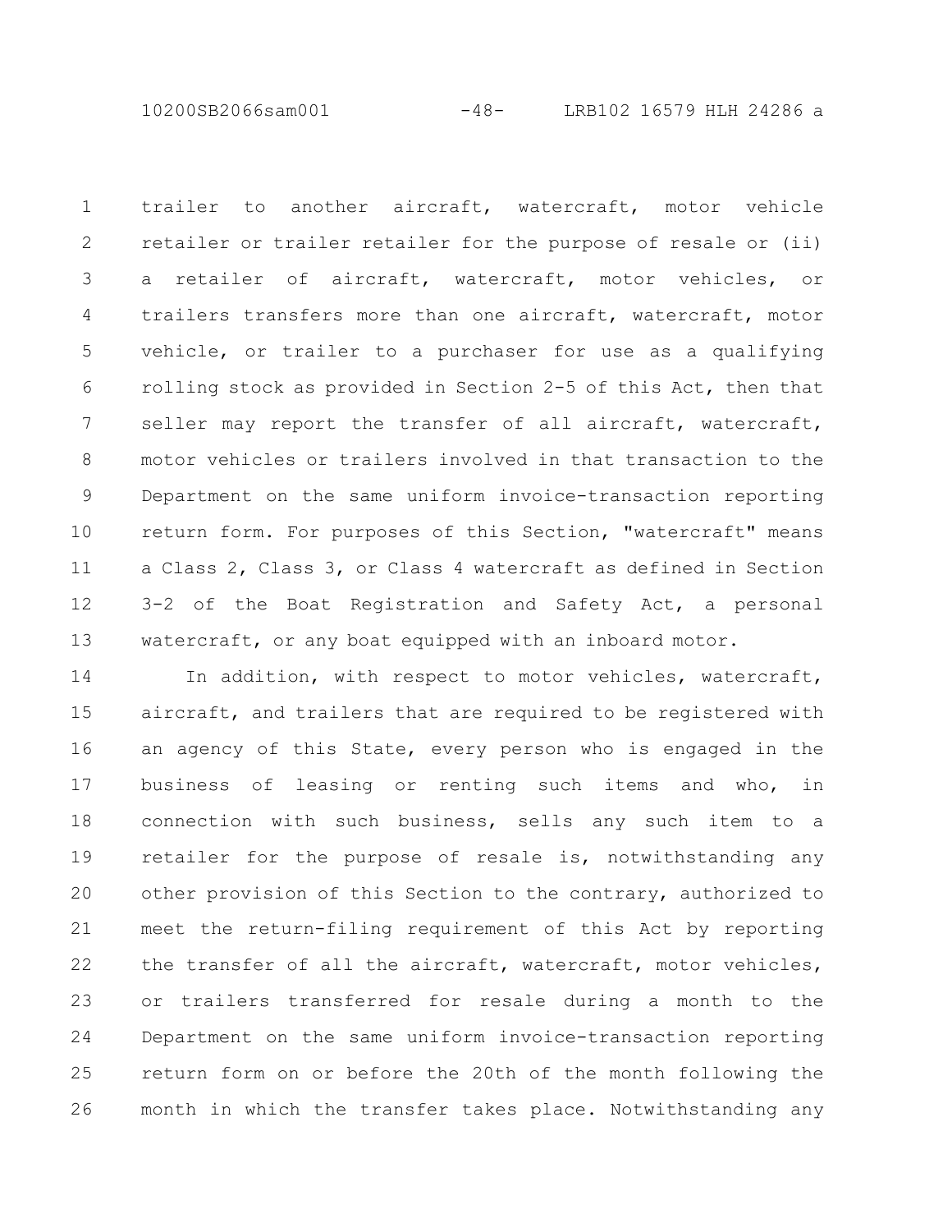trailer to another aircraft, watercraft, motor vehicle retailer or trailer retailer for the purpose of resale or (ii) a retailer of aircraft, watercraft, motor vehicles, or trailers transfers more than one aircraft, watercraft, motor vehicle, or trailer to a purchaser for use as a qualifying rolling stock as provided in Section 2-5 of this Act, then that seller may report the transfer of all aircraft, watercraft, motor vehicles or trailers involved in that transaction to the Department on the same uniform invoice-transaction reporting return form. For purposes of this Section, "watercraft" means a Class 2, Class 3, or Class 4 watercraft as defined in Section 3-2 of the Boat Registration and Safety Act, a personal watercraft, or any boat equipped with an inboard motor.

In addition, with respect to motor vehicles, watercraft, aircraft, and trailers that are required to be registered with an agency of this State, every person who is engaged in the business of leasing or renting such items and who, in connection with such business, sells any such item to a retailer for the purpose of resale is, notwithstanding any other provision of this Section to the contrary, authorized to meet the return-filing requirement of this Act by reporting the transfer of all the aircraft, watercraft, motor vehicles, or trailers transferred for resale during a month to the Department on the same uniform invoice-transaction reporting return form on or before the 20th of the month following the month in which the transfer takes place. Notwithstanding any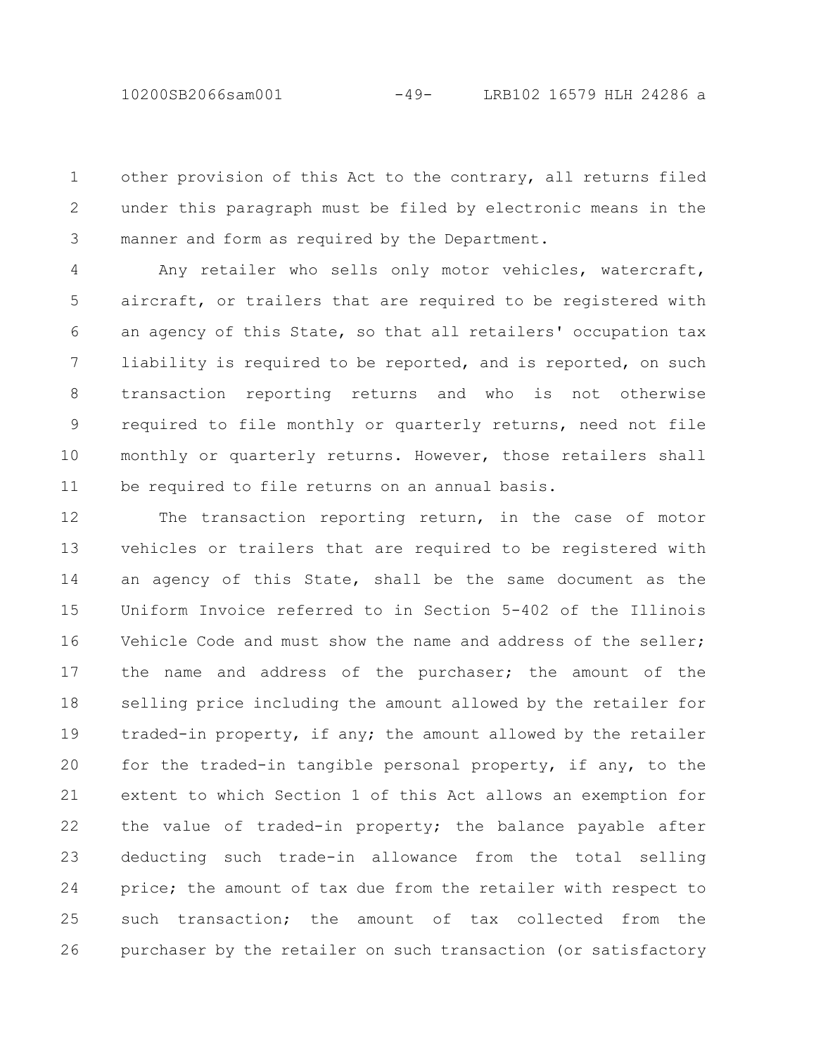other provision of this Act to the contrary, all returns filed under this paragraph must be filed by electronic means in the manner and form as required by the Department.

Any retailer who sells only motor vehicles, watercraft, aircraft, or trailers that are required to be registered with an agency of this State, so that all retailers' occupation tax liability is required to be reported, and is reported, on such transaction reporting returns and who is not otherwise required to file monthly or quarterly returns, need not file monthly or quarterly returns. However, those retailers shall be required to file returns on an annual basis.

The transaction reporting return, in the case of motor vehicles or trailers that are required to be registered with an agency of this State, shall be the same document as the Uniform Invoice referred to in Section 5-402 of the Illinois Vehicle Code and must show the name and address of the seller; the name and address of the purchaser; the amount of the selling price including the amount allowed by the retailer for traded-in property, if any; the amount allowed by the retailer for the traded-in tangible personal property, if any, to the extent to which Section 1 of this Act allows an exemption for the value of traded-in property; the balance payable after deducting such trade-in allowance from the total selling price; the amount of tax due from the retailer with respect to such transaction; the amount of tax collected from the purchaser by the retailer on such transaction (or satisfactory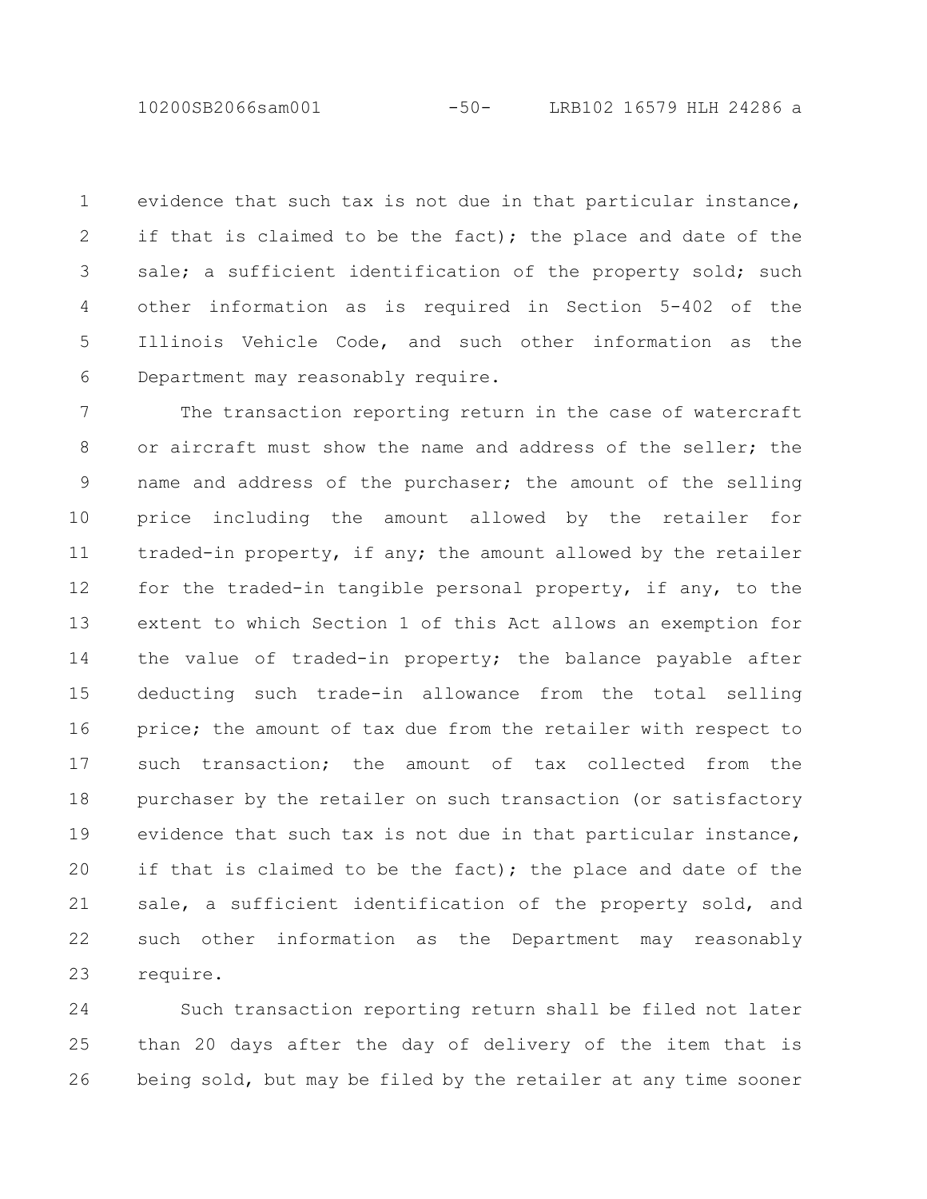evidence that such tax is not due in that particular instance, if that is claimed to be the fact); the place and date of the sale; a sufficient identification of the property sold; such other information as is required in Section 5-402 of the Illinois Vehicle Code, and such other information as the Department may reasonably require.

The transaction reporting return in the case of watercraft or aircraft must show the name and address of the seller; the name and address of the purchaser; the amount of the selling price including the amount allowed by the retailer for traded-in property, if any; the amount allowed by the retailer for the traded-in tangible personal property, if any, to the extent to which Section 1 of this Act allows an exemption for the value of traded-in property; the balance payable after deducting such trade-in allowance from the total selling price; the amount of tax due from the retailer with respect to such transaction; the amount of tax collected from the purchaser by the retailer on such transaction (or satisfactory evidence that such tax is not due in that particular instance, if that is claimed to be the fact); the place and date of the sale, a sufficient identification of the property sold, and such other information as the Department may reasonably require.

Such transaction reporting return shall be filed not later than 20 days after the day of delivery of the item that is being sold, but may be filed by the retailer at any time sooner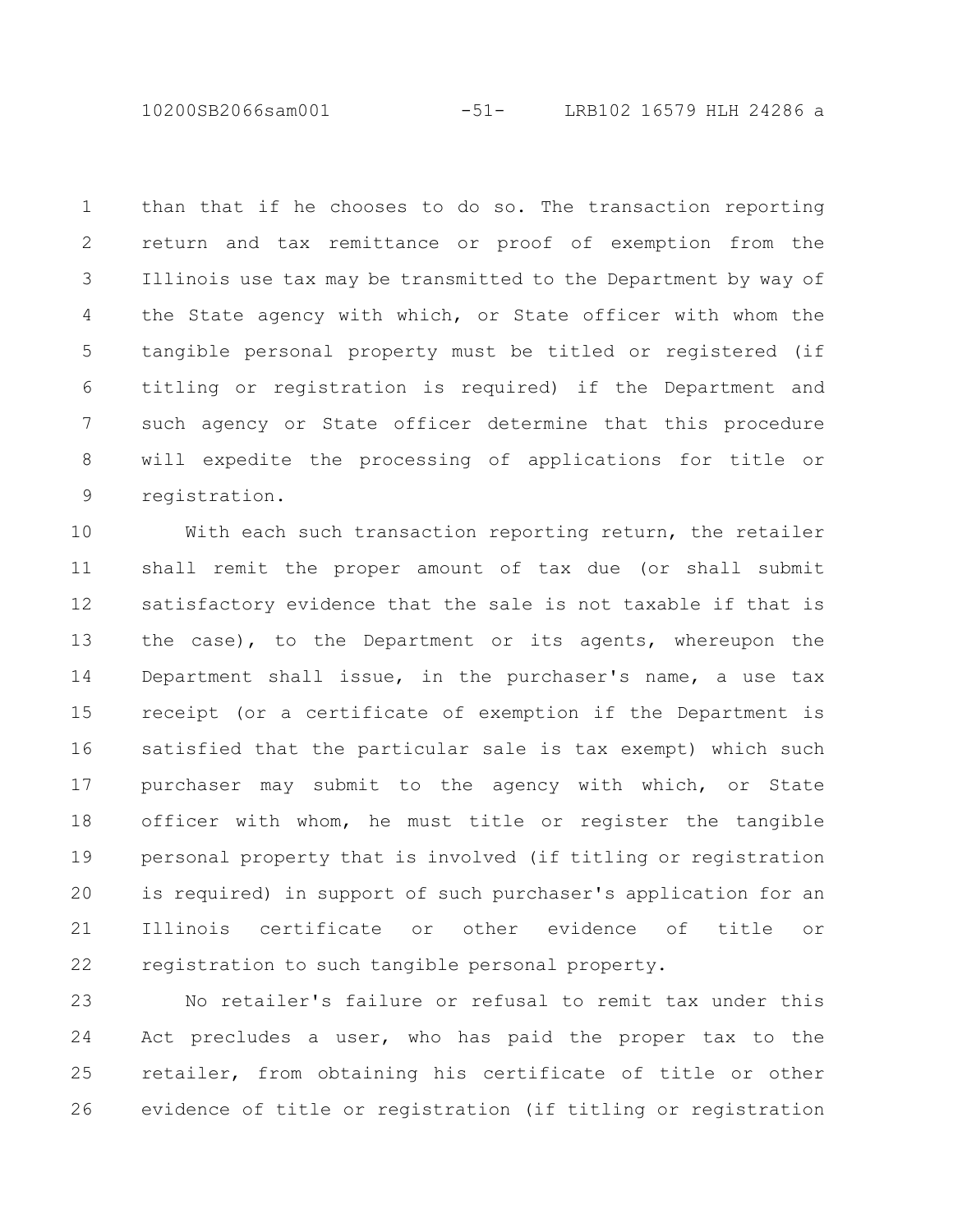than that if he chooses to do so. The transaction reporting return and tax remittance or proof of exemption from the Illinois use tax may be transmitted to the Department by way of the State agency with which, or State officer with whom the tangible personal property must be titled or registered (if titling or registration is required) if the Department and such agency or State officer determine that this procedure will expedite the processing of applications for title or registration.

With each such transaction reporting return, the retailer shall remit the proper amount of tax due (or shall submit satisfactory evidence that the sale is not taxable if that is the case), to the Department or its agents, whereupon the Department shall issue, in the purchaser's name, a use tax receipt (or a certificate of exemption if the Department is satisfied that the particular sale is tax exempt) which such purchaser may submit to the agency with which, or State officer with whom, he must title or register the tangible personal property that is involved (if titling or registration is required) in support of such purchaser's application for an Illinois certificate or other evidence of title or registration to such tangible personal property.

No retailer's failure or refusal to remit tax under this Act precludes a user, who has paid the proper tax to the retailer, from obtaining his certificate of title or other evidence of title or registration (if titling or registration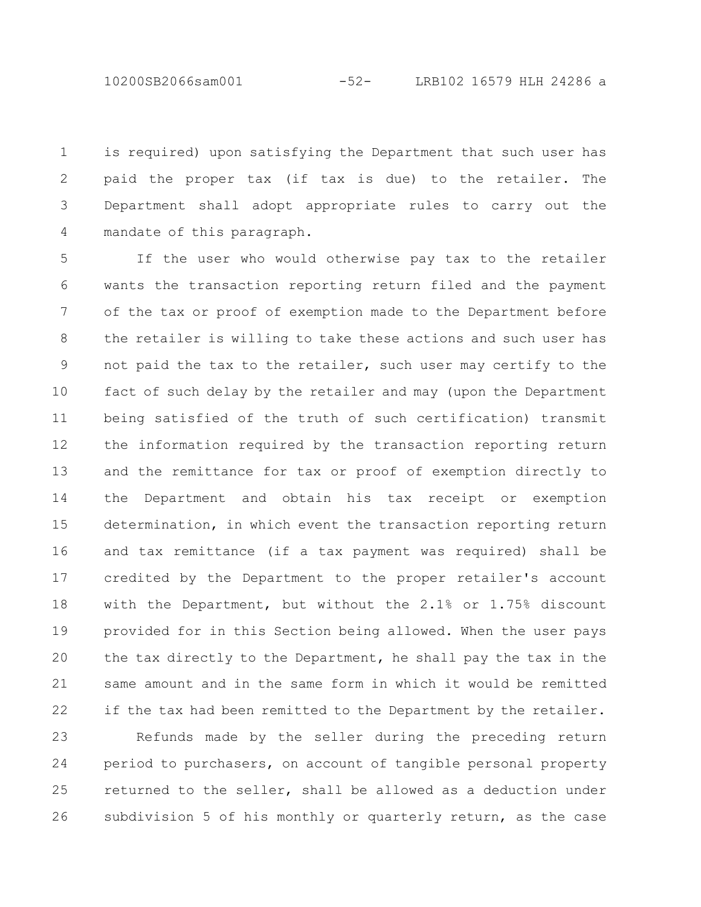is required) upon satisfying the Department that such user has paid the proper tax (if tax is due) to the retailer. The Department shall adopt appropriate rules to carry out the mandate of this paragraph.

If the user who would otherwise pay tax to the retailer wants the transaction reporting return filed and the payment of the tax or proof of exemption made to the Department before the retailer is willing to take these actions and such user has not paid the tax to the retailer, such user may certify to the fact of such delay by the retailer and may (upon the Department being satisfied of the truth of such certification) transmit the information required by the transaction reporting return and the remittance for tax or proof of exemption directly to the Department and obtain his tax receipt or exemption determination, in which event the transaction reporting return and tax remittance (if a tax payment was required) shall be credited by the Department to the proper retailer's account with the Department, but without the 2.1% or 1.75% discount provided for in this Section being allowed. When the user pays the tax directly to the Department, he shall pay the tax in the same amount and in the same form in which it would be remitted if the tax had been remitted to the Department by the retailer.

Refunds made by the seller during the preceding return period to purchasers, on account of tangible personal property returned to the seller, shall be allowed as a deduction under subdivision 5 of his monthly or quarterly return, as the case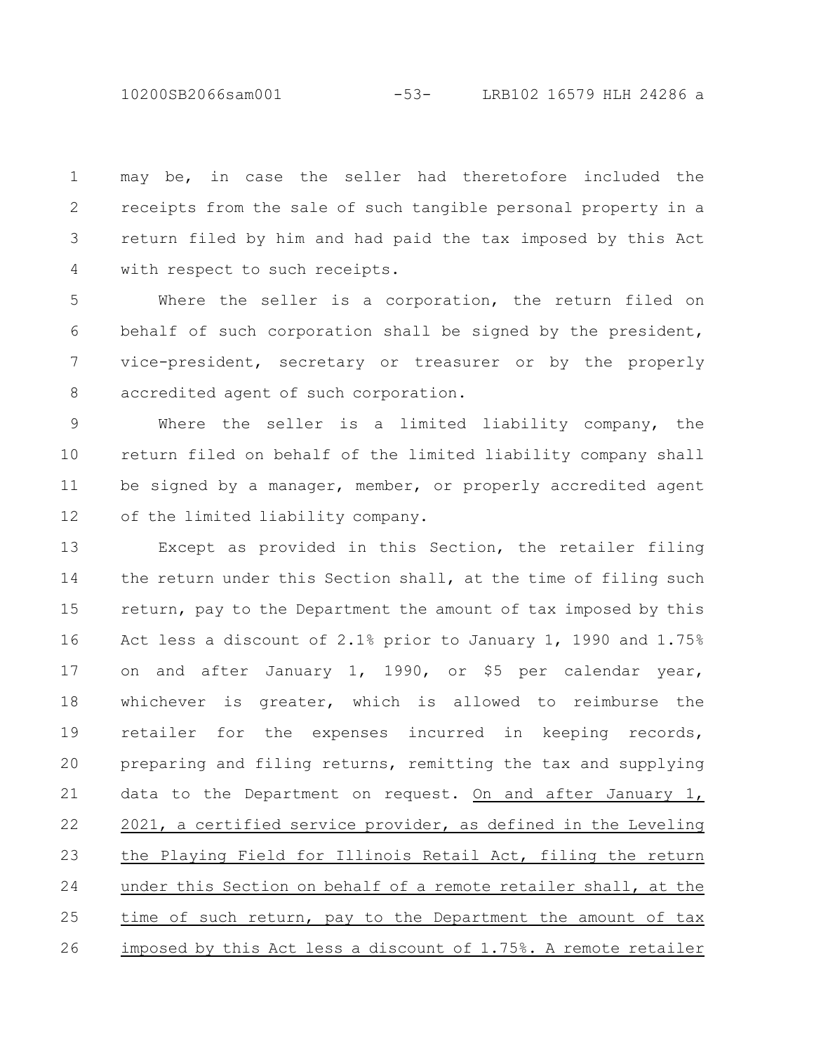may be, in case the seller had theretofore included the receipts from the sale of such tangible personal property in a return filed by him and had paid the tax imposed by this Act with respect to such receipts.

Where the seller is a corporation, the return filed on behalf of such corporation shall be signed by the president, vice-president, secretary or treasurer or by the properly accredited agent of such corporation.

Where the seller is a limited liability company, the return filed on behalf of the limited liability company shall be signed by a manager, member, or properly accredited agent of the limited liability company.

Except as provided in this Section, the retailer filing the return under this Section shall, at the time of filing such return, pay to the Department the amount of tax imposed by this Act less a discount of 2.1% prior to January 1, 1990 and 1.75% on and after January 1, 1990, or $5 per calendar year, whichever is greater, which is allowed to reimburse the retailer for the expenses incurred in keeping records, preparing and filing returns, remitting the tax and supplying data to the Department on request. <u>On and after January 1, 2021, a certified service provider, as defined in the Leveling the Playing Field for Illinois Retail Act, filing the return under this Section on behalf of a remote retailer shall, at the time of such return, pay to the Department the amount of tax imposed by this Act less a discount of 1.75%. A remote retailer</u>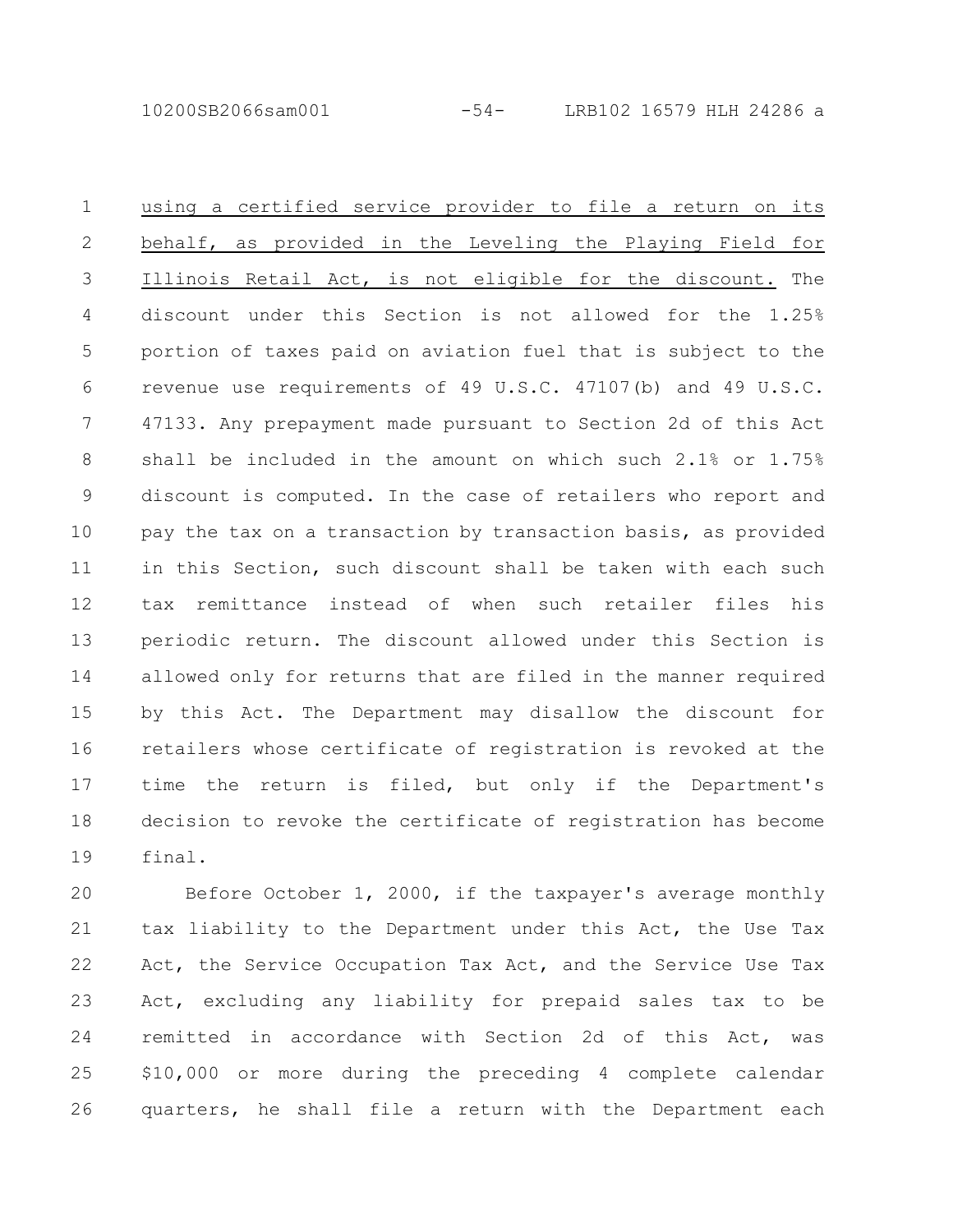<u>using a certified service provider to file a return on its behalf, as provided in the Leveling the Playing Field for Illinois Retail Act, is not eligible for the discount.</u> The discount under this Section is not allowed for the 1.25% portion of taxes paid on aviation fuel that is subject to the revenue use requirements of 49 U.S.C. 47107(b) and 49 U.S.C. 47133. Any prepayment made pursuant to Section 2d of this Act shall be included in the amount on which such 2.1% or 1.75% discount is computed. In the case of retailers who report and pay the tax on a transaction by transaction basis, as provided in this Section, such discount shall be taken with each such tax remittance instead of when such retailer files his periodic return. The discount allowed under this Section is allowed only for returns that are filed in the manner required by this Act. The Department may disallow the discount for retailers whose certificate of registration is revoked at the time the return is filed, but only if the Department's decision to revoke the certificate of registration has become final.

Before October 1, 2000, if the taxpayer's average monthly tax liability to the Department under this Act, the Use Tax Act, the Service Occupation Tax Act, and the Service Use Tax Act, excluding any liability for prepaid sales tax to be remitted in accordance with Section 2d of this Act, was $10,000 or more during the preceding 4 complete calendar quarters, he shall file a return with the Department each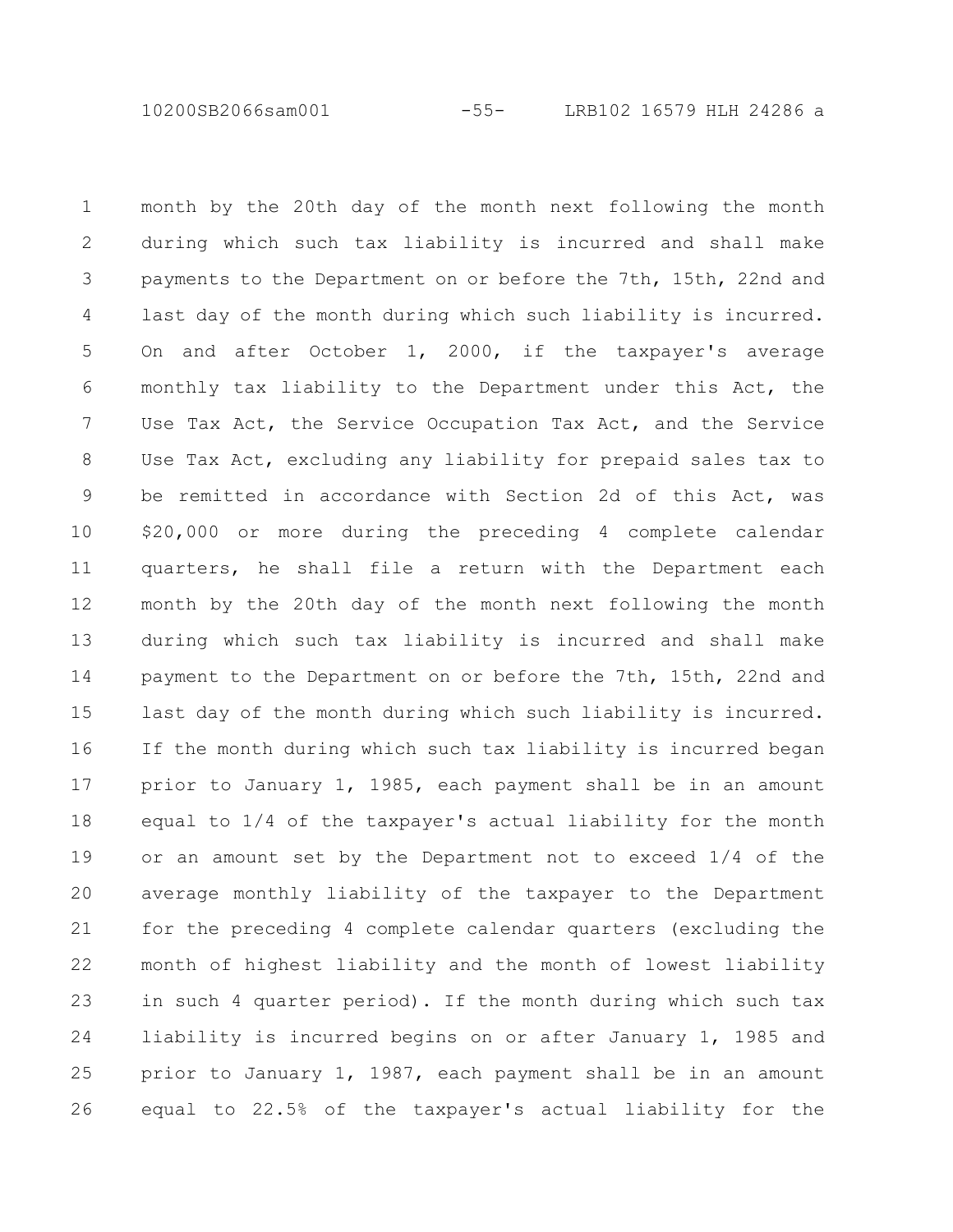month by the 20th day of the month next following the month during which such tax liability is incurred and shall make payments to the Department on or before the 7th, 15th, 22nd and last day of the month during which such liability is incurred. On and after October 1, 2000, if the taxpayer's average monthly tax liability to the Department under this Act, the Use Tax Act, the Service Occupation Tax Act, and the Service Use Tax Act, excluding any liability for prepaid sales tax to be remitted in accordance with Section 2d of this Act, was $20,000 or more during the preceding 4 complete calendar quarters, he shall file a return with the Department each month by the 20th day of the month next following the month during which such tax liability is incurred and shall make payment to the Department on or before the 7th, 15th, 22nd and last day of the month during which such liability is incurred. If the month during which such tax liability is incurred began prior to January 1, 1985, each payment shall be in an amount equal to 1/4 of the taxpayer's actual liability for the month or an amount set by the Department not to exceed 1/4 of the average monthly liability of the taxpayer to the Department for the preceding 4 complete calendar quarters (excluding the month of highest liability and the month of lowest liability in such 4 quarter period). If the month during which such tax liability is incurred begins on or after January 1, 1985 and prior to January 1, 1987, each payment shall be in an amount equal to 22.5% of the taxpayer's actual liability for the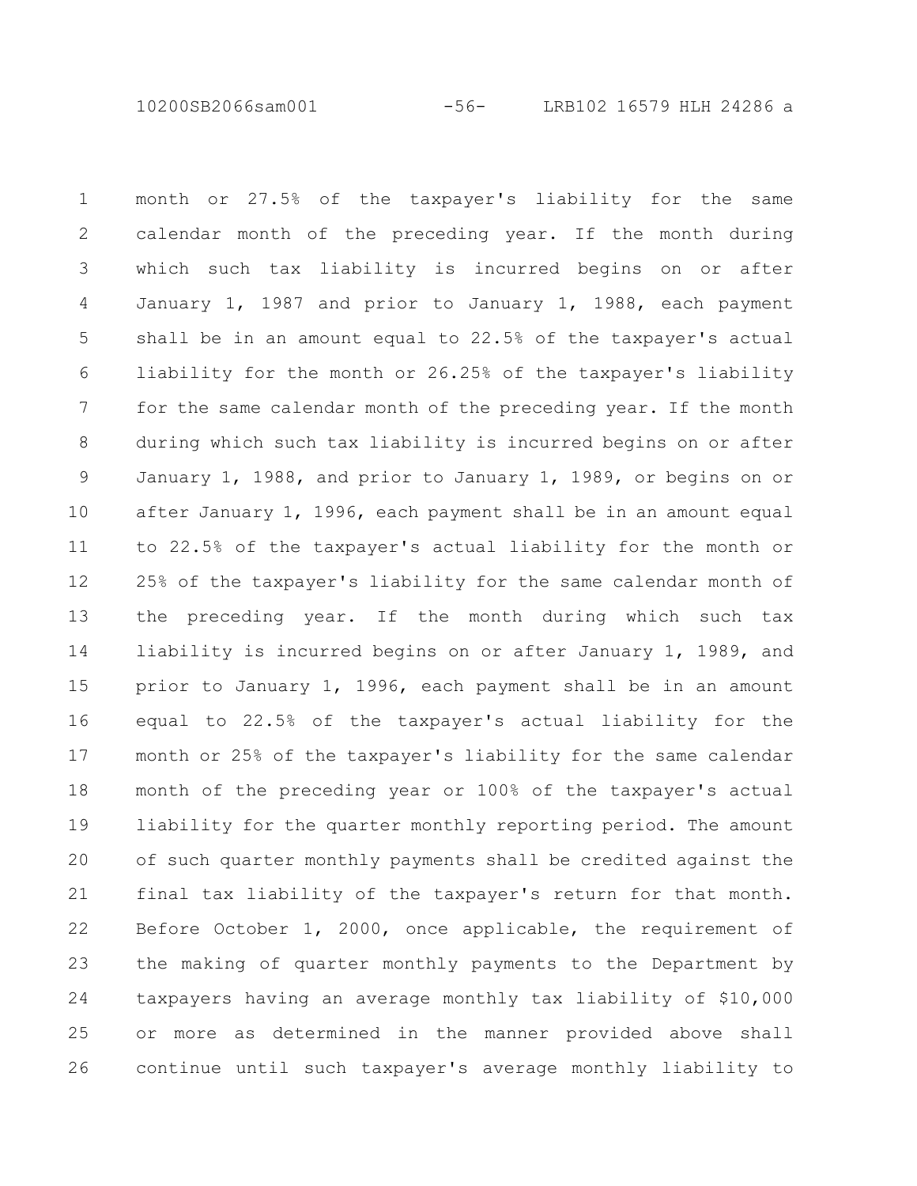month or 27.5% of the taxpayer's liability for the same calendar month of the preceding year. If the month during which such tax liability is incurred begins on or after January 1, 1987 and prior to January 1, 1988, each payment shall be in an amount equal to 22.5% of the taxpayer's actual liability for the month or 26.25% of the taxpayer's liability for the same calendar month of the preceding year. If the month during which such tax liability is incurred begins on or after January 1, 1988, and prior to January 1, 1989, or begins on or after January 1, 1996, each payment shall be in an amount equal to 22.5% of the taxpayer's actual liability for the month or 25% of the taxpayer's liability for the same calendar month of the preceding year. If the month during which such tax liability is incurred begins on or after January 1, 1989, and prior to January 1, 1996, each payment shall be in an amount equal to 22.5% of the taxpayer's actual liability for the month or 25% of the taxpayer's liability for the same calendar month of the preceding year or 100% of the taxpayer's actual liability for the quarter monthly reporting period. The amount of such quarter monthly payments shall be credited against the final tax liability of the taxpayer's return for that month. Before October 1, 2000, once applicable, the requirement of the making of quarter monthly payments to the Department by taxpayers having an average monthly tax liability of $10,000 or more as determined in the manner provided above shall continue until such taxpayer's average monthly liability to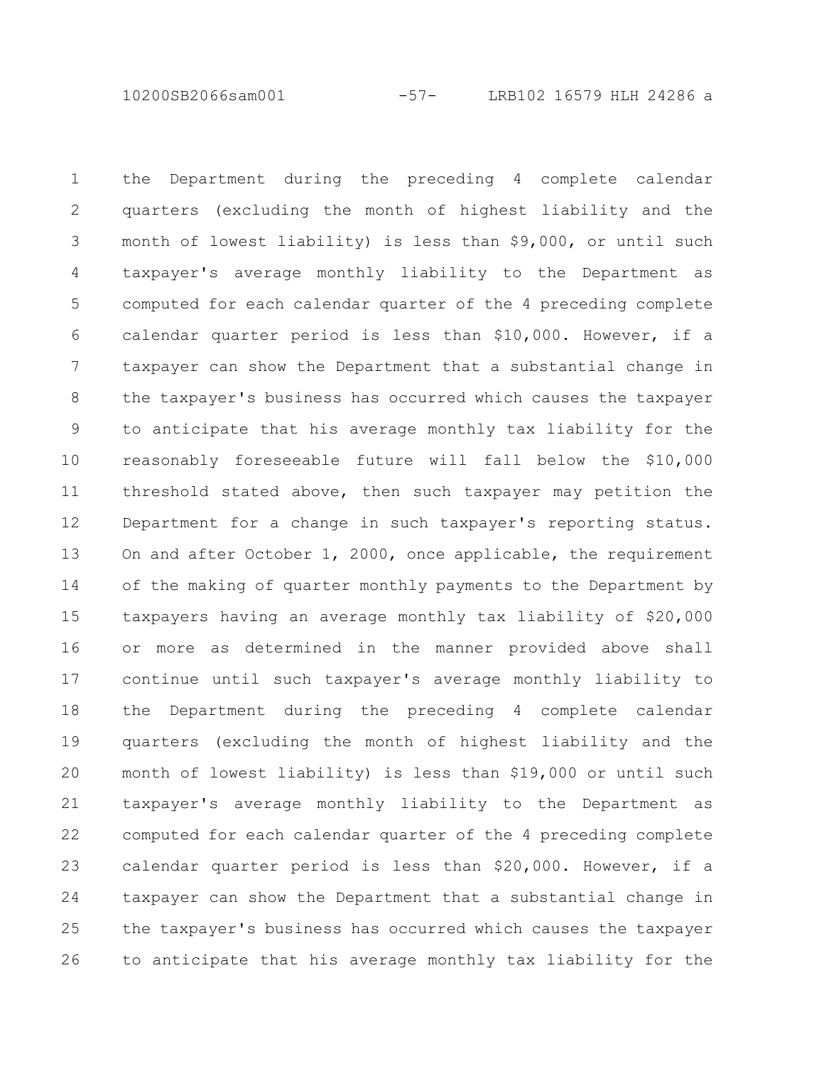the Department during the preceding 4 complete calendar quarters (excluding the month of highest liability and the month of lowest liability) is less than $9,000, or until such taxpayer's average monthly liability to the Department as computed for each calendar quarter of the 4 preceding complete calendar quarter period is less than $10,000. However, if a taxpayer can show the Department that a substantial change in the taxpayer's business has occurred which causes the taxpayer to anticipate that his average monthly tax liability for the reasonably foreseeable future will fall below the $10,000 threshold stated above, then such taxpayer may petition the Department for a change in such taxpayer's reporting status. On and after October 1, 2000, once applicable, the requirement of the making of quarter monthly payments to the Department by taxpayers having an average monthly tax liability of $20,000 or more as determined in the manner provided above shall continue until such taxpayer's average monthly liability to the Department during the preceding 4 complete calendar quarters (excluding the month of highest liability and the month of lowest liability) is less than $19,000 or until such taxpayer's average monthly liability to the Department as computed for each calendar quarter of the 4 preceding complete calendar quarter period is less than $20,000. However, if a taxpayer can show the Department that a substantial change in the taxpayer's business has occurred which causes the taxpayer to anticipate that his average monthly tax liability for the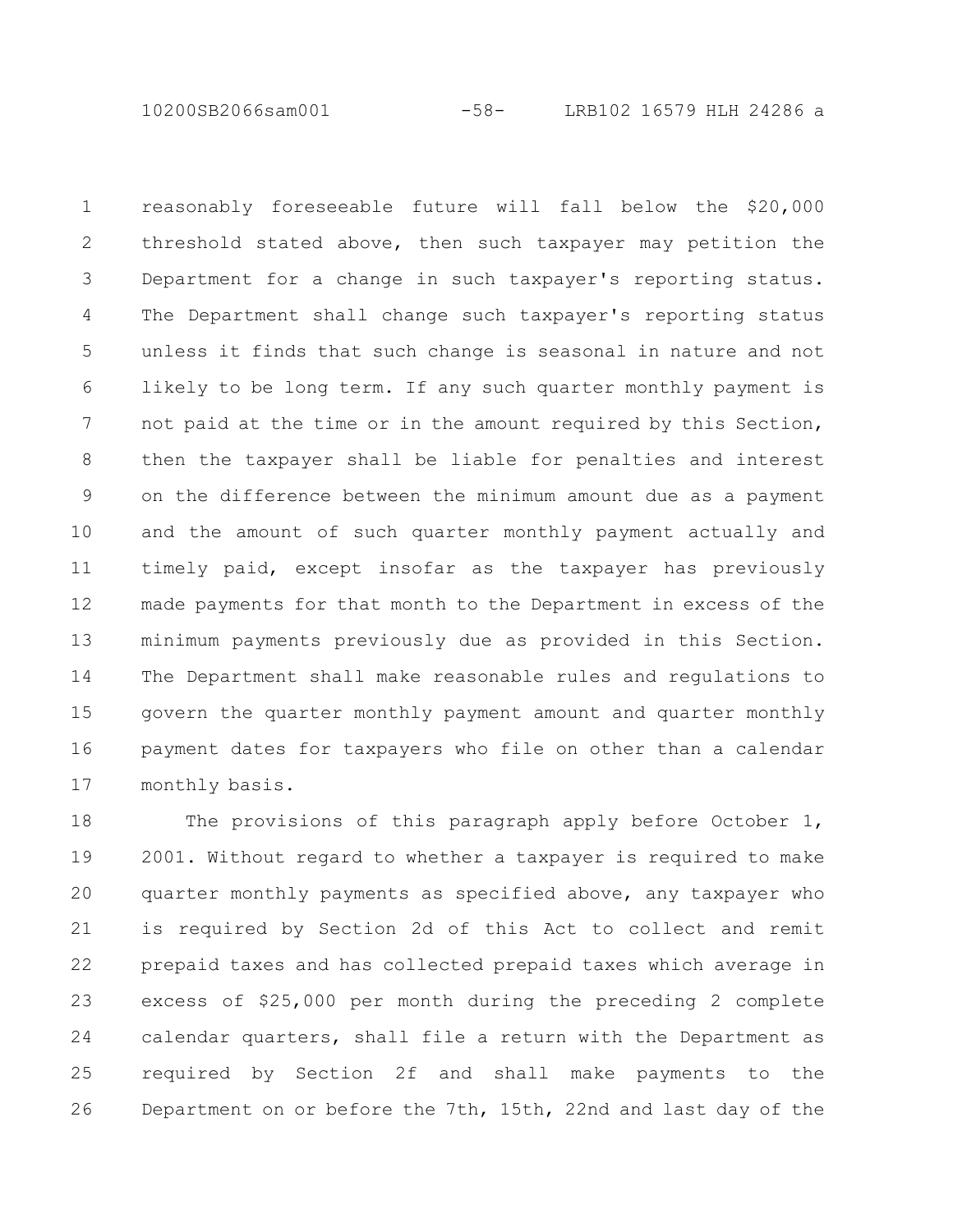reasonably foreseeable future will fall below the $20,000 threshold stated above, then such taxpayer may petition the Department for a change in such taxpayer's reporting status. The Department shall change such taxpayer's reporting status unless it finds that such change is seasonal in nature and not likely to be long term. If any such quarter monthly payment is not paid at the time or in the amount required by this Section, then the taxpayer shall be liable for penalties and interest on the difference between the minimum amount due as a payment and the amount of such quarter monthly payment actually and timely paid, except insofar as the taxpayer has previously made payments for that month to the Department in excess of the minimum payments previously due as provided in this Section. The Department shall make reasonable rules and regulations to govern the quarter monthly payment amount and quarter monthly payment dates for taxpayers who file on other than a calendar monthly basis.

The provisions of this paragraph apply before October 1, 2001. Without regard to whether a taxpayer is required to make quarter monthly payments as specified above, any taxpayer who is required by Section 2d of this Act to collect and remit prepaid taxes and has collected prepaid taxes which average in excess of $25,000 per month during the preceding 2 complete calendar quarters, shall file a return with the Department as required by Section 2f and shall make payments to the Department on or before the 7th, 15th, 22nd and last day of the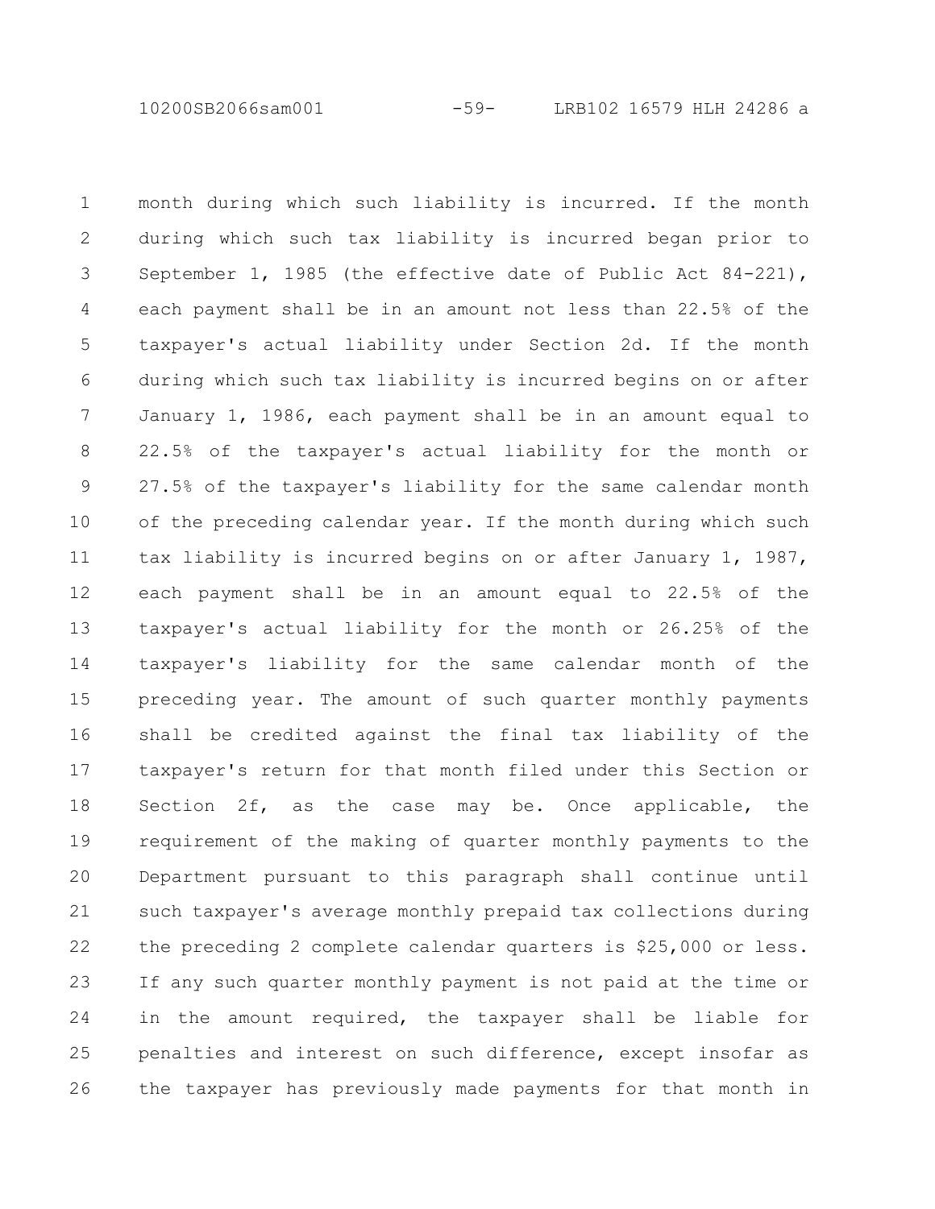month during which such liability is incurred. If the month during which such tax liability is incurred began prior to September 1, 1985 (the effective date of Public Act 84-221), each payment shall be in an amount not less than 22.5% of the taxpayer's actual liability under Section 2d. If the month during which such tax liability is incurred begins on or after January 1, 1986, each payment shall be in an amount equal to 22.5% of the taxpayer's actual liability for the month or 27.5% of the taxpayer's liability for the same calendar month of the preceding calendar year. If the month during which such tax liability is incurred begins on or after January 1, 1987, each payment shall be in an amount equal to 22.5% of the taxpayer's actual liability for the month or 26.25% of the taxpayer's liability for the same calendar month of the preceding year. The amount of such quarter monthly payments shall be credited against the final tax liability of the taxpayer's return for that month filed under this Section or Section 2f, as the case may be. Once applicable, the requirement of the making of quarter monthly payments to the Department pursuant to this paragraph shall continue until such taxpayer's average monthly prepaid tax collections during the preceding 2 complete calendar quarters is $25,000 or less. If any such quarter monthly payment is not paid at the time or in the amount required, the taxpayer shall be liable for penalties and interest on such difference, except insofar as the taxpayer has previously made payments for that month in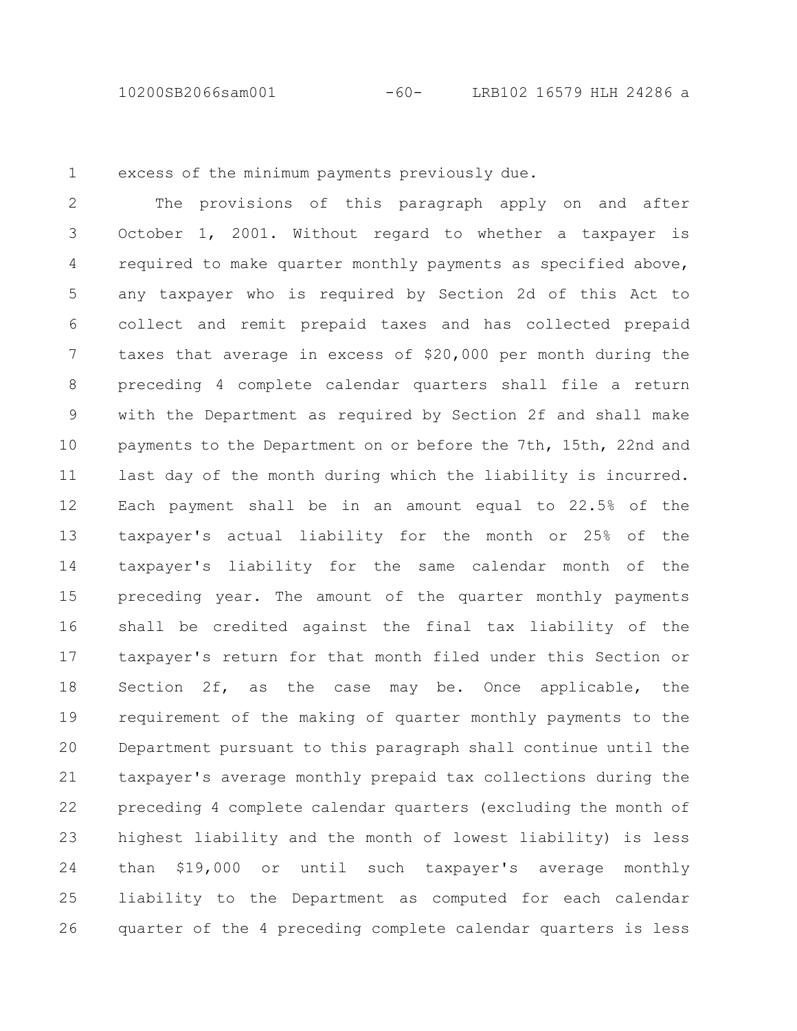excess of the minimum payments previously due.

The provisions of this paragraph apply on and after October 1, 2001. Without regard to whether a taxpayer is required to make quarter monthly payments as specified above, any taxpayer who is required by Section 2d of this Act to collect and remit prepaid taxes and has collected prepaid taxes that average in excess of $20,000 per month during the preceding 4 complete calendar quarters shall file a return with the Department as required by Section 2f and shall make payments to the Department on or before the 7th, 15th, 22nd and last day of the month during which the liability is incurred. Each payment shall be in an amount equal to 22.5% of the taxpayer's actual liability for the month or 25% of the taxpayer's liability for the same calendar month of the preceding year. The amount of the quarter monthly payments shall be credited against the final tax liability of the taxpayer's return for that month filed under this Section or Section 2f, as the case may be. Once applicable, the requirement of the making of quarter monthly payments to the Department pursuant to this paragraph shall continue until the taxpayer's average monthly prepaid tax collections during the preceding 4 complete calendar quarters (excluding the month of highest liability and the month of lowest liability) is less than $19,000 or until such taxpayer's average monthly liability to the Department as computed for each calendar quarter of the 4 preceding complete calendar quarters is less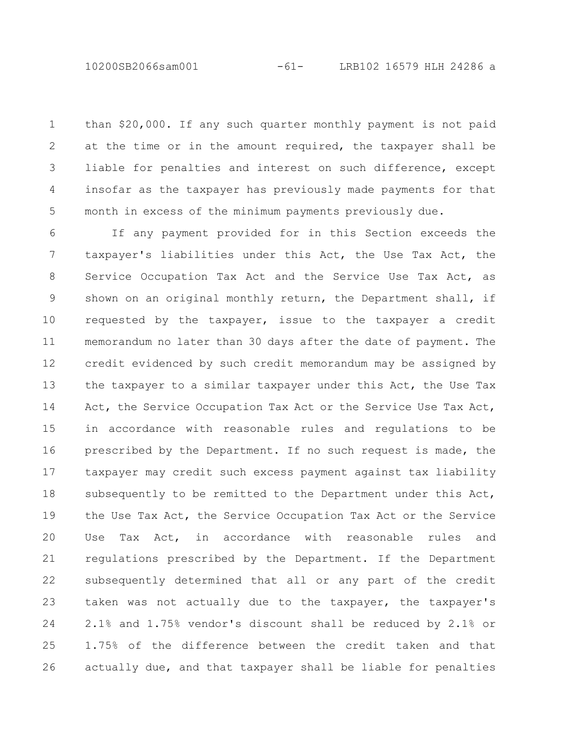than $20,000. If any such quarter monthly payment is not paid at the time or in the amount required, the taxpayer shall be liable for penalties and interest on such difference, except insofar as the taxpayer has previously made payments for that month in excess of the minimum payments previously due.

If any payment provided for in this Section exceeds the taxpayer's liabilities under this Act, the Use Tax Act, the Service Occupation Tax Act and the Service Use Tax Act, as shown on an original monthly return, the Department shall, if requested by the taxpayer, issue to the taxpayer a credit memorandum no later than 30 days after the date of payment. The credit evidenced by such credit memorandum may be assigned by the taxpayer to a similar taxpayer under this Act, the Use Tax Act, the Service Occupation Tax Act or the Service Use Tax Act, in accordance with reasonable rules and regulations to be prescribed by the Department. If no such request is made, the taxpayer may credit such excess payment against tax liability subsequently to be remitted to the Department under this Act, the Use Tax Act, the Service Occupation Tax Act or the Service Use Tax Act, in accordance with reasonable rules and regulations prescribed by the Department. If the Department subsequently determined that all or any part of the credit taken was not actually due to the taxpayer, the taxpayer's 2.1% and 1.75% vendor's discount shall be reduced by 2.1% or 1.75% of the difference between the credit taken and that actually due, and that taxpayer shall be liable for penalties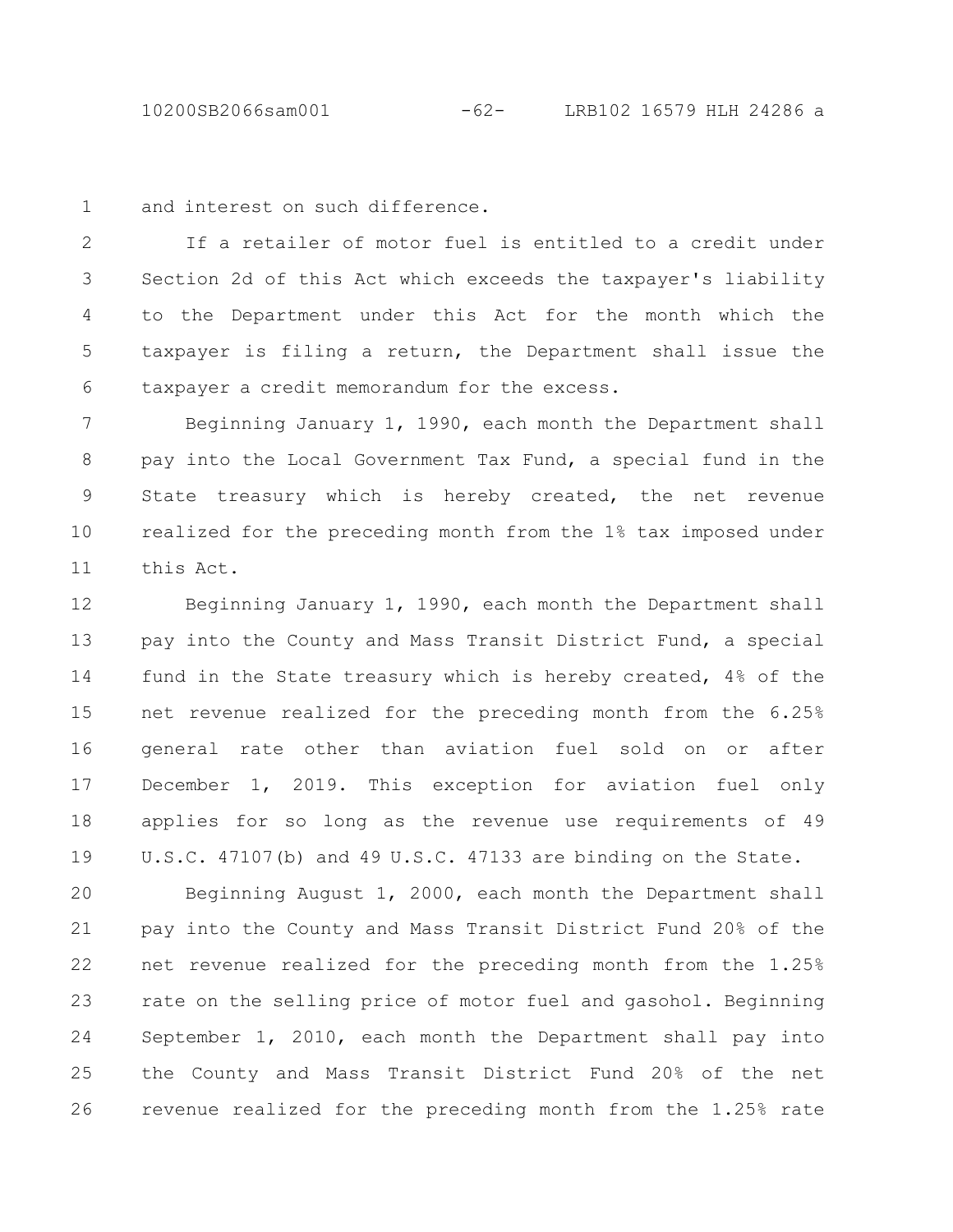and interest on such difference.

If a retailer of motor fuel is entitled to a credit under Section 2d of this Act which exceeds the taxpayer's liability to the Department under this Act for the month which the taxpayer is filing a return, the Department shall issue the taxpayer a credit memorandum for the excess.

Beginning January 1, 1990, each month the Department shall pay into the Local Government Tax Fund, a special fund in the State treasury which is hereby created, the net revenue realized for the preceding month from the 1% tax imposed under this Act.

Beginning January 1, 1990, each month the Department shall pay into the County and Mass Transit District Fund, a special fund in the State treasury which is hereby created, 4% of the net revenue realized for the preceding month from the 6.25% general rate other than aviation fuel sold on or after December 1, 2019. This exception for aviation fuel only applies for so long as the revenue use requirements of 49 U.S.C. 47107(b) and 49 U.S.C. 47133 are binding on the State.

Beginning August 1, 2000, each month the Department shall pay into the County and Mass Transit District Fund 20% of the net revenue realized for the preceding month from the 1.25% rate on the selling price of motor fuel and gasohol. Beginning September 1, 2010, each month the Department shall pay into the County and Mass Transit District Fund 20% of the net revenue realized for the preceding month from the 1.25% rate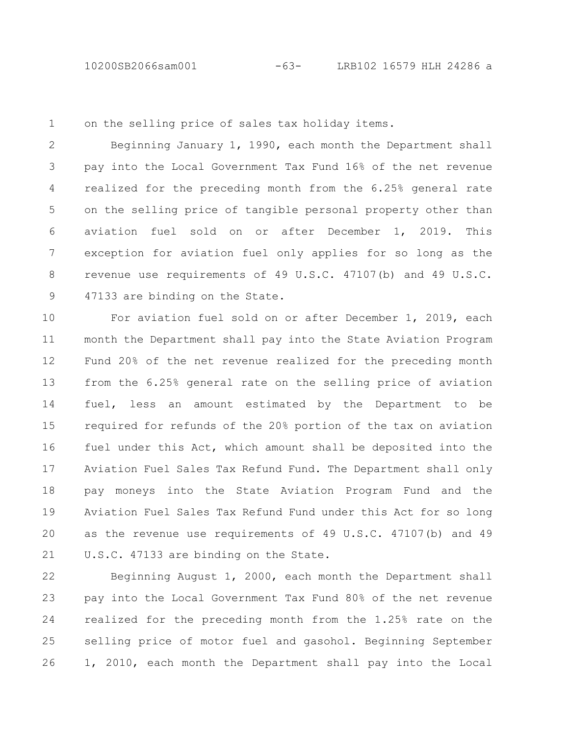on the selling price of sales tax holiday items.

Beginning January 1, 1990, each month the Department shall pay into the Local Government Tax Fund 16% of the net revenue realized for the preceding month from the 6.25% general rate on the selling price of tangible personal property other than aviation fuel sold on or after December 1, 2019. This exception for aviation fuel only applies for so long as the revenue use requirements of 49 U.S.C. 47107(b) and 49 U.S.C. 47133 are binding on the State.

For aviation fuel sold on or after December 1, 2019, each month the Department shall pay into the State Aviation Program Fund 20% of the net revenue realized for the preceding month from the 6.25% general rate on the selling price of aviation fuel, less an amount estimated by the Department to be required for refunds of the 20% portion of the tax on aviation fuel under this Act, which amount shall be deposited into the Aviation Fuel Sales Tax Refund Fund. The Department shall only pay moneys into the State Aviation Program Fund and the Aviation Fuel Sales Tax Refund Fund under this Act for so long as the revenue use requirements of 49 U.S.C. 47107(b) and 49 U.S.C. 47133 are binding on the State.

Beginning August 1, 2000, each month the Department shall pay into the Local Government Tax Fund 80% of the net revenue realized for the preceding month from the 1.25% rate on the selling price of motor fuel and gasohol. Beginning September 1, 2010, each month the Department shall pay into the Local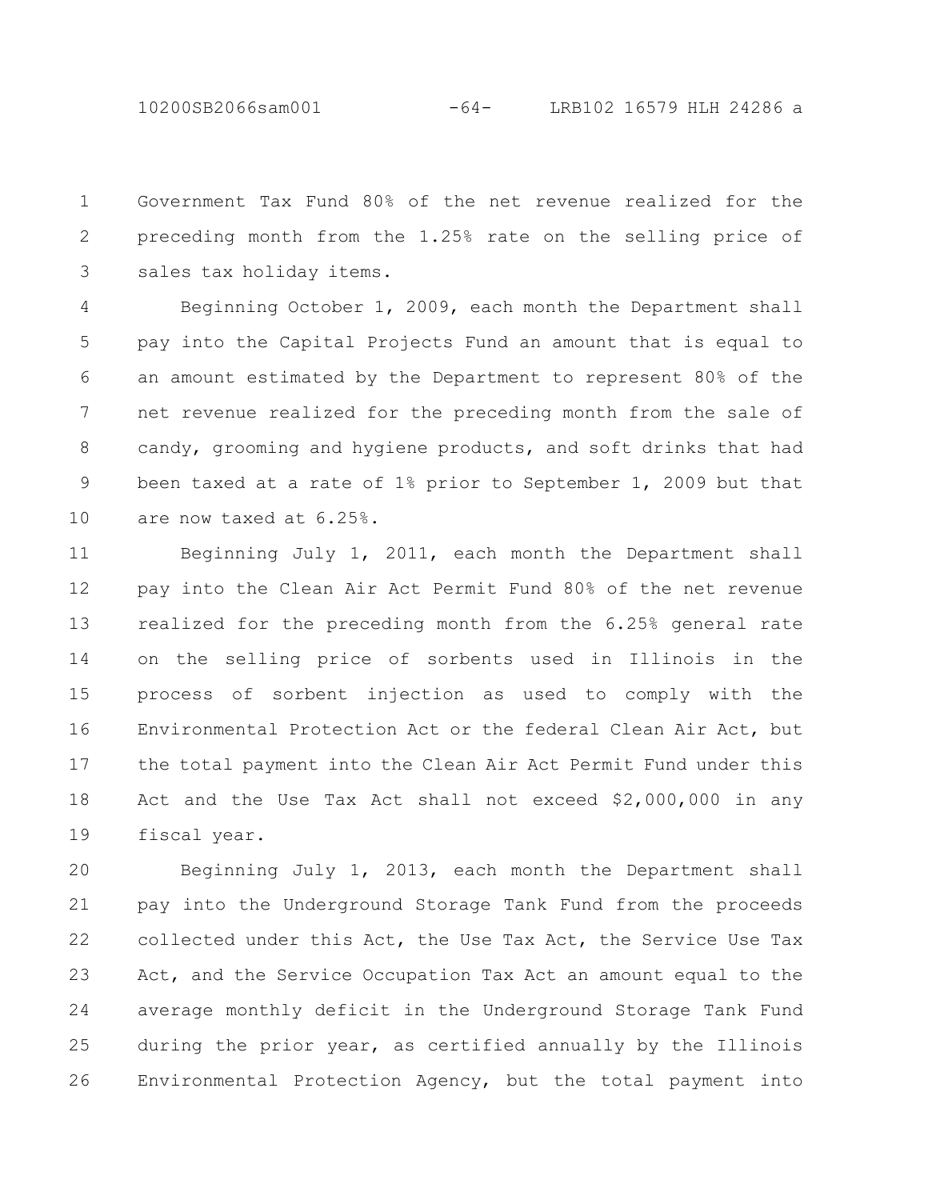Government Tax Fund 80% of the net revenue realized for the preceding month from the 1.25% rate on the selling price of sales tax holiday items.

Beginning October 1, 2009, each month the Department shall pay into the Capital Projects Fund an amount that is equal to an amount estimated by the Department to represent 80% of the net revenue realized for the preceding month from the sale of candy, grooming and hygiene products, and soft drinks that had been taxed at a rate of 1% prior to September 1, 2009 but that are now taxed at 6.25%.

Beginning July 1, 2011, each month the Department shall pay into the Clean Air Act Permit Fund 80% of the net revenue realized for the preceding month from the 6.25% general rate on the selling price of sorbents used in Illinois in the process of sorbent injection as used to comply with the Environmental Protection Act or the federal Clean Air Act, but the total payment into the Clean Air Act Permit Fund under this Act and the Use Tax Act shall not exceed $2,000,000 in any fiscal year.

Beginning July 1, 2013, each month the Department shall pay into the Underground Storage Tank Fund from the proceeds collected under this Act, the Use Tax Act, the Service Use Tax Act, and the Service Occupation Tax Act an amount equal to the average monthly deficit in the Underground Storage Tank Fund during the prior year, as certified annually by the Illinois Environmental Protection Agency, but the total payment into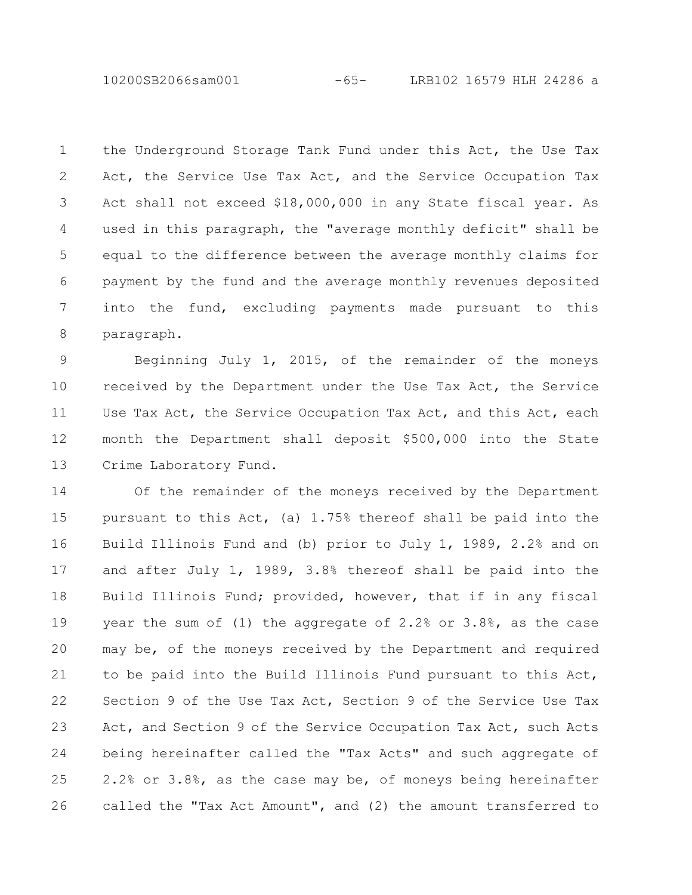the Underground Storage Tank Fund under this Act, the Use Tax Act, the Service Use Tax Act, and the Service Occupation Tax Act shall not exceed $18,000,000 in any State fiscal year. As used in this paragraph, the "average monthly deficit" shall be equal to the difference between the average monthly claims for payment by the fund and the average monthly revenues deposited into the fund, excluding payments made pursuant to this paragraph.

Beginning July 1, 2015, of the remainder of the moneys received by the Department under the Use Tax Act, the Service Use Tax Act, the Service Occupation Tax Act, and this Act, each month the Department shall deposit $500,000 into the State Crime Laboratory Fund.

Of the remainder of the moneys received by the Department pursuant to this Act, (a) 1.75% thereof shall be paid into the Build Illinois Fund and (b) prior to July 1, 1989, 2.2% and on and after July 1, 1989, 3.8% thereof shall be paid into the Build Illinois Fund; provided, however, that if in any fiscal year the sum of (1) the aggregate of 2.2% or 3.8%, as the case may be, of the moneys received by the Department and required to be paid into the Build Illinois Fund pursuant to this Act, Section 9 of the Use Tax Act, Section 9 of the Service Use Tax Act, and Section 9 of the Service Occupation Tax Act, such Acts being hereinafter called the "Tax Acts" and such aggregate of 2.2% or 3.8%, as the case may be, of moneys being hereinafter called the "Tax Act Amount", and (2) the amount transferred to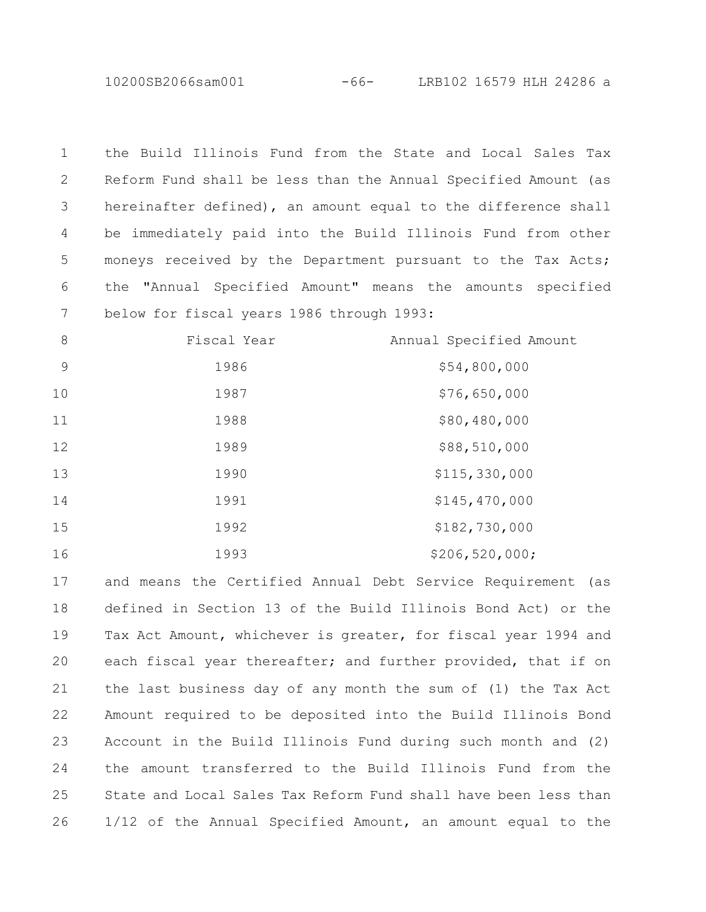the Build Illinois Fund from the State and Local Sales Tax Reform Fund shall be less than the Annual Specified Amount (as hereinafter defined), an amount equal to the difference shall be immediately paid into the Build Illinois Fund from other moneys received by the Department pursuant to the Tax Acts; the "Annual Specified Amount" means the amounts specified below for fiscal years 1986 through 1993:

| Fiscal Year | Annual Specified Amount |
|---|---|
| 1986 | $54,800,000 |
| 1987 | $76,650,000 |
| 1988 | $80,480,000 |
| 1989 | $88,510,000 |
| 1990 | $115,330,000 |
| 1991 | $145,470,000 |
| 1992 | $182,730,000 |
| 1993 | $206,520,000; |

and means the Certified Annual Debt Service Requirement (as defined in Section 13 of the Build Illinois Bond Act) or the Tax Act Amount, whichever is greater, for fiscal year 1994 and each fiscal year thereafter; and further provided, that if on the last business day of any month the sum of (1) the Tax Act Amount required to be deposited into the Build Illinois Bond Account in the Build Illinois Fund during such month and (2) the amount transferred to the Build Illinois Fund from the State and Local Sales Tax Reform Fund shall have been less than 1/12 of the Annual Specified Amount, an amount equal to the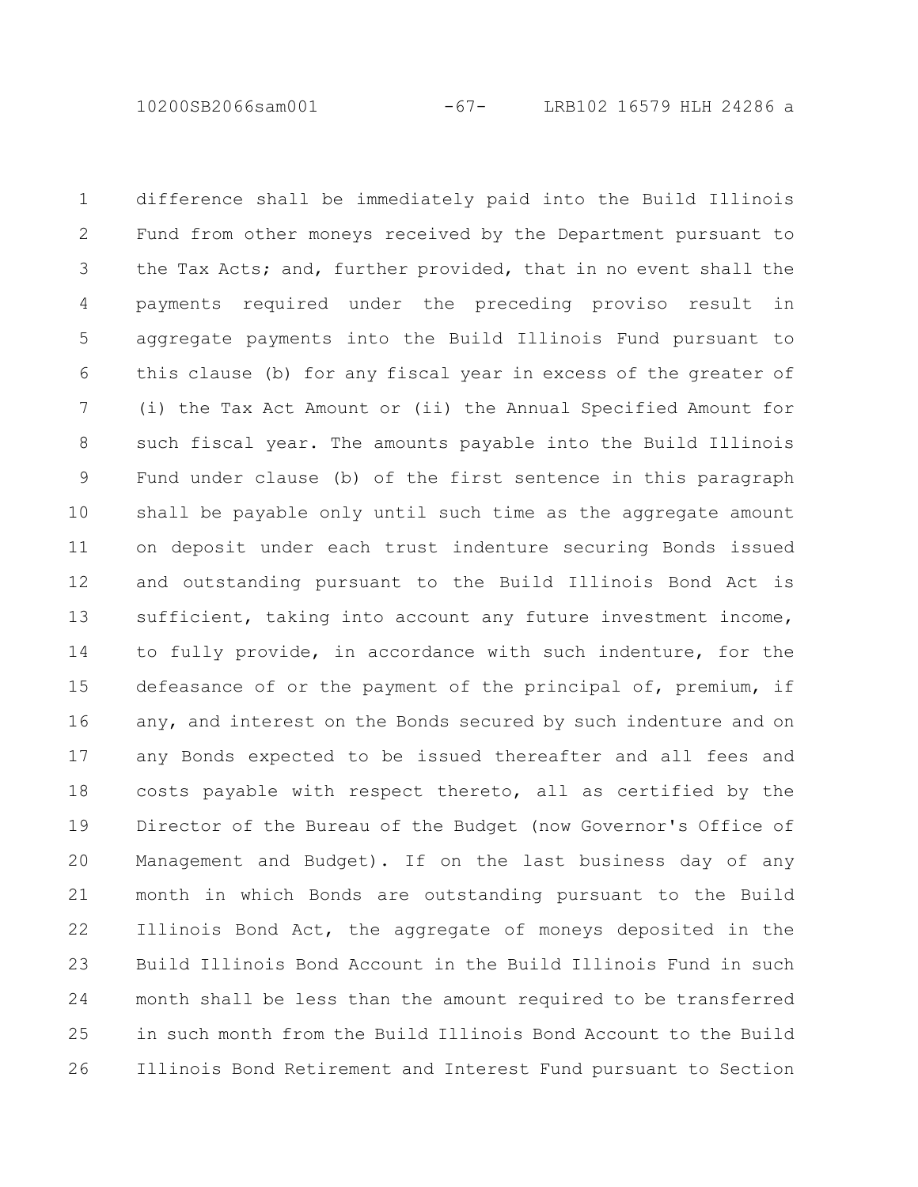difference shall be immediately paid into the Build Illinois Fund from other moneys received by the Department pursuant to the Tax Acts; and, further provided, that in no event shall the payments required under the preceding proviso result in aggregate payments into the Build Illinois Fund pursuant to this clause (b) for any fiscal year in excess of the greater of (i) the Tax Act Amount or (ii) the Annual Specified Amount for such fiscal year. The amounts payable into the Build Illinois Fund under clause (b) of the first sentence in this paragraph shall be payable only until such time as the aggregate amount on deposit under each trust indenture securing Bonds issued and outstanding pursuant to the Build Illinois Bond Act is sufficient, taking into account any future investment income, to fully provide, in accordance with such indenture, for the defeasance of or the payment of the principal of, premium, if any, and interest on the Bonds secured by such indenture and on any Bonds expected to be issued thereafter and all fees and costs payable with respect thereto, all as certified by the Director of the Bureau of the Budget (now Governor's Office of Management and Budget). If on the last business day of any month in which Bonds are outstanding pursuant to the Build Illinois Bond Act, the aggregate of moneys deposited in the Build Illinois Bond Account in the Build Illinois Fund in such month shall be less than the amount required to be transferred in such month from the Build Illinois Bond Account to the Build Illinois Bond Retirement and Interest Fund pursuant to Section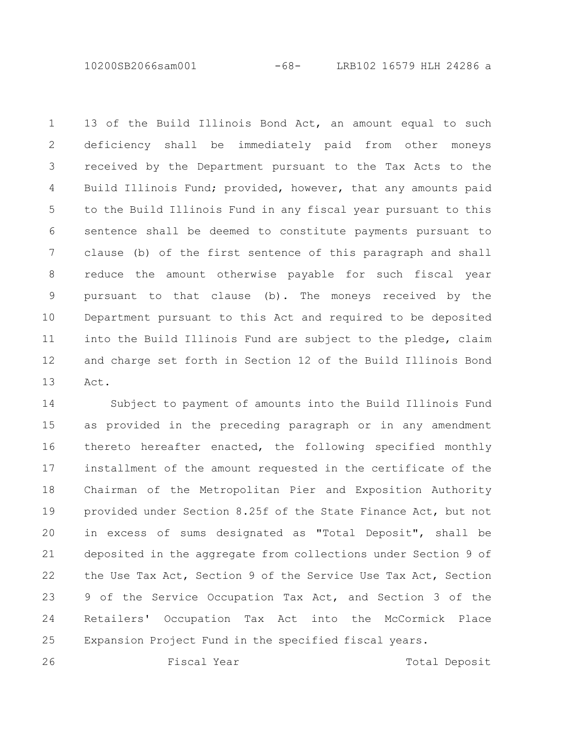13 of the Build Illinois Bond Act, an amount equal to such deficiency shall be immediately paid from other moneys received by the Department pursuant to the Tax Acts to the Build Illinois Fund; provided, however, that any amounts paid to the Build Illinois Fund in any fiscal year pursuant to this sentence shall be deemed to constitute payments pursuant to clause (b) of the first sentence of this paragraph and shall reduce the amount otherwise payable for such fiscal year pursuant to that clause (b). The moneys received by the Department pursuant to this Act and required to be deposited into the Build Illinois Fund are subject to the pledge, claim and charge set forth in Section 12 of the Build Illinois Bond Act.

Subject to payment of amounts into the Build Illinois Fund as provided in the preceding paragraph or in any amendment thereto hereafter enacted, the following specified monthly installment of the amount requested in the certificate of the Chairman of the Metropolitan Pier and Exposition Authority provided under Section 8.25f of the State Finance Act, but not in excess of sums designated as "Total Deposit", shall be deposited in the aggregate from collections under Section 9 of the Use Tax Act, Section 9 of the Service Use Tax Act, Section 9 of the Service Occupation Tax Act, and Section 3 of the Retailers' Occupation Tax Act into the McCormick Place Expansion Project Fund in the specified fiscal years.

| Fiscal Year | Total Deposit |
|---|---|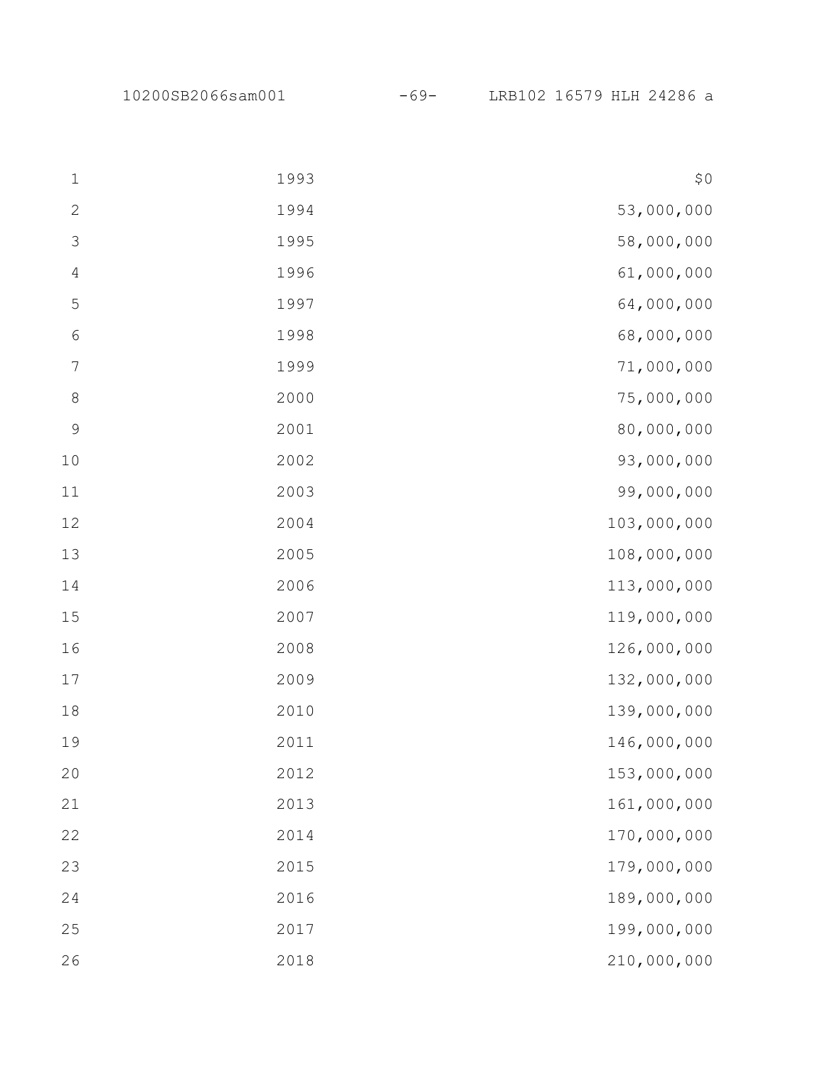| | |
|---|---|
| 1993 | $0 |
| 1994 | 53,000,000 |
| 1995 | 58,000,000 |
| 1996 | 61,000,000 |
| 1997 | 64,000,000 |
| 1998 | 68,000,000 |
| 1999 | 71,000,000 |
| 2000 | 75,000,000 |
| 2001 | 80,000,000 |
| 2002 | 93,000,000 |
| 2003 | 99,000,000 |
| 2004 | 103,000,000 |
| 2005 | 108,000,000 |
| 2006 | 113,000,000 |
| 2007 | 119,000,000 |
| 2008 | 126,000,000 |
| 2009 | 132,000,000 |
| 2010 | 139,000,000 |
| 2011 | 146,000,000 |
| 2012 | 153,000,000 |
| 2013 | 161,000,000 |
| 2014 | 170,000,000 |
| 2015 | 179,000,000 |
| 2016 | 189,000,000 |
| 2017 | 199,000,000 |
| 2018 | 210,000,000 |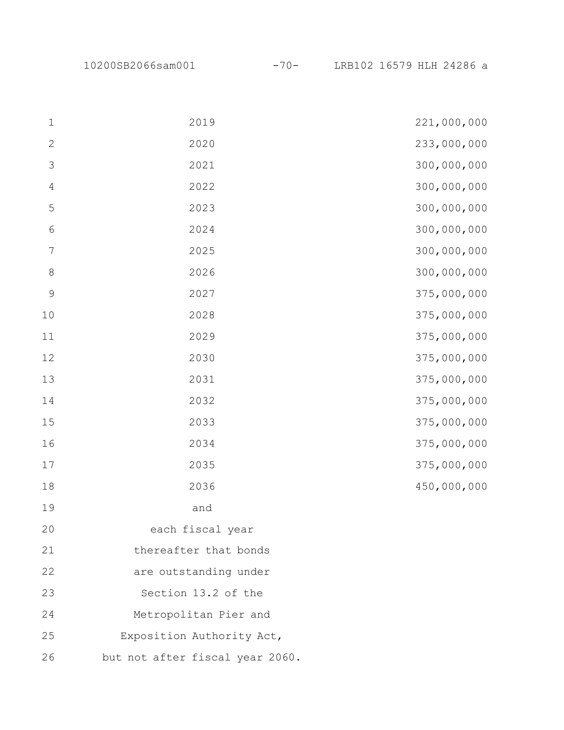| | |
|---|---|
| 2019 | 221,000,000 |
| 2020 | 233,000,000 |
| 2021 | 300,000,000 |
| 2022 | 300,000,000 |
| 2023 | 300,000,000 |
| 2024 | 300,000,000 |
| 2025 | 300,000,000 |
| 2026 | 300,000,000 |
| 2027 | 375,000,000 |
| 2028 | 375,000,000 |
| 2029 | 375,000,000 |
| 2030 | 375,000,000 |
| 2031 | 375,000,000 |
| 2032 | 375,000,000 |
| 2033 | 375,000,000 |
| 2034 | 375,000,000 |
| 2035 | 375,000,000 |
| 2036 | 450,000,000 |
| and each fiscal year thereafter that bonds are outstanding under Section 13.2 of the Metropolitan Pier and Exposition Authority Act, but not after fiscal year 2060. | |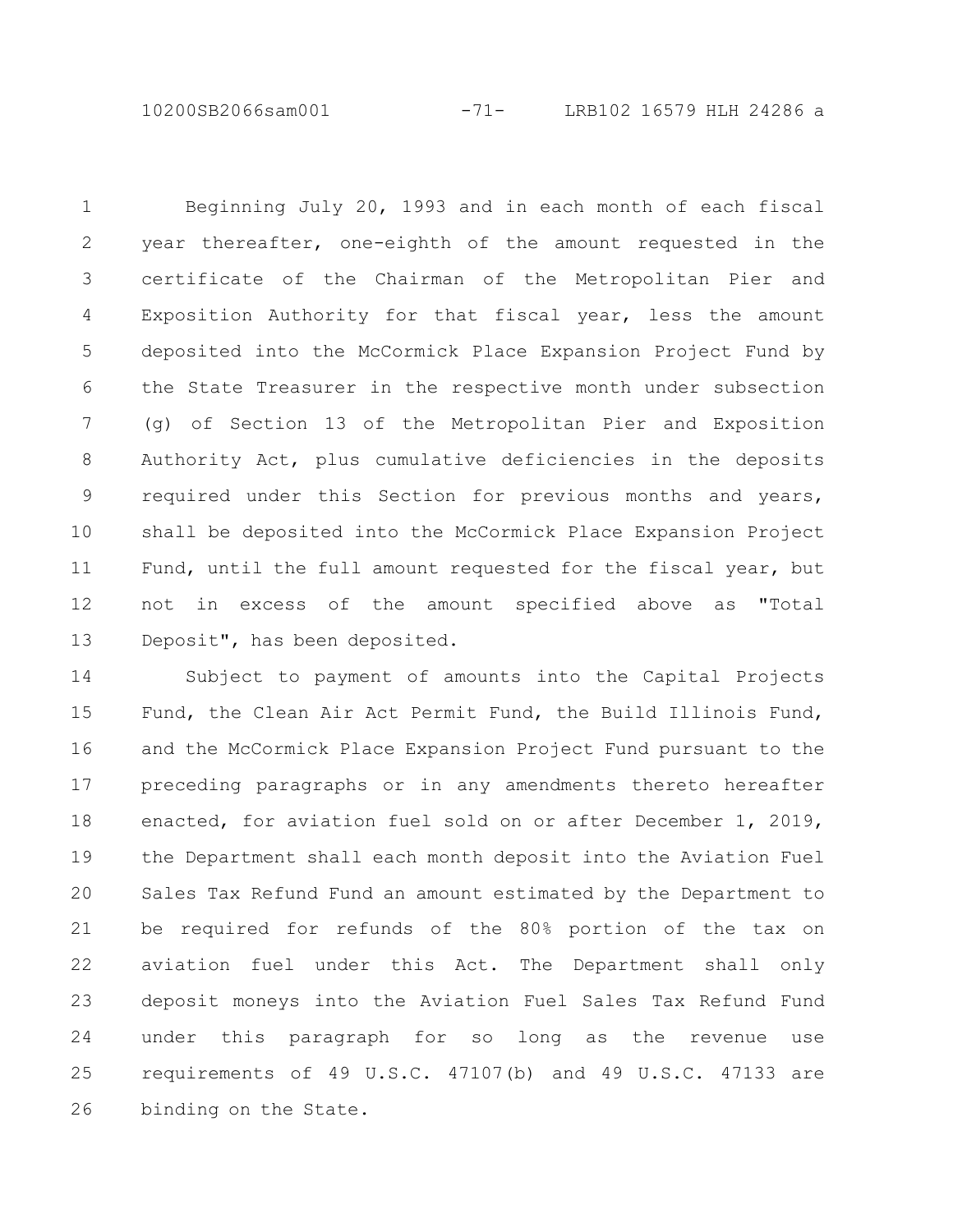Beginning July 20, 1993 and in each month of each fiscal year thereafter, one-eighth of the amount requested in the certificate of the Chairman of the Metropolitan Pier and Exposition Authority for that fiscal year, less the amount deposited into the McCormick Place Expansion Project Fund by the State Treasurer in the respective month under subsection (g) of Section 13 of the Metropolitan Pier and Exposition Authority Act, plus cumulative deficiencies in the deposits required under this Section for previous months and years, shall be deposited into the McCormick Place Expansion Project Fund, until the full amount requested for the fiscal year, but not in excess of the amount specified above as "Total Deposit", has been deposited.

Subject to payment of amounts into the Capital Projects Fund, the Clean Air Act Permit Fund, the Build Illinois Fund, and the McCormick Place Expansion Project Fund pursuant to the preceding paragraphs or in any amendments thereto hereafter enacted, for aviation fuel sold on or after December 1, 2019, the Department shall each month deposit into the Aviation Fuel Sales Tax Refund Fund an amount estimated by the Department to be required for refunds of the 80% portion of the tax on aviation fuel under this Act. The Department shall only deposit moneys into the Aviation Fuel Sales Tax Refund Fund under this paragraph for so long as the revenue use requirements of 49 U.S.C. 47107(b) and 49 U.S.C. 47133 are binding on the State.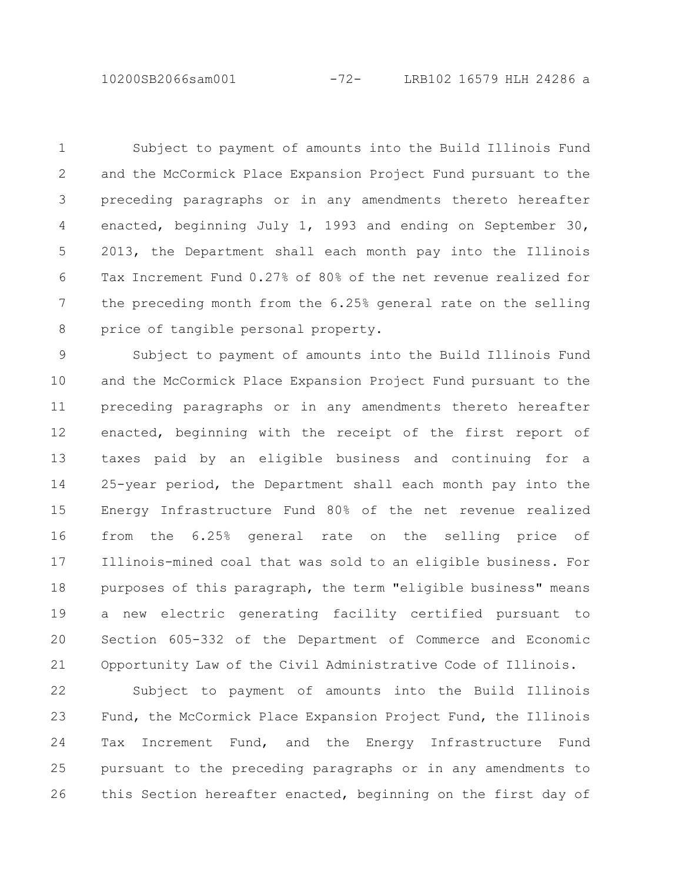Subject to payment of amounts into the Build Illinois Fund and the McCormick Place Expansion Project Fund pursuant to the preceding paragraphs or in any amendments thereto hereafter enacted, beginning July 1, 1993 and ending on September 30, 2013, the Department shall each month pay into the Illinois Tax Increment Fund 0.27% of 80% of the net revenue realized for the preceding month from the 6.25% general rate on the selling price of tangible personal property.

Subject to payment of amounts into the Build Illinois Fund and the McCormick Place Expansion Project Fund pursuant to the preceding paragraphs or in any amendments thereto hereafter enacted, beginning with the receipt of the first report of taxes paid by an eligible business and continuing for a 25-year period, the Department shall each month pay into the Energy Infrastructure Fund 80% of the net revenue realized from the 6.25% general rate on the selling price of Illinois-mined coal that was sold to an eligible business. For purposes of this paragraph, the term "eligible business" means a new electric generating facility certified pursuant to Section 605-332 of the Department of Commerce and Economic Opportunity Law of the Civil Administrative Code of Illinois.

Subject to payment of amounts into the Build Illinois Fund, the McCormick Place Expansion Project Fund, the Illinois Tax Increment Fund, and the Energy Infrastructure Fund pursuant to the preceding paragraphs or in any amendments to this Section hereafter enacted, beginning on the first day of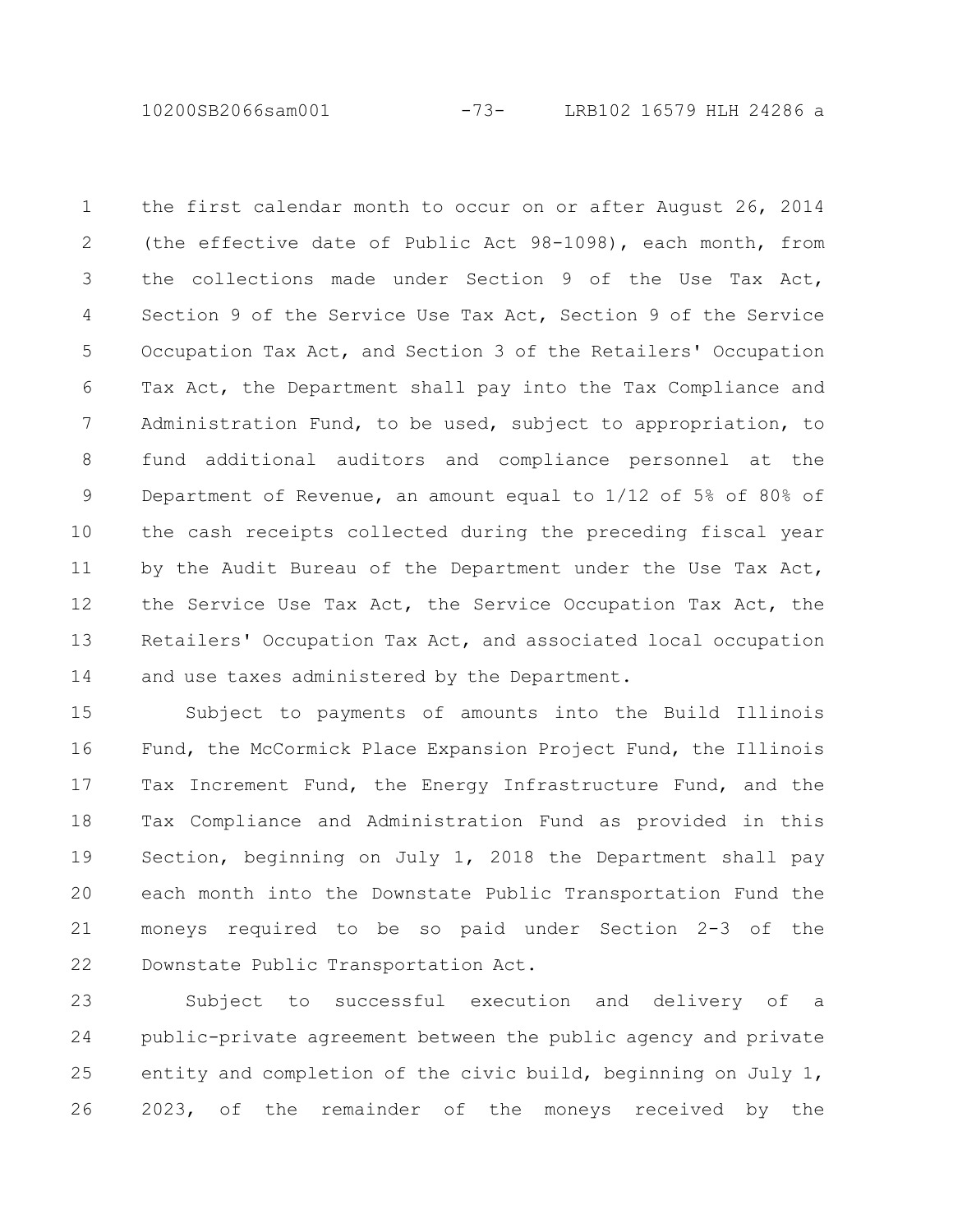the first calendar month to occur on or after August 26, 2014 (the effective date of Public Act 98-1098), each month, from the collections made under Section 9 of the Use Tax Act, Section 9 of the Service Use Tax Act, Section 9 of the Service Occupation Tax Act, and Section 3 of the Retailers' Occupation Tax Act, the Department shall pay into the Tax Compliance and Administration Fund, to be used, subject to appropriation, to fund additional auditors and compliance personnel at the Department of Revenue, an amount equal to 1/12 of 5% of 80% of the cash receipts collected during the preceding fiscal year by the Audit Bureau of the Department under the Use Tax Act, the Service Use Tax Act, the Service Occupation Tax Act, the Retailers' Occupation Tax Act, and associated local occupation and use taxes administered by the Department.

Subject to payments of amounts into the Build Illinois Fund, the McCormick Place Expansion Project Fund, the Illinois Tax Increment Fund, the Energy Infrastructure Fund, and the Tax Compliance and Administration Fund as provided in this Section, beginning on July 1, 2018 the Department shall pay each month into the Downstate Public Transportation Fund the moneys required to be so paid under Section 2-3 of the Downstate Public Transportation Act.

Subject to successful execution and delivery of a public-private agreement between the public agency and private entity and completion of the civic build, beginning on July 1, 2023, of the remainder of the moneys received by the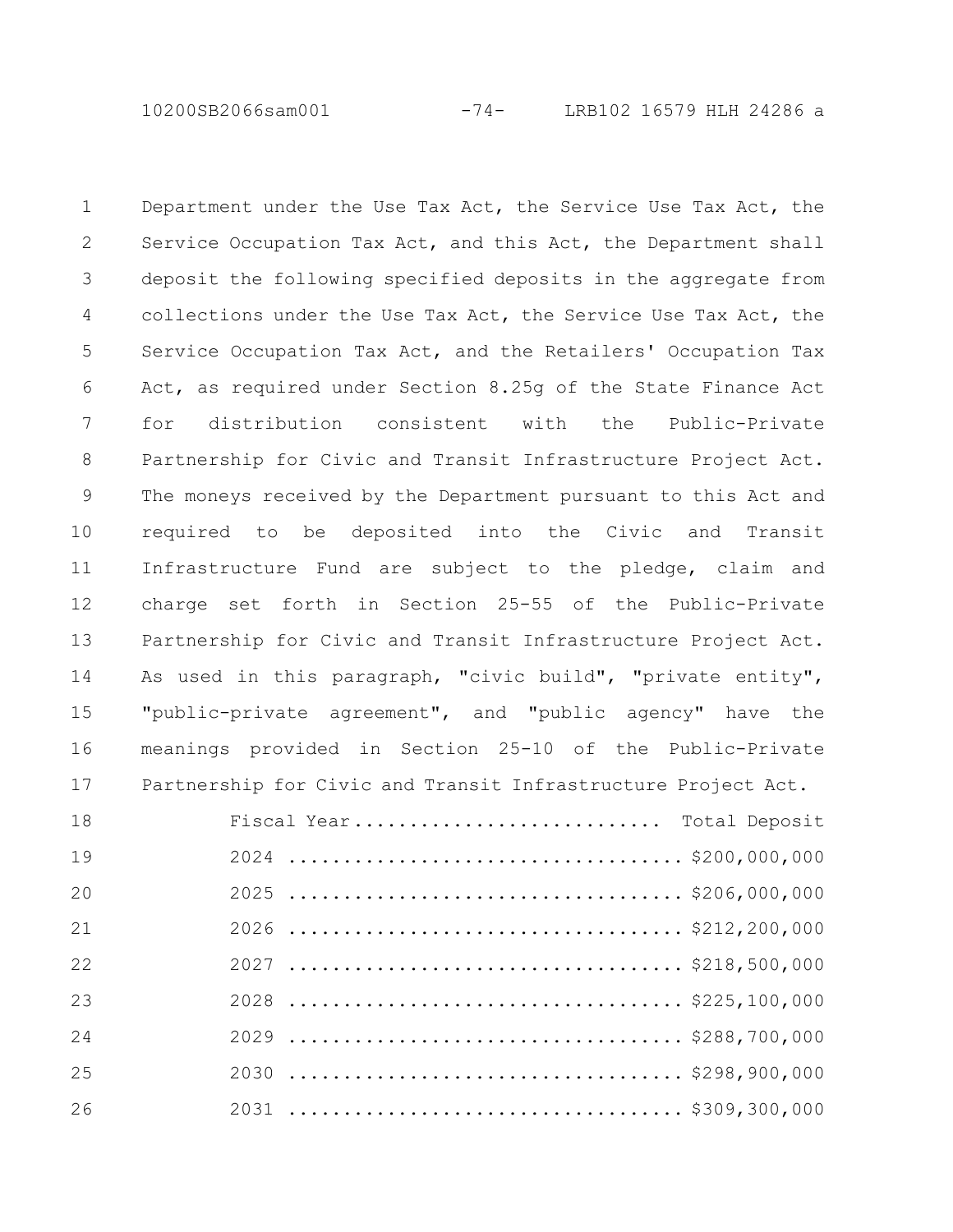Department under the Use Tax Act, the Service Use Tax Act, the Service Occupation Tax Act, and this Act, the Department shall deposit the following specified deposits in the aggregate from collections under the Use Tax Act, the Service Use Tax Act, the Service Occupation Tax Act, and the Retailers' Occupation Tax Act, as required under Section 8.25g of the State Finance Act for distribution consistent with the Public-Private Partnership for Civic and Transit Infrastructure Project Act. The moneys received by the Department pursuant to this Act and required to be deposited into the Civic and Transit Infrastructure Fund are subject to the pledge, claim and charge set forth in Section 25-55 of the Public-Private Partnership for Civic and Transit Infrastructure Project Act. As used in this paragraph, "civic build", "private entity", "public-private agreement", and "public agency" have the meanings provided in Section 25-10 of the Public-Private Partnership for Civic and Transit Infrastructure Project Act.

| Fiscal Year | Total Deposit |
| --- | --- |
| 2024 | $200,000,000 |
| 2025 | $206,000,000 |
| 2026 | $212,200,000 |
| 2027 | $218,500,000 |
| 2028 | $225,100,000 |
| 2029 | $288,700,000 |
| 2030 | $298,900,000 |
| 2031 | $309,300,000 |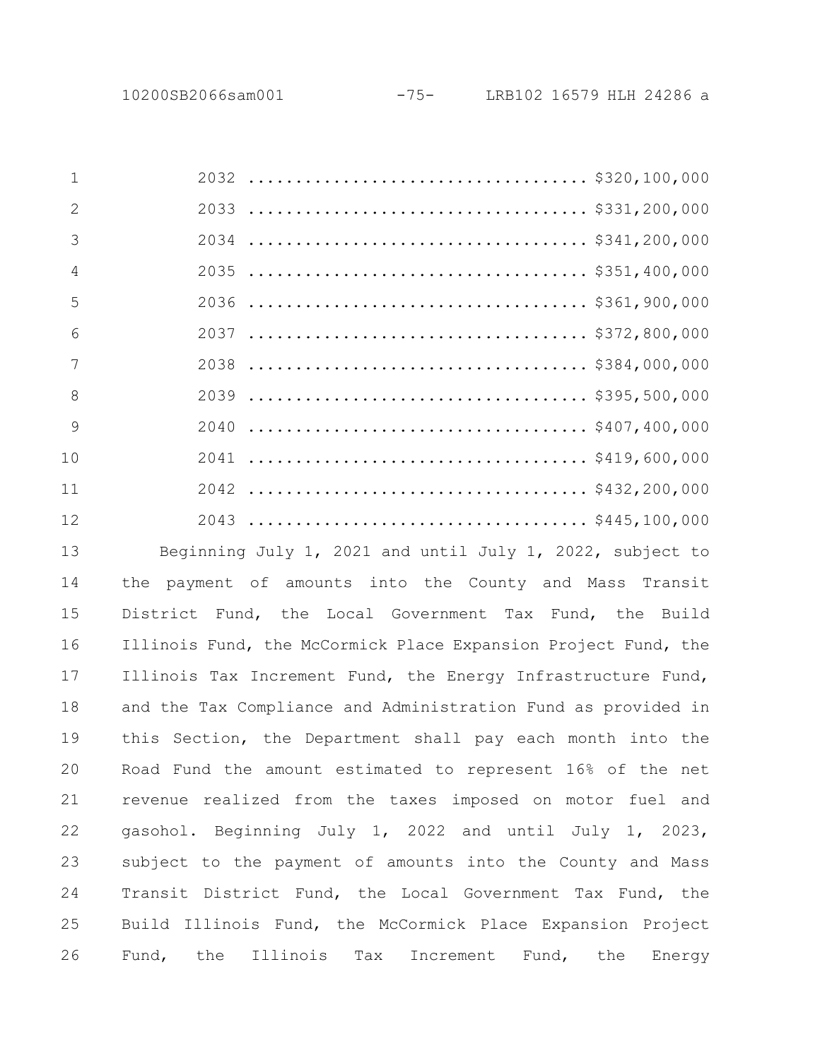2032 .................................. $320,100,000
2033 .................................. $331,200,000
2034 .................................. $341,200,000
2035 .................................. $351,400,000
2036 .................................. $361,900,000
2037 .................................. $372,800,000
2038 .................................. $384,000,000
2039 .................................. $395,500,000
2040 .................................. $407,400,000
2041 .................................. $419,600,000
2042 .................................. $432,200,000
2043 .................................. $445,100,000

Beginning July 1, 2021 and until July 1, 2022, subject to the payment of amounts into the County and Mass Transit District Fund, the Local Government Tax Fund, the Build Illinois Fund, the McCormick Place Expansion Project Fund, the Illinois Tax Increment Fund, the Energy Infrastructure Fund, and the Tax Compliance and Administration Fund as provided in this Section, the Department shall pay each month into the Road Fund the amount estimated to represent 16% of the net revenue realized from the taxes imposed on motor fuel and gasohol. Beginning July 1, 2022 and until July 1, 2023, subject to the payment of amounts into the County and Mass Transit District Fund, the Local Government Tax Fund, the Build Illinois Fund, the McCormick Place Expansion Project Fund, the Illinois Tax Increment Fund, the Energy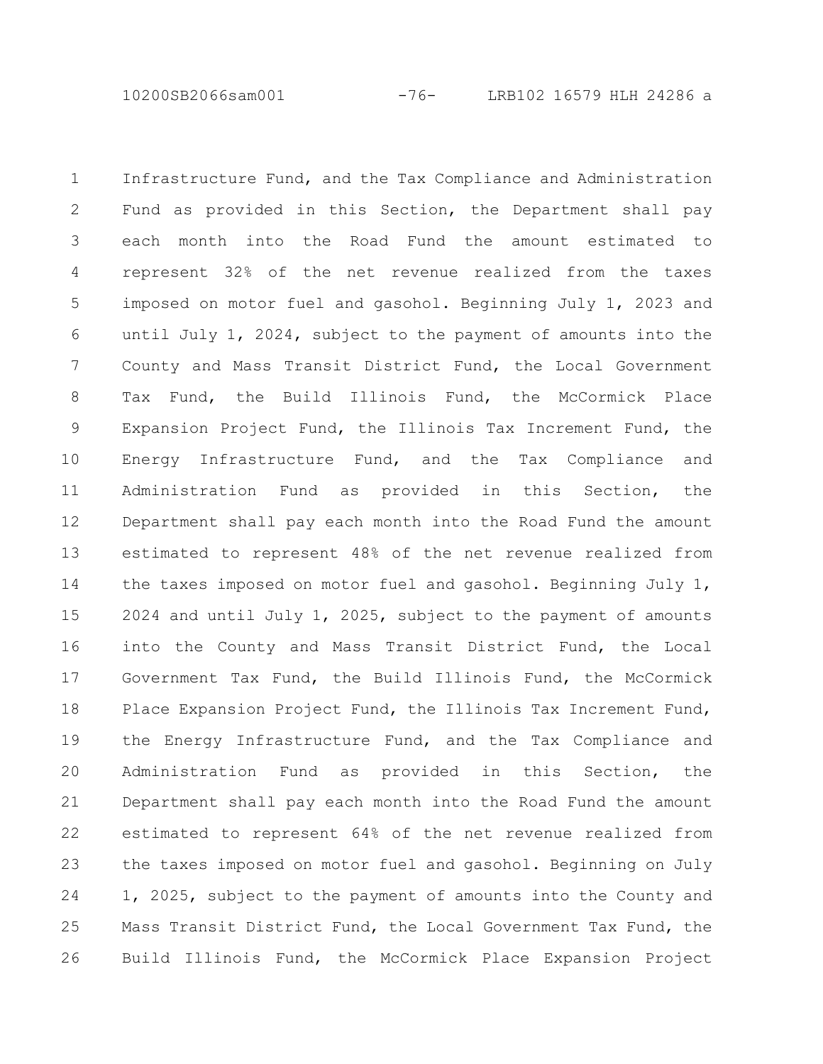Infrastructure Fund, and the Tax Compliance and Administration Fund as provided in this Section, the Department shall pay each month into the Road Fund the amount estimated to represent 32% of the net revenue realized from the taxes imposed on motor fuel and gasohol. Beginning July 1, 2023 and until July 1, 2024, subject to the payment of amounts into the County and Mass Transit District Fund, the Local Government Tax Fund, the Build Illinois Fund, the McCormick Place Expansion Project Fund, the Illinois Tax Increment Fund, the Energy Infrastructure Fund, and the Tax Compliance and Administration Fund as provided in this Section, the Department shall pay each month into the Road Fund the amount estimated to represent 48% of the net revenue realized from the taxes imposed on motor fuel and gasohol. Beginning July 1, 2024 and until July 1, 2025, subject to the payment of amounts into the County and Mass Transit District Fund, the Local Government Tax Fund, the Build Illinois Fund, the McCormick Place Expansion Project Fund, the Illinois Tax Increment Fund, the Energy Infrastructure Fund, and the Tax Compliance and Administration Fund as provided in this Section, the Department shall pay each month into the Road Fund the amount estimated to represent 64% of the net revenue realized from the taxes imposed on motor fuel and gasohol. Beginning on July 1, 2025, subject to the payment of amounts into the County and Mass Transit District Fund, the Local Government Tax Fund, the Build Illinois Fund, the McCormick Place Expansion Project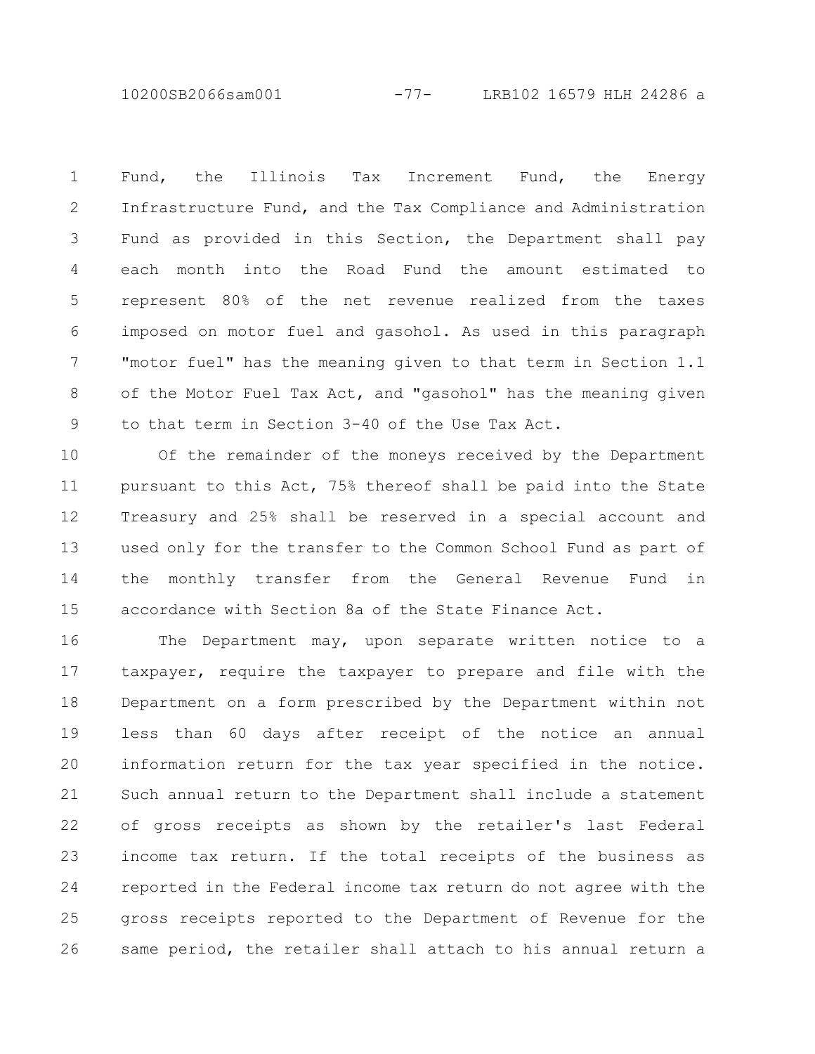Fund, the Illinois Tax Increment Fund, the Energy Infrastructure Fund, and the Tax Compliance and Administration Fund as provided in this Section, the Department shall pay each month into the Road Fund the amount estimated to represent 80% of the net revenue realized from the taxes imposed on motor fuel and gasohol. As used in this paragraph "motor fuel" has the meaning given to that term in Section 1.1 of the Motor Fuel Tax Act, and "gasohol" has the meaning given to that term in Section 3-40 of the Use Tax Act.

Of the remainder of the moneys received by the Department pursuant to this Act, 75% thereof shall be paid into the State Treasury and 25% shall be reserved in a special account and used only for the transfer to the Common School Fund as part of the monthly transfer from the General Revenue Fund in accordance with Section 8a of the State Finance Act.

The Department may, upon separate written notice to a taxpayer, require the taxpayer to prepare and file with the Department on a form prescribed by the Department within not less than 60 days after receipt of the notice an annual information return for the tax year specified in the notice. Such annual return to the Department shall include a statement of gross receipts as shown by the retailer's last Federal income tax return. If the total receipts of the business as reported in the Federal income tax return do not agree with the gross receipts reported to the Department of Revenue for the same period, the retailer shall attach to his annual return a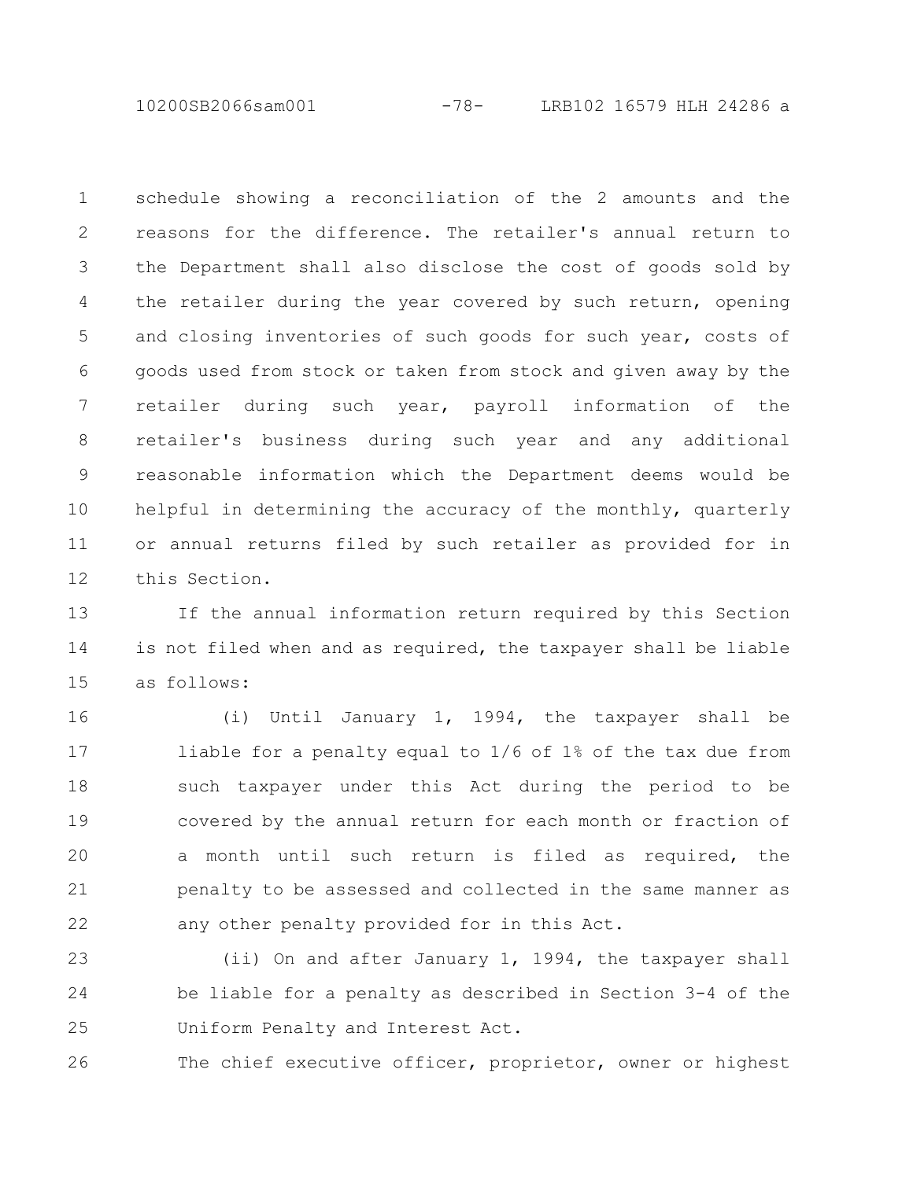schedule showing a reconciliation of the 2 amounts and the reasons for the difference. The retailer's annual return to the Department shall also disclose the cost of goods sold by the retailer during the year covered by such return, opening and closing inventories of such goods for such year, costs of goods used from stock or taken from stock and given away by the retailer during such year, payroll information of the retailer's business during such year and any additional reasonable information which the Department deems would be helpful in determining the accuracy of the monthly, quarterly or annual returns filed by such retailer as provided for in this Section.

If the annual information return required by this Section is not filed when and as required, the taxpayer shall be liable as follows:

(i) Until January 1, 1994, the taxpayer shall be liable for a penalty equal to 1/6 of 1% of the tax due from such taxpayer under this Act during the period to be covered by the annual return for each month or fraction of a month until such return is filed as required, the penalty to be assessed and collected in the same manner as any other penalty provided for in this Act.

(ii) On and after January 1, 1994, the taxpayer shall be liable for a penalty as described in Section 3-4 of the Uniform Penalty and Interest Act.

The chief executive officer, proprietor, owner or highest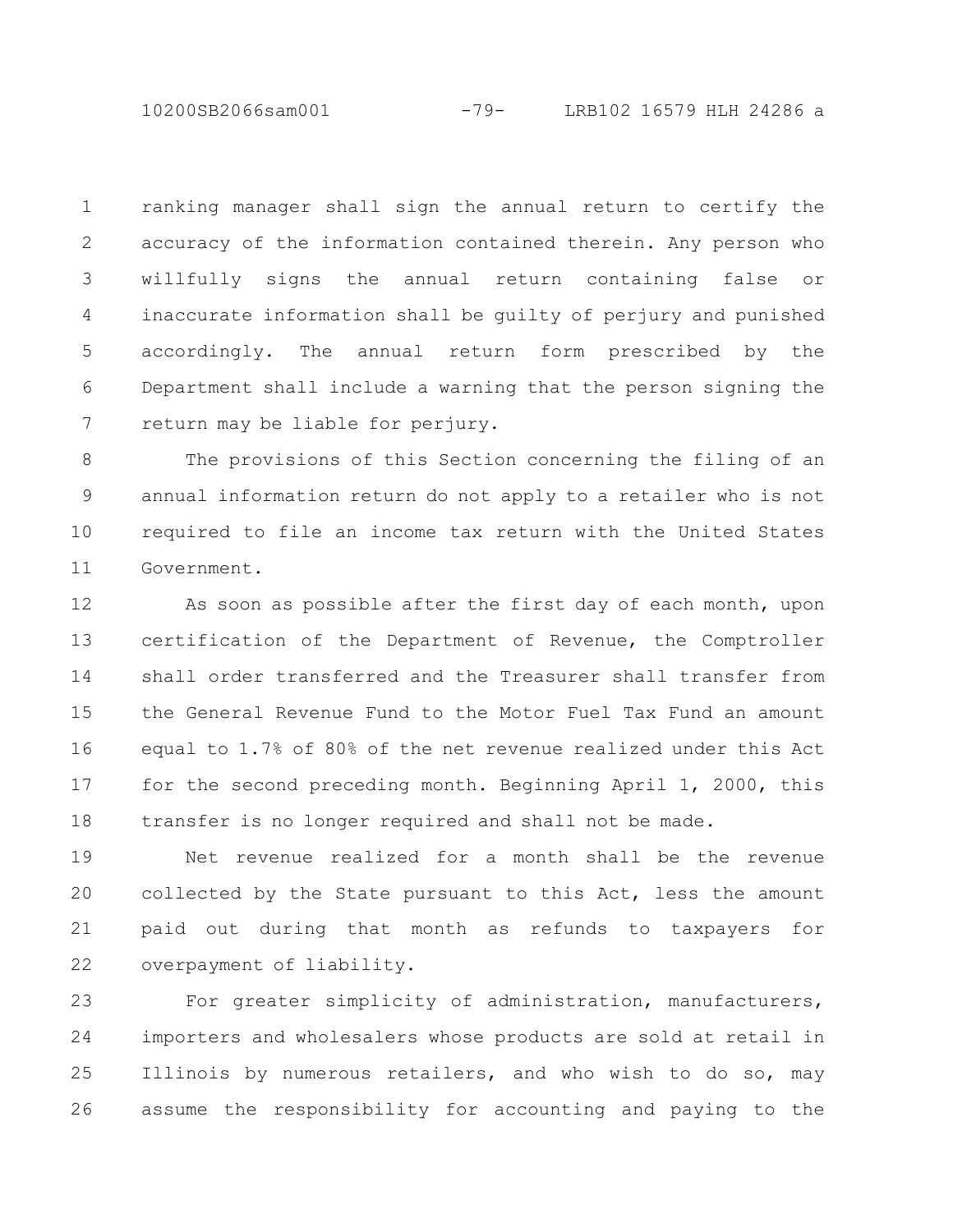ranking manager shall sign the annual return to certify the accuracy of the information contained therein. Any person who willfully signs the annual return containing false or inaccurate information shall be guilty of perjury and punished accordingly. The annual return form prescribed by the Department shall include a warning that the person signing the return may be liable for perjury.

The provisions of this Section concerning the filing of an annual information return do not apply to a retailer who is not required to file an income tax return with the United States Government.

As soon as possible after the first day of each month, upon certification of the Department of Revenue, the Comptroller shall order transferred and the Treasurer shall transfer from the General Revenue Fund to the Motor Fuel Tax Fund an amount equal to 1.7% of 80% of the net revenue realized under this Act for the second preceding month. Beginning April 1, 2000, this transfer is no longer required and shall not be made.

Net revenue realized for a month shall be the revenue collected by the State pursuant to this Act, less the amount paid out during that month as refunds to taxpayers for overpayment of liability.

For greater simplicity of administration, manufacturers, importers and wholesalers whose products are sold at retail in Illinois by numerous retailers, and who wish to do so, may assume the responsibility for accounting and paying to the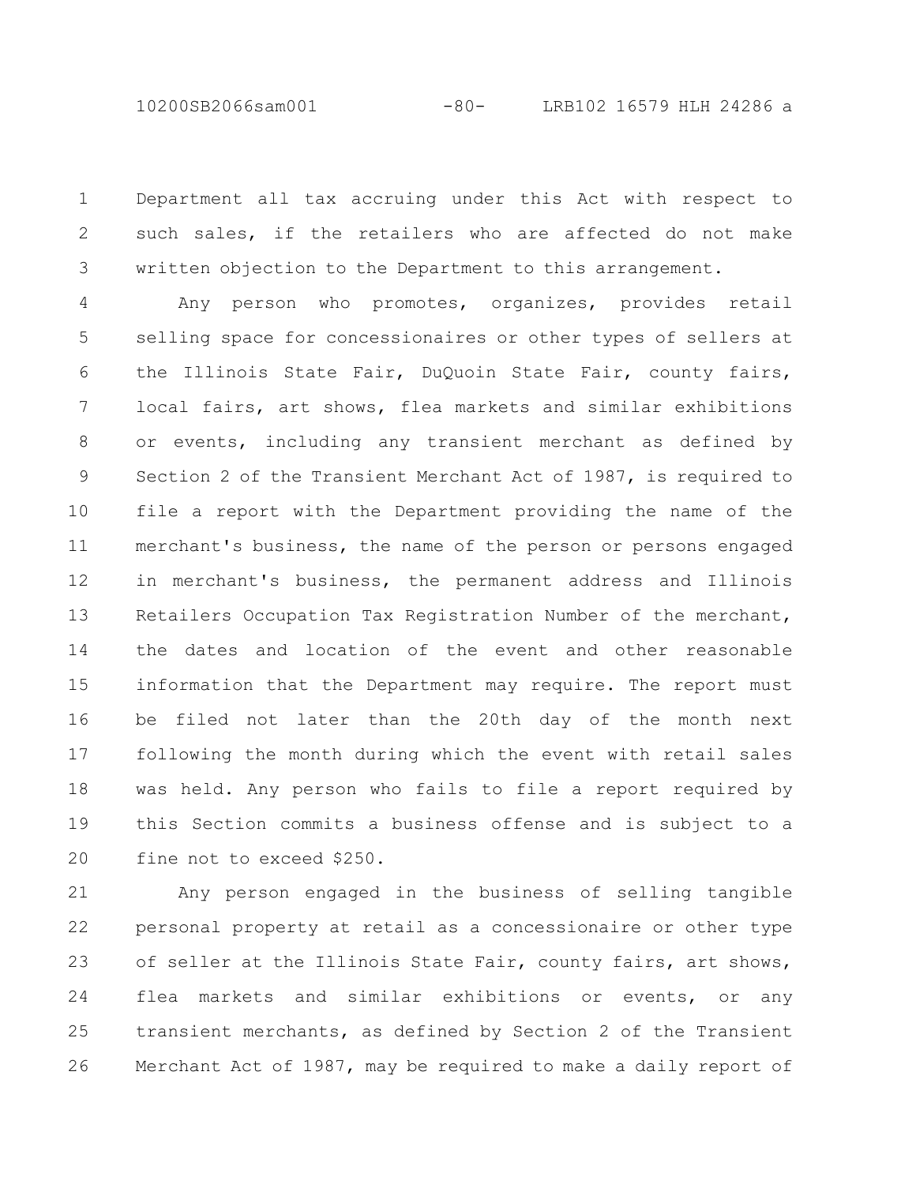Department all tax accruing under this Act with respect to such sales, if the retailers who are affected do not make written objection to the Department to this arrangement.

Any person who promotes, organizes, provides retail selling space for concessionaires or other types of sellers at the Illinois State Fair, DuQuoin State Fair, county fairs, local fairs, art shows, flea markets and similar exhibitions or events, including any transient merchant as defined by Section 2 of the Transient Merchant Act of 1987, is required to file a report with the Department providing the name of the merchant's business, the name of the person or persons engaged in merchant's business, the permanent address and Illinois Retailers Occupation Tax Registration Number of the merchant, the dates and location of the event and other reasonable information that the Department may require. The report must be filed not later than the 20th day of the month next following the month during which the event with retail sales was held. Any person who fails to file a report required by this Section commits a business offense and is subject to a fine not to exceed $250.

Any person engaged in the business of selling tangible personal property at retail as a concessionaire or other type of seller at the Illinois State Fair, county fairs, art shows, flea markets and similar exhibitions or events, or any transient merchants, as defined by Section 2 of the Transient Merchant Act of 1987, may be required to make a daily report of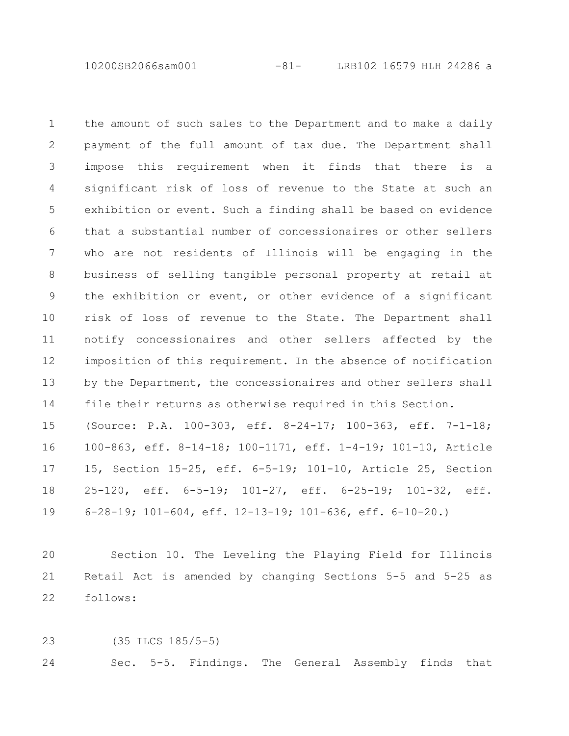the amount of such sales to the Department and to make a daily payment of the full amount of tax due. The Department shall impose this requirement when it finds that there is a significant risk of loss of revenue to the State at such an exhibition or event. Such a finding shall be based on evidence that a substantial number of concessionaires or other sellers who are not residents of Illinois will be engaging in the business of selling tangible personal property at retail at the exhibition or event, or other evidence of a significant risk of loss of revenue to the State. The Department shall notify concessionaires and other sellers affected by the imposition of this requirement. In the absence of notification by the Department, the concessionaires and other sellers shall file their returns as otherwise required in this Section.

(Source: P.A. 100-303, eff. 8-24-17; 100-363, eff. 7-1-18; 100-863, eff. 8-14-18; 100-1171, eff. 1-4-19; 101-10, Article 15, Section 15-25, eff. 6-5-19; 101-10, Article 25, Section 25-120, eff. 6-5-19; 101-27, eff. 6-25-19; 101-32, eff. 6-28-19; 101-604, eff. 12-13-19; 101-636, eff. 6-10-20.)

Section 10. The Leveling the Playing Field for Illinois Retail Act is amended by changing Sections 5-5 and 5-25 as follows:

(35 ILCS 185/5-5)

Sec. 5-5. Findings. The General Assembly finds that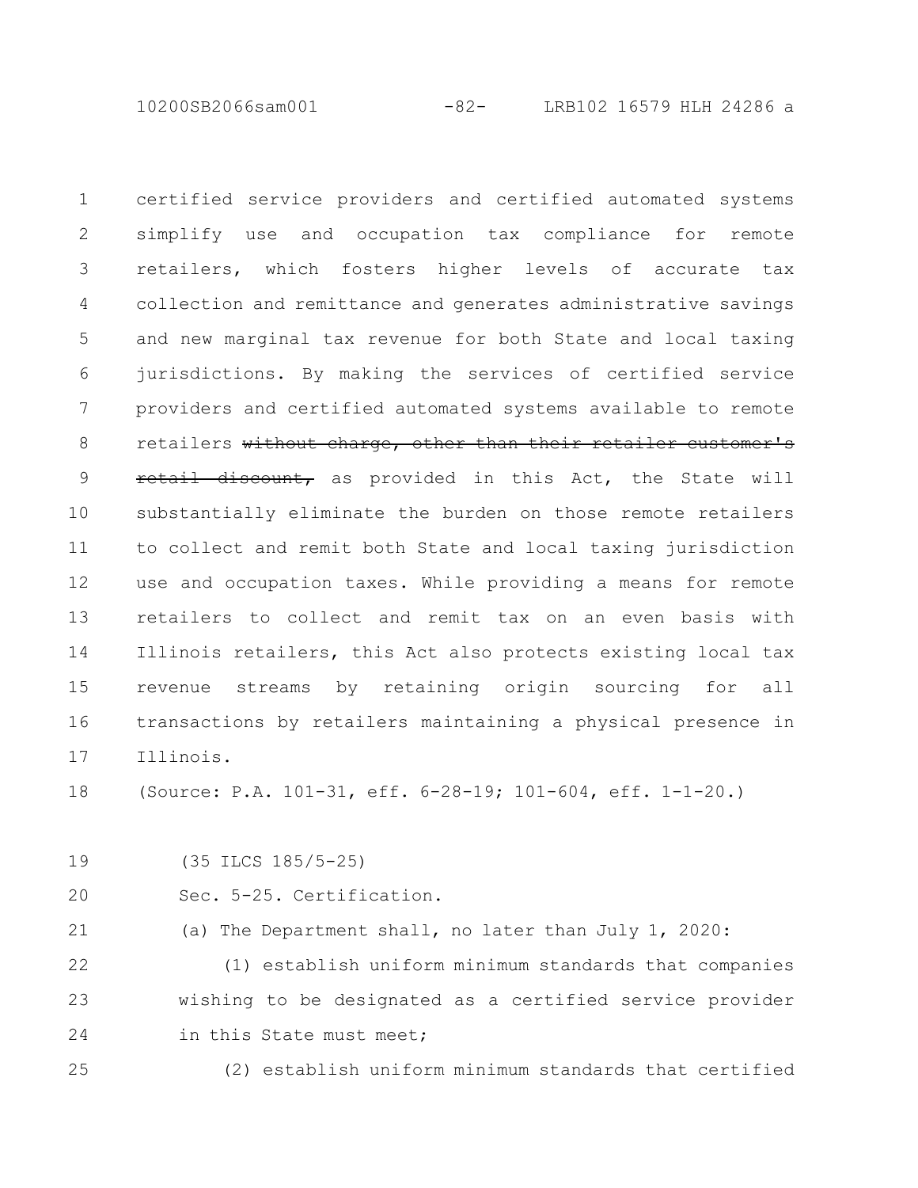certified service providers and certified automated systems simplify use and occupation tax compliance for remote retailers, which fosters higher levels of accurate tax collection and remittance and generates administrative savings and new marginal tax revenue for both State and local taxing jurisdictions. By making the services of certified service providers and certified automated systems available to remote retailers ~~without charge, other than their retailer customer's retail discount,~~ as provided in this Act, the State will substantially eliminate the burden on those remote retailers to collect and remit both State and local taxing jurisdiction use and occupation taxes. While providing a means for remote retailers to collect and remit tax on an even basis with Illinois retailers, this Act also protects existing local tax revenue streams by retaining origin sourcing for all transactions by retailers maintaining a physical presence in Illinois.

(Source: P.A. 101-31, eff. 6-28-19; 101-604, eff. 1-1-20.)

(35 ILCS 185/5-25)

Sec. 5-25. Certification.

(a) The Department shall, no later than July 1, 2020:

(1) establish uniform minimum standards that companies wishing to be designated as a certified service provider in this State must meet;

(2) establish uniform minimum standards that certified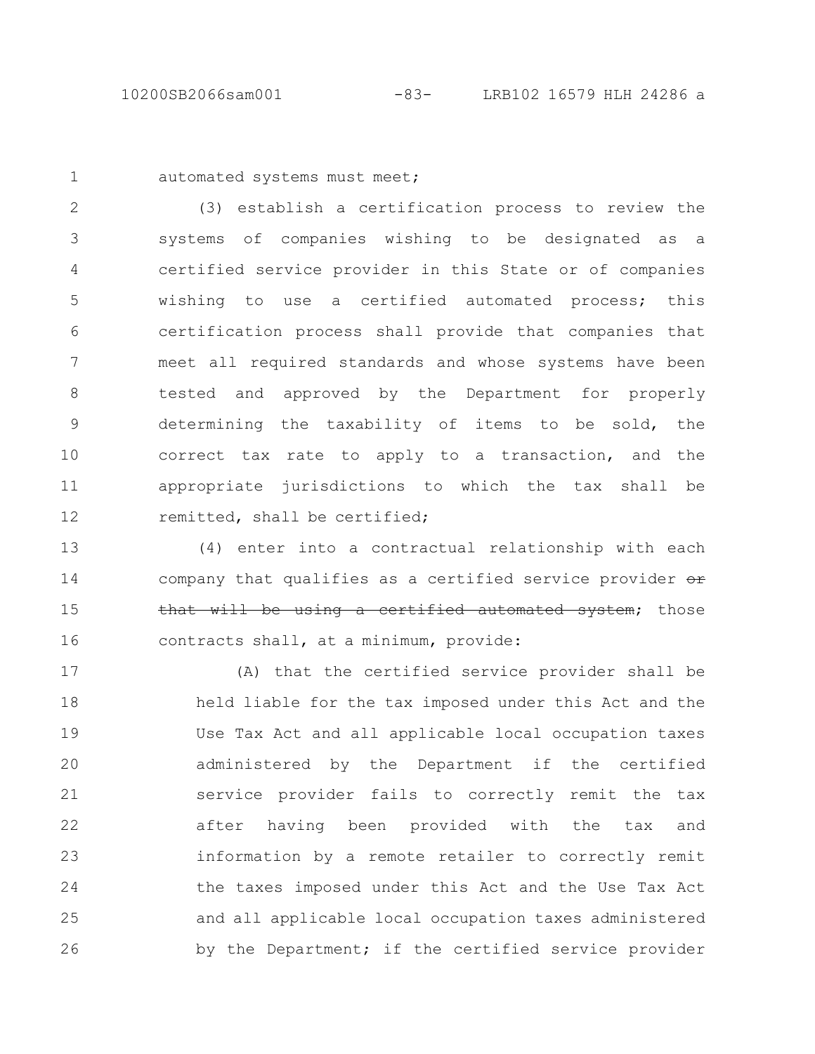automated systems must meet;

(3) establish a certification process to review the systems of companies wishing to be designated as a certified service provider in this State or of companies wishing to use a certified automated process; this certification process shall provide that companies that meet all required standards and whose systems have been tested and approved by the Department for properly determining the taxability of items to be sold, the correct tax rate to apply to a transaction, and the appropriate jurisdictions to which the tax shall be remitted, shall be certified;

(4) enter into a contractual relationship with each company that qualifies as a certified service provider ~~or that will be using a certified automated system~~; those contracts shall, at a minimum, provide:

(A) that the certified service provider shall be held liable for the tax imposed under this Act and the Use Tax Act and all applicable local occupation taxes administered by the Department if the certified service provider fails to correctly remit the tax after having been provided with the tax and information by a remote retailer to correctly remit the taxes imposed under this Act and the Use Tax Act and all applicable local occupation taxes administered by the Department; if the certified service provider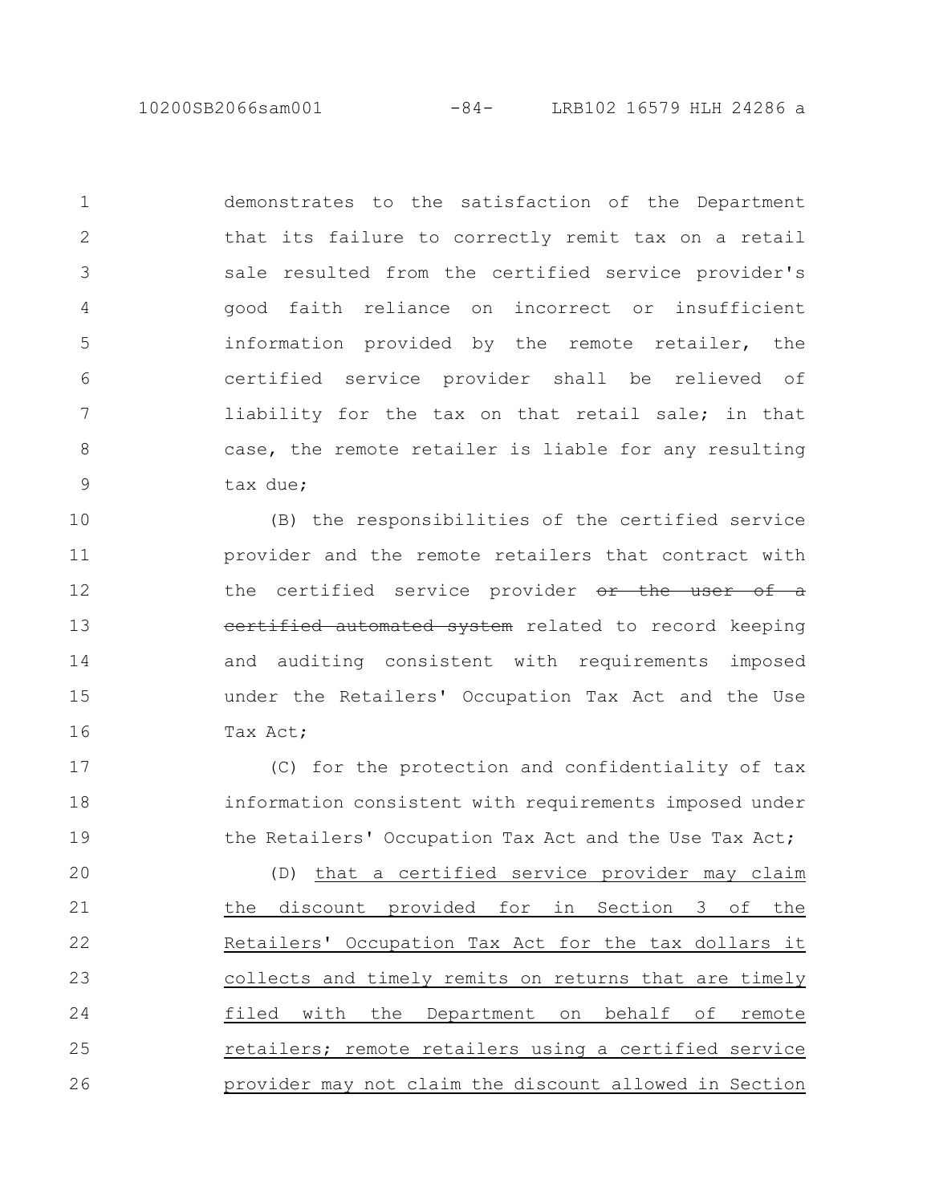demonstrates to the satisfaction of the Department that its failure to correctly remit tax on a retail sale resulted from the certified service provider's good faith reliance on incorrect or insufficient information provided by the remote retailer, the certified service provider shall be relieved of liability for the tax on that retail sale; in that case, the remote retailer is liable for any resulting tax due;

(B) the responsibilities of the certified service provider and the remote retailers that contract with the certified service provider ~~or the user of a certified automated system~~ related to record keeping and auditing consistent with requirements imposed under the Retailers' Occupation Tax Act and the Use Tax Act;

(C) for the protection and confidentiality of tax information consistent with requirements imposed under the Retailers' Occupation Tax Act and the Use Tax Act;

(D) <u>that a certified service provider may claim the discount provided for in Section 3 of the Retailers' Occupation Tax Act for the tax dollars it collects and timely remits on returns that are timely filed with the Department on behalf of remote retailers; remote retailers using a certified service provider may not claim the discount allowed in Section</u>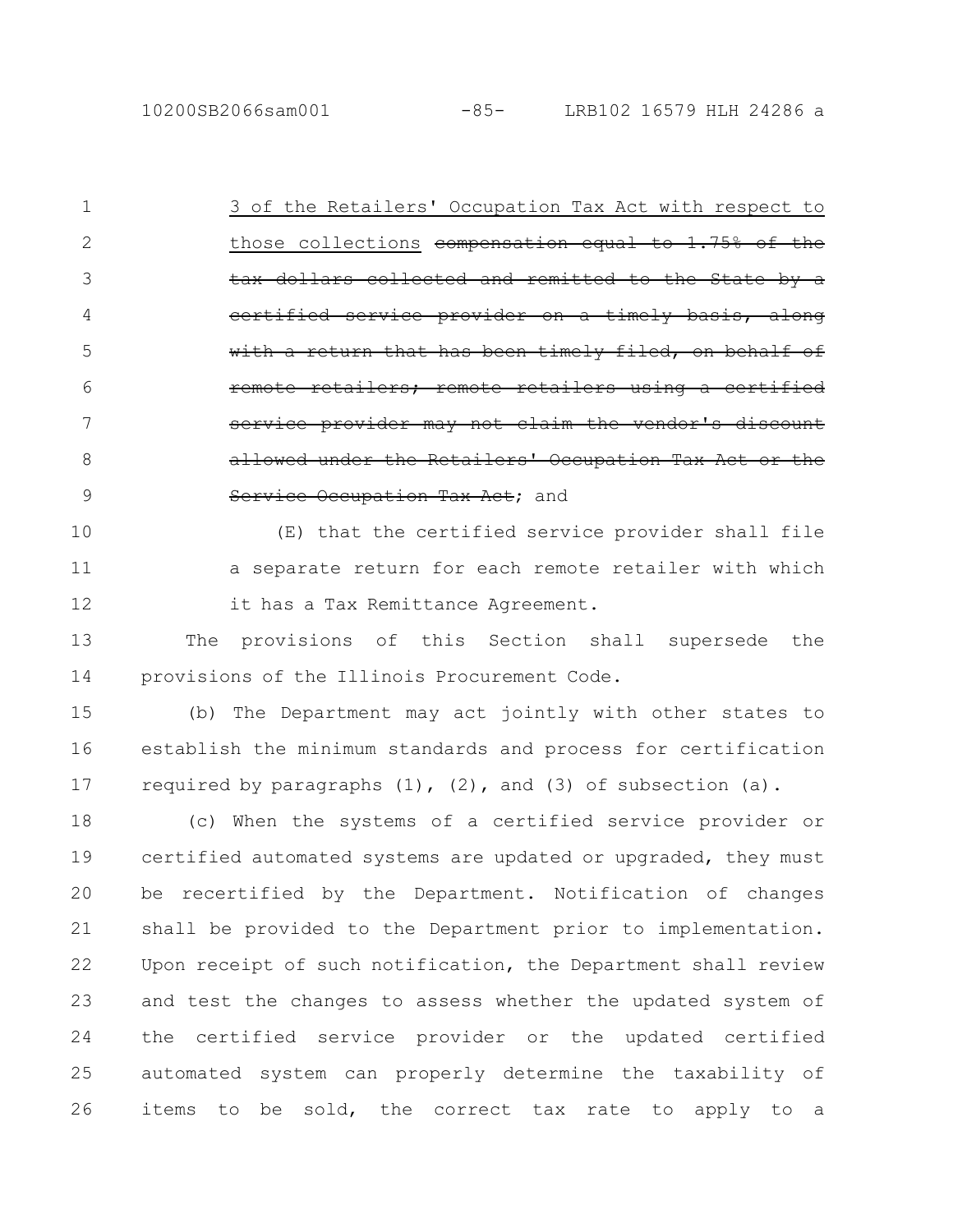3 of the Retailers' Occupation Tax Act with respect to those collections ~~compensation equal to 1.75% of the tax dollars collected and remitted to the State by a certified service provider on a timely basis, along with a return that has been timely filed, on behalf of remote retailers; remote retailers using a certified service provider may not claim the vendor's discount allowed under the Retailers' Occupation Tax Act or the Service Occupation Tax Act~~; and

(E) that the certified service provider shall file a separate return for each remote retailer with which it has a Tax Remittance Agreement.

The provisions of this Section shall supersede the provisions of the Illinois Procurement Code.

(b) The Department may act jointly with other states to establish the minimum standards and process for certification required by paragraphs (1), (2), and (3) of subsection (a).

(c) When the systems of a certified service provider or certified automated systems are updated or upgraded, they must be recertified by the Department. Notification of changes shall be provided to the Department prior to implementation. Upon receipt of such notification, the Department shall review and test the changes to assess whether the updated system of the certified service provider or the updated certified automated system can properly determine the taxability of items to be sold, the correct tax rate to apply to a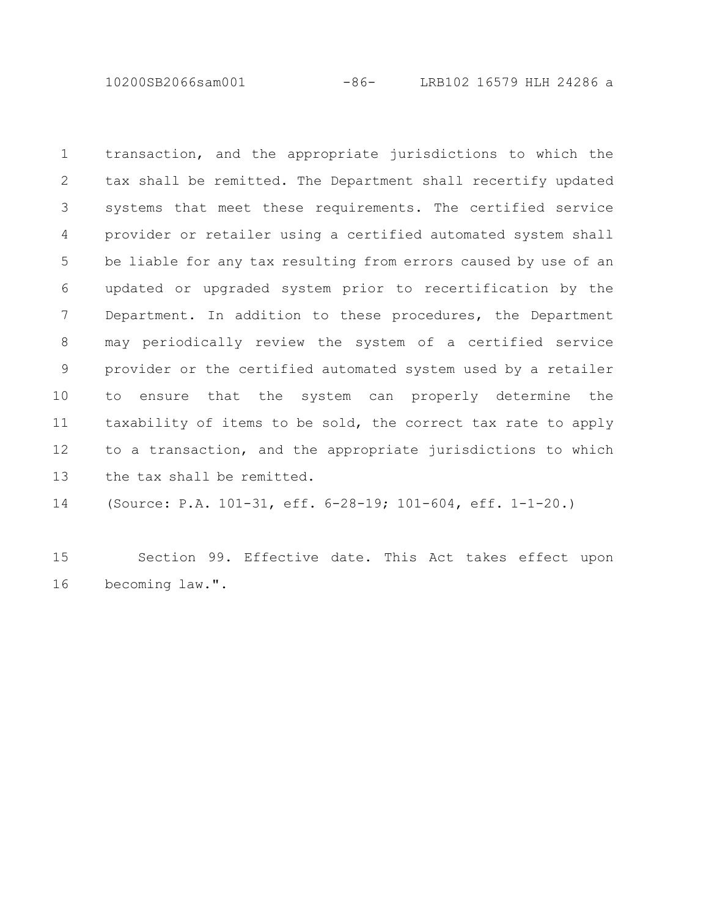transaction, and the appropriate jurisdictions to which the tax shall be remitted. The Department shall recertify updated systems that meet these requirements. The certified service provider or retailer using a certified automated system shall be liable for any tax resulting from errors caused by use of an updated or upgraded system prior to recertification by the Department. In addition to these procedures, the Department may periodically review the system of a certified service provider or the certified automated system used by a retailer to ensure that the system can properly determine the taxability of items to be sold, the correct tax rate to apply to a transaction, and the appropriate jurisdictions to which the tax shall be remitted.

(Source: P.A. 101-31, eff. 6-28-19; 101-604, eff. 1-1-20.)

Section 99. Effective date. This Act takes effect upon becoming law.".